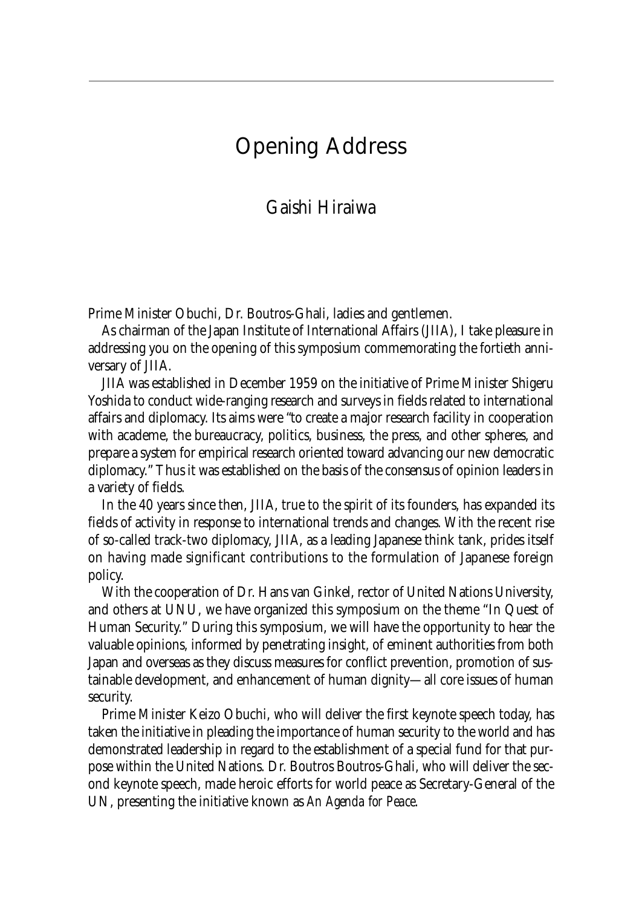# Opening Address

## Gaishi Hiraiwa

Prime Minister Obuchi, Dr. Boutros-Ghali, ladies and gentlemen.

As chairman of the Japan Institute of International Affairs (JIIA), I take pleasure in addressing you on the opening of this symposium commemorating the fortieth anniversary of JIIA.

JIIA was established in December 1959 on the initiative of Prime Minister Shigeru Yoshida to conduct wide-ranging research and surveys in fields related to international affairs and diplomacy. Its aims were "to create a major research facility in cooperation with academe, the bureaucracy, politics, business, the press, and other spheres, and prepare a system for empirical research oriented toward advancing our new democratic diplomacy." Thus it was established on the basis of the consensus of opinion leaders in a variety of fields.

In the 40 years since then, JIIA, true to the spirit of its founders, has expanded its fields of activity in response to international trends and changes. With the recent rise of so-called track-two diplomacy, JIIA, as a leading Japanese think tank, prides itself on having made significant contributions to the formulation of Japanese foreign policy.

With the cooperation of Dr. Hans van Ginkel, rector of United Nations University, and others at UNU, we have organized this symposium on the theme "In Quest of Human Security." During this symposium, we will have the opportunity to hear the valuable opinions, informed by penetrating insight, of eminent authorities from both Japan and overseas as they discuss measures for conflict prevention, promotion of sustainable development, and enhancement of human dignity—all core issues of human security.

Prime Minister Keizo Obuchi, who will deliver the first keynote speech today, has taken the initiative in pleading the importance of human security to the world and has demonstrated leadership in regard to the establishment of a special fund for that purpose within the United Nations. Dr. Boutros Boutros-Ghali, who will deliver the second keynote speech, made heroic efforts for world peace as Secretary-General of the UN, presenting the initiative known as *An Agenda for Peace*.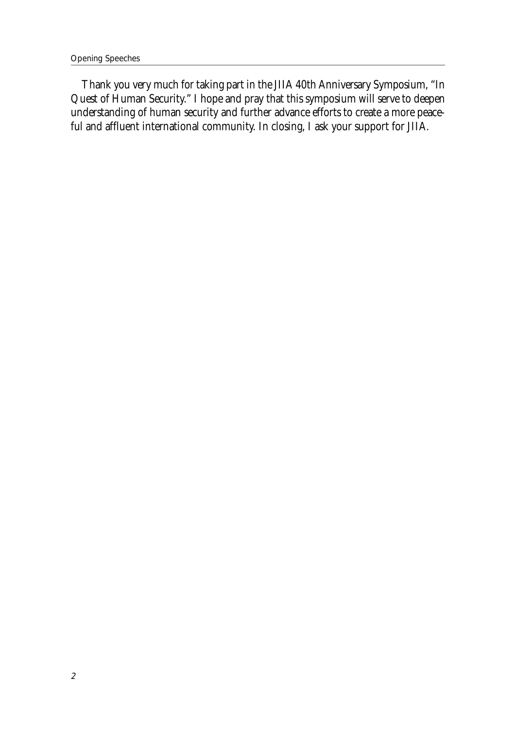Thank you very much for taking part in the JIIA 40th Anniversary Symposium, "In Quest of Human Security." I hope and pray that this symposium will serve to deepen understanding of human security and further advance efforts to create a more peaceful and affluent international community. In closing, I ask your support for JIIA.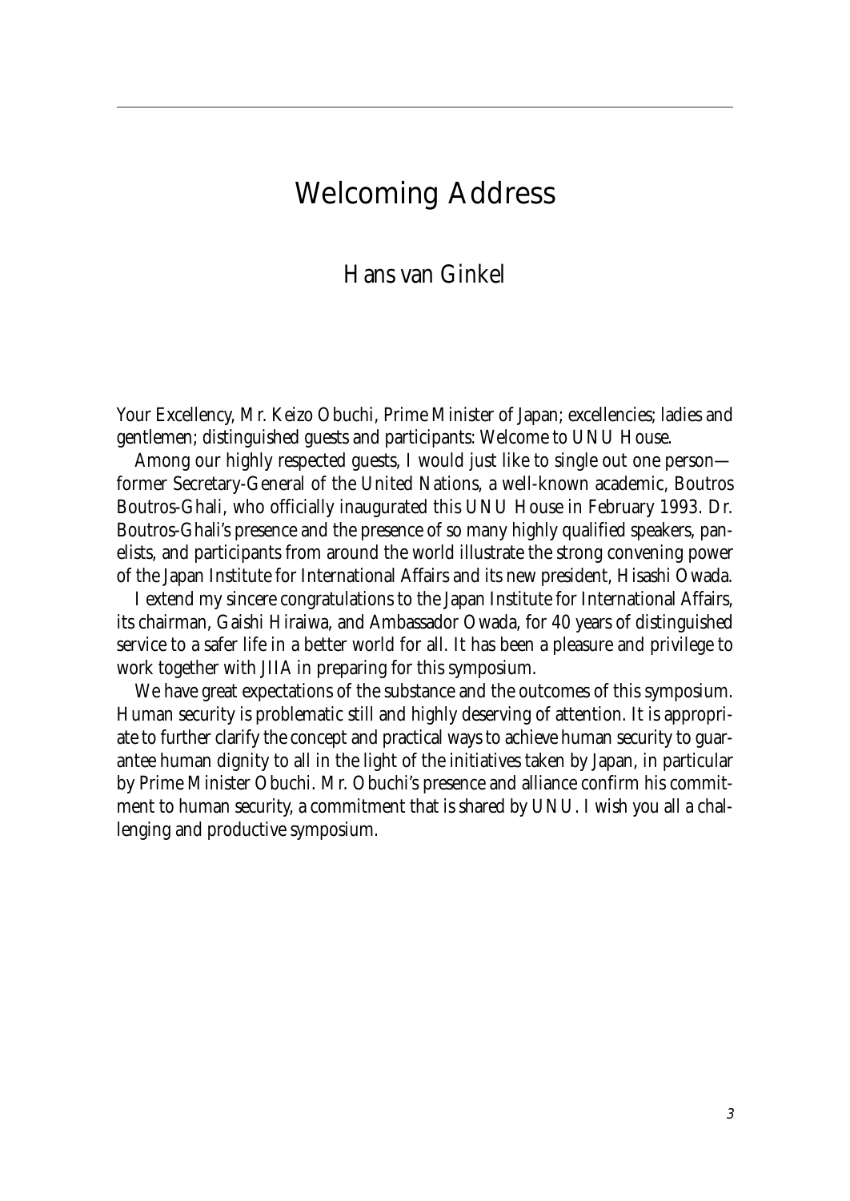# Welcoming Address

## Hans van Ginkel

Your Excellency, Mr. Keizo Obuchi, Prime Minister of Japan; excellencies; ladies and gentlemen; distinguished guests and participants: Welcome to UNU House.

Among our highly respected guests, I would just like to single out one person—former Secretary-General of the United Nations, a well-known academic, Boutros Boutros-Ghali, who officially inaugurated this UNU House in February 1993. Dr. Boutros-Ghali's presence and the presence of so many highly qualified speakers, panelists, and participants from around the world illustrate the strong convening power of the Japan Institute for International Affairs and its new president, Hisashi Owada.

I extend my sincere congratulations to the Japan Institute for International Affairs, its chairman, Gaishi Hiraiwa, and Ambassador Owada, for 40 years of distinguished service to a safer life in a better world for all. It has been a pleasure and privilege to work together with JIIA in preparing for this symposium.

We have great expectations of the substance and the outcomes of this symposium. Human security is problematic still and highly deserving of attention. It is appropriate to further clarify the concept and practical ways to achieve human security to guarantee human dignity to all in the light of the initiatives taken by Japan, in particular by Prime Minister Obuchi. Mr. Obuchi's presence and alliance confirm his commitment to human security, a commitment that is shared by UNU. I wish you all a challenging and productive symposium.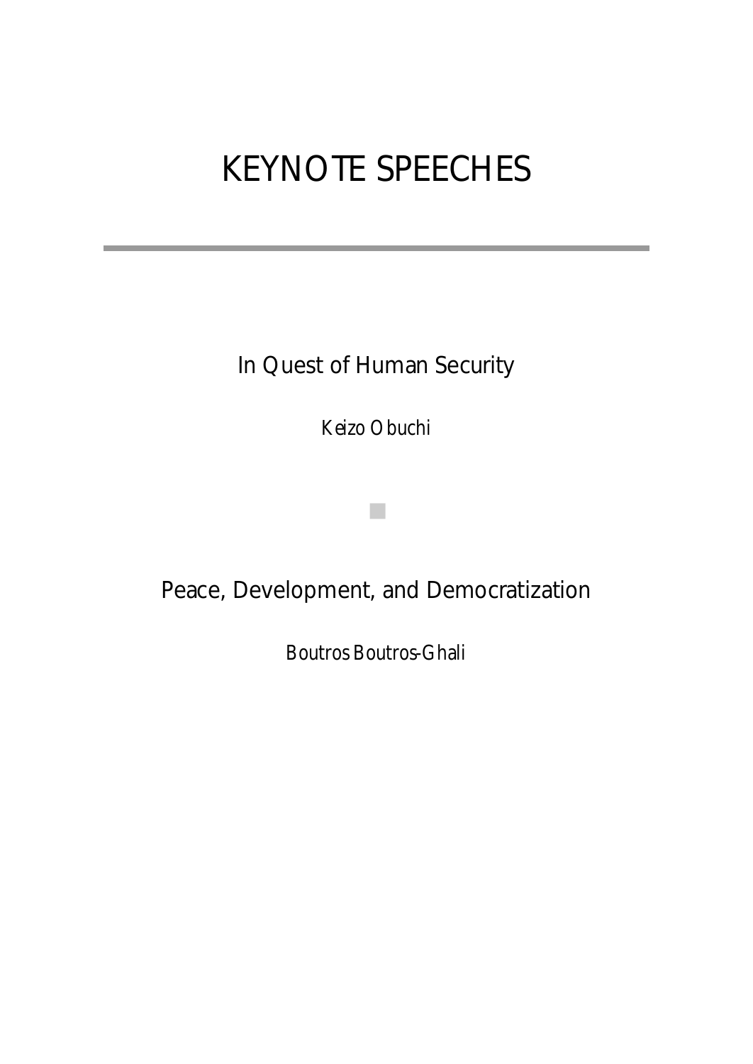# KEYNOTE SPEECHES

## In Quest of Human Security

*Keizo Obuchi*

## Peace, Development, and Democratization

*Boutros Boutros-Ghali*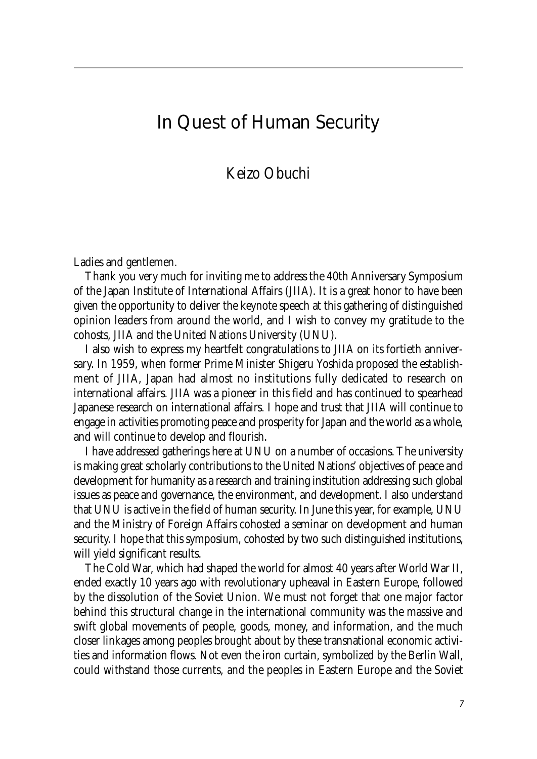# In Quest of Human Security

## Keizo Obuchi

Ladies and gentlemen.

Thank you very much for inviting me to address the 40th Anniversary Symposium of the Japan Institute of International Affairs (JIIA). It is a great honor to have been given the opportunity to deliver the keynote speech at this gathering of distinguished opinion leaders from around the world, and I wish to convey my gratitude to the cohosts, JIIA and the United Nations University (UNU).

I also wish to express my heartfelt congratulations to JIIA on its fortieth anniversary. In 1959, when former Prime Minister Shigeru Yoshida proposed the establishment of JIIA, Japan had almost no institutions fully dedicated to research on international affairs. JIIA was a pioneer in this field and has continued to spearhead Japanese research on international affairs. I hope and trust that JIIA will continue to engage in activities promoting peace and prosperity for Japan and the world as a whole, and will continue to develop and flourish.

I have addressed gatherings here at UNU on a number of occasions. The university is making great scholarly contributions to the United Nations' objectives of peace and development for humanity as a research and training institution addressing such global issues as peace and governance, the environment, and development. I also understand that UNU is active in the field of human security. In June this year, for example, UNU and the Ministry of Foreign Affairs cohosted a seminar on development and human security. I hope that this symposium, cohosted by two such distinguished institutions, will yield significant results.

The Cold War, which had shaped the world for almost 40 years after World War II, ended exactly 10 years ago with revolutionary upheaval in Eastern Europe, followed by the dissolution of the Soviet Union. We must not forget that one major factor behind this structural change in the international community was the massive and swift global movements of people, goods, money, and information, and the much closer linkages among peoples brought about by these transnational economic activities and information flows. Not even the iron curtain, symbolized by the Berlin Wall, could withstand those currents, and the peoples in Eastern Europe and the Soviet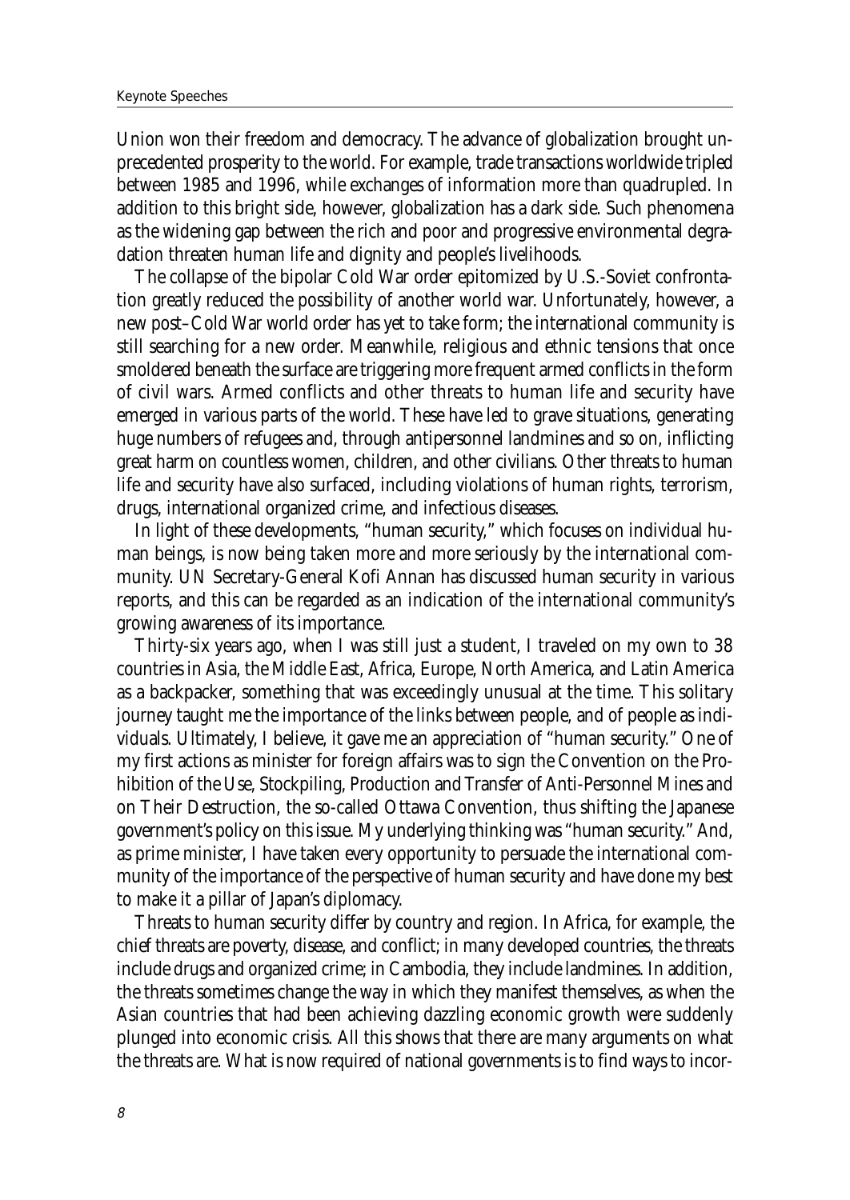Union won their freedom and democracy. The advance of globalization brought unprecedented prosperity to the world. For example, trade transactions worldwide tripled between 1985 and 1996, while exchanges of information more than quadrupled. In addition to this bright side, however, globalization has a dark side. Such phenomena as the widening gap between the rich and poor and progressive environmental degradation threaten human life and dignity and people's livelihoods.

The collapse of the bipolar Cold War order epitomized by U.S.-Soviet confrontation greatly reduced the possibility of another world war. Unfortunately, however, a new post–Cold War world order has yet to take form; the international community is still searching for a new order. Meanwhile, religious and ethnic tensions that once smoldered beneath the surface are triggering more frequent armed conflicts in the form of civil wars. Armed conflicts and other threats to human life and security have emerged in various parts of the world. These have led to grave situations, generating huge numbers of refugees and, through antipersonnel landmines and so on, inflicting great harm on countless women, children, and other civilians. Other threats to human life and security have also surfaced, including violations of human rights, terrorism, drugs, international organized crime, and infectious diseases.

In light of these developments, "human security," which focuses on individual human beings, is now being taken more and more seriously by the international community. UN Secretary-General Kofi Annan has discussed human security in various reports, and this can be regarded as an indication of the international community's growing awareness of its importance.

Thirty-six years ago, when I was still just a student, I traveled on my own to 38 countries in Asia, the Middle East, Africa, Europe, North America, and Latin America as a backpacker, something that was exceedingly unusual at the time. This solitary journey taught me the importance of the links between people, and of people as individuals. Ultimately, I believe, it gave me an appreciation of "human security." One of my first actions as minister for foreign affairs was to sign the Convention on the Prohibition of the Use, Stockpiling, Production and Transfer of Anti-Personnel Mines and on Their Destruction, the so-called Ottawa Convention, thus shifting the Japanese government's policy on this issue. My underlying thinking was "human security." And, as prime minister, I have taken every opportunity to persuade the international community of the importance of the perspective of human security and have done my best to make it a pillar of Japan's diplomacy.

Threats to human security differ by country and region. In Africa, for example, the chief threats are poverty, disease, and conflict; in many developed countries, the threats include drugs and organized crime; in Cambodia, they include landmines. In addition, the threats sometimes change the way in which they manifest themselves, as when the Asian countries that had been achieving dazzling economic growth were suddenly plunged into economic crisis. All this shows that there are many arguments on what the threats are. What is now required of national governments is to find ways to incor-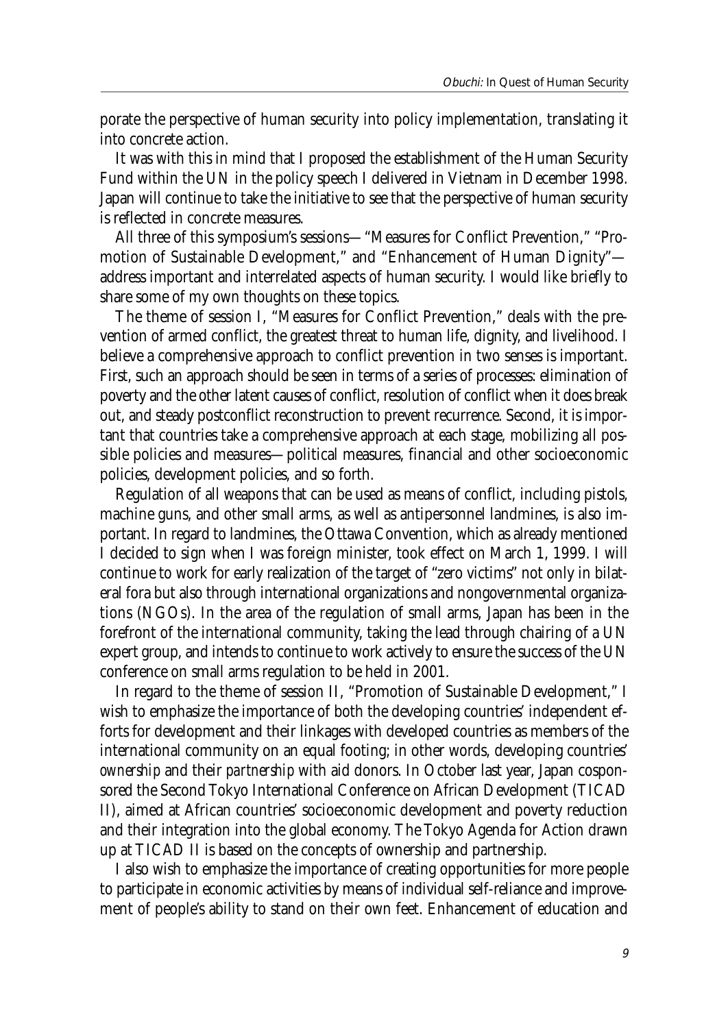porate the perspective of human security into policy implementation, translating it into concrete action.

It was with this in mind that I proposed the establishment of the Human Security Fund within the UN in the policy speech I delivered in Vietnam in December 1998. Japan will continue to take the initiative to see that the perspective of human security is reflected in concrete measures.

All three of this symposium's sessions—"Measures for Conflict Prevention," "Promotion of Sustainable Development," and "Enhancement of Human Dignity"—address important and interrelated aspects of human security. I would like briefly to share some of my own thoughts on these topics.

The theme of session I, "Measures for Conflict Prevention," deals with the prevention of armed conflict, the greatest threat to human life, dignity, and livelihood. I believe a comprehensive approach to conflict prevention in two senses is important. First, such an approach should be seen in terms of a series of processes: elimination of poverty and the other latent causes of conflict, resolution of conflict when it does break out, and steady postconflict reconstruction to prevent recurrence. Second, it is important that countries take a comprehensive approach at each stage, mobilizing all possible policies and measures—political measures, financial and other socioeconomic policies, development policies, and so forth.

Regulation of all weapons that can be used as means of conflict, including pistols, machine guns, and other small arms, as well as antipersonnel landmines, is also important. In regard to landmines, the Ottawa Convention, which as already mentioned I decided to sign when I was foreign minister, took effect on March 1, 1999. I will continue to work for early realization of the target of "zero victims" not only in bilateral fora but also through international organizations and nongovernmental organizations (NGOs). In the area of the regulation of small arms, Japan has been in the forefront of the international community, taking the lead through chairing of a UN expert group, and intends to continue to work actively to ensure the success of the UN conference on small arms regulation to be held in 2001.

In regard to the theme of session II, "Promotion of Sustainable Development," I wish to emphasize the importance of both the developing countries' independent efforts for development and their linkages with developed countries as members of the international community on an equal footing; in other words, developing countries' *ownership* and their *partnership* with aid donors. In October last year, Japan cosponsored the Second Tokyo International Conference on African Development (TICAD II), aimed at African countries' socioeconomic development and poverty reduction and their integration into the global economy. The Tokyo Agenda for Action drawn up at TICAD II is based on the concepts of ownership and partnership.

I also wish to emphasize the importance of creating opportunities for more people to participate in economic activities by means of individual self-reliance and improvement of people's ability to stand on their own feet. Enhancement of education and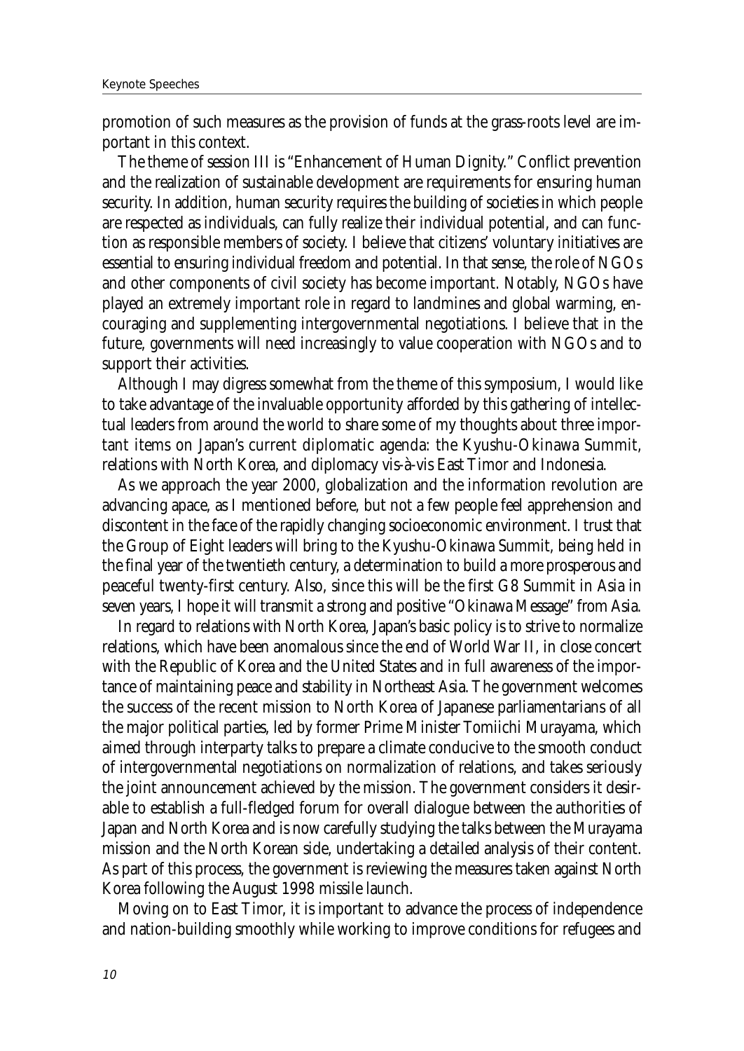promotion of such measures as the provision of funds at the grass-roots level are important in this context.

The theme of session III is "Enhancement of Human Dignity." Conflict prevention and the realization of sustainable development are requirements for ensuring human security. In addition, human security requires the building of societies in which people are respected as individuals, can fully realize their individual potential, and can function as responsible members of society. I believe that citizens' voluntary initiatives are essential to ensuring individual freedom and potential. In that sense, the role of NGOs and other components of civil society has become important. Notably, NGOs have played an extremely important role in regard to landmines and global warming, encouraging and supplementing intergovernmental negotiations. I believe that in the future, governments will need increasingly to value cooperation with NGOs and to support their activities.

Although I may digress somewhat from the theme of this symposium, I would like to take advantage of the invaluable opportunity afforded by this gathering of intellectual leaders from around the world to share some of my thoughts about three important items on Japan's current diplomatic agenda: the Kyushu-Okinawa Summit, relations with North Korea, and diplomacy vis-à-vis East Timor and Indonesia.

As we approach the year 2000, globalization and the information revolution are advancing apace, as I mentioned before, but not a few people feel apprehension and discontent in the face of the rapidly changing socioeconomic environment. I trust that the Group of Eight leaders will bring to the Kyushu-Okinawa Summit, being held in the final year of the twentieth century, a determination to build a more prosperous and peaceful twenty-first century. Also, since this will be the first G8 Summit in Asia in seven years, I hope it will transmit a strong and positive "Okinawa Message" from Asia.

In regard to relations with North Korea, Japan's basic policy is to strive to normalize relations, which have been anomalous since the end of World War II, in close concert with the Republic of Korea and the United States and in full awareness of the importance of maintaining peace and stability in Northeast Asia. The government welcomes the success of the recent mission to North Korea of Japanese parliamentarians of all the major political parties, led by former Prime Minister Tomiichi Murayama, which aimed through interparty talks to prepare a climate conducive to the smooth conduct of intergovernmental negotiations on normalization of relations, and takes seriously the joint announcement achieved by the mission. The government considers it desirable to establish a full-fledged forum for overall dialogue between the authorities of Japan and North Korea and is now carefully studying the talks between the Murayama mission and the North Korean side, undertaking a detailed analysis of their content. As part of this process, the government is reviewing the measures taken against North Korea following the August 1998 missile launch.

Moving on to East Timor, it is important to advance the process of independence and nation-building smoothly while working to improve conditions for refugees and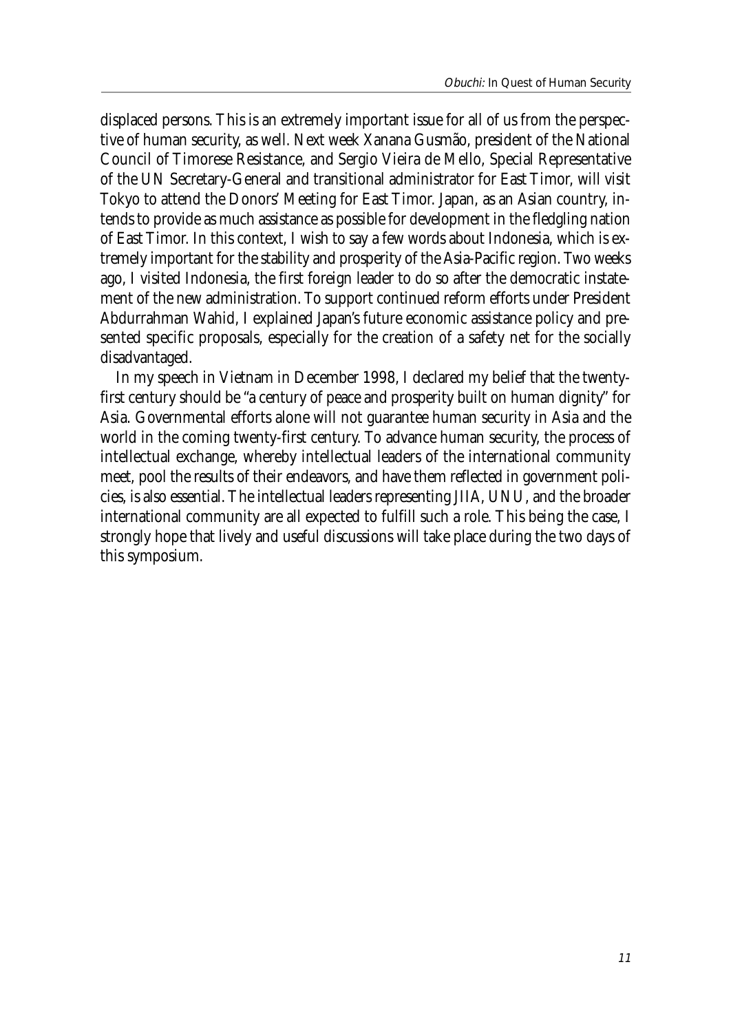displaced persons. This is an extremely important issue for all of us from the perspective of human security, as well. Next week Xanana Gusmão, president of the National Council of Timorese Resistance, and Sergio Vieira de Mello, Special Representative of the UN Secretary-General and transitional administrator for East Timor, will visit Tokyo to attend the Donors' Meeting for East Timor. Japan, as an Asian country, intends to provide as much assistance as possible for development in the fledgling nation of East Timor. In this context, I wish to say a few words about Indonesia, which is extremely important for the stability and prosperity of the Asia-Pacific region. Two weeks ago, I visited Indonesia, the first foreign leader to do so after the democratic instatement of the new administration. To support continued reform efforts under President Abdurrahman Wahid, I explained Japan's future economic assistance policy and presented specific proposals, especially for the creation of a safety net for the socially disadvantaged.

In my speech in Vietnam in December 1998, I declared my belief that the twenty-first century should be "a century of peace and prosperity built on human dignity" for Asia. Governmental efforts alone will not guarantee human security in Asia and the world in the coming twenty-first century. To advance human security, the process of intellectual exchange, whereby intellectual leaders of the international community meet, pool the results of their endeavors, and have them reflected in government policies, is also essential. The intellectual leaders representing JIIA, UNU, and the broader international community are all expected to fulfill such a role. This being the case, I strongly hope that lively and useful discussions will take place during the two days of this symposium.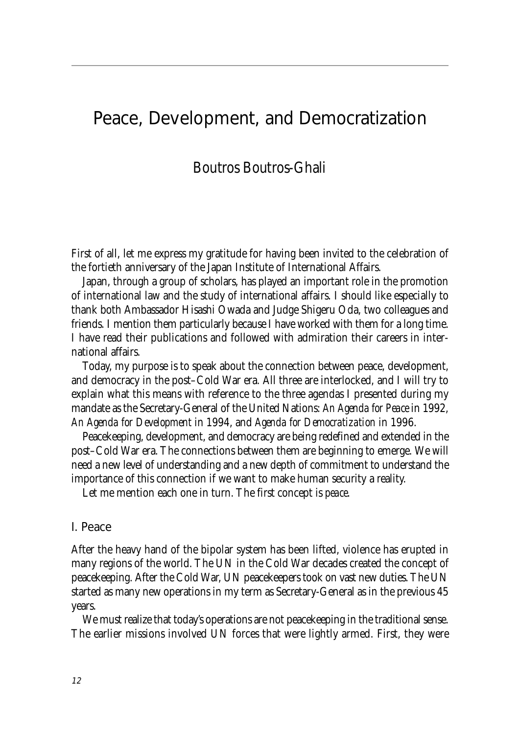# Peace, Development, and Democratization

## Boutros Boutros-Ghali

First of all, let me express my gratitude for having been invited to the celebration of the fortieth anniversary of the Japan Institute of International Affairs.

Japan, through a group of scholars, has played an important role in the promotion of international law and the study of international affairs. I should like especially to thank both Ambassador Hisashi Owada and Judge Shigeru Oda, two colleagues and friends. I mention them particularly because I have worked with them for a long time. I have read their publications and followed with admiration their careers in international affairs.

Today, my purpose is to speak about the connection between peace, development, and democracy in the post–Cold War era. All three are interlocked, and I will try to explain what this means with reference to the three agendas I presented during my mandate as the Secretary-General of the United Nations: *An Agenda for Peace* in 1992, *An Agenda for Development* in 1994, and *Agenda for Democratization* in 1996.

Peacekeeping, development, and democracy are being redefined and extended in the post–Cold War era. The connections between them are beginning to emerge. We will need a new level of understanding and a new depth of commitment to understand the importance of this connection if we want to make human security a reality.

Let me mention each one in turn. The first concept is *peace*.

### I. Peace

After the heavy hand of the bipolar system has been lifted, violence has erupted in many regions of the world. The UN in the Cold War decades created the concept of peacekeeping. After the Cold War, UN peacekeepers took on vast new duties. The UN started as many new operations in my term as Secretary-General as in the previous 45 years.

We must realize that today's operations are not peacekeeping in the traditional sense. The earlier missions involved UN forces that were lightly armed. First, they were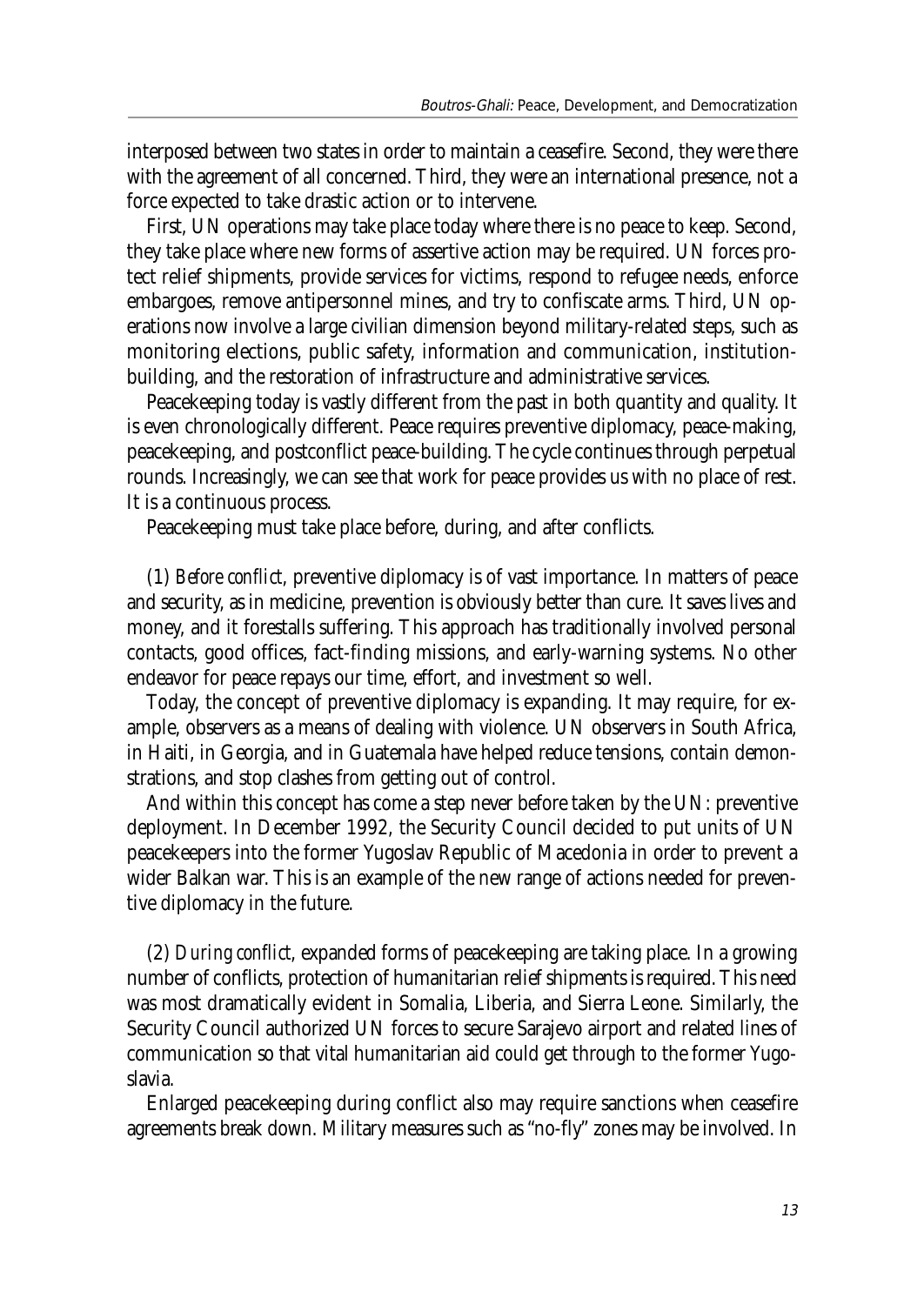interposed between two states in order to maintain a ceasefire. Second, they were there with the agreement of all concerned. Third, they were an international presence, not a force expected to take drastic action or to intervene.

First, UN operations may take place today where there is no peace to keep. Second, they take place where new forms of assertive action may be required. UN forces protect relief shipments, provide services for victims, respond to refugee needs, enforce embargoes, remove antipersonnel mines, and try to confiscate arms. Third, UN operations now involve a large civilian dimension beyond military-related steps, such as monitoring elections, public safety, information and communication, institution-building, and the restoration of infrastructure and administrative services.

Peacekeeping today is vastly different from the past in both quantity and quality. It is even chronologically different. Peace requires preventive diplomacy, peace-making, peacekeeping, and postconflict peace-building. The cycle continues through perpetual rounds. Increasingly, we can see that work for peace provides us with no place of rest. It is a continuous process.

Peacekeeping must take place before, during, and after conflicts.

(1) *Before conflict*, preventive diplomacy is of vast importance. In matters of peace and security, as in medicine, prevention is obviously better than cure. It saves lives and money, and it forestalls suffering. This approach has traditionally involved personal contacts, good offices, fact-finding missions, and early-warning systems. No other endeavor for peace repays our time, effort, and investment so well.

Today, the concept of preventive diplomacy is expanding. It may require, for example, observers as a means of dealing with violence. UN observers in South Africa, in Haiti, in Georgia, and in Guatemala have helped reduce tensions, contain demonstrations, and stop clashes from getting out of control.

And within this concept has come a step never before taken by the UN: preventive deployment. In December 1992, the Security Council decided to put units of UN peacekeepers into the former Yugoslav Republic of Macedonia in order to prevent a wider Balkan war. This is an example of the new range of actions needed for preventive diplomacy in the future.

(2) *During conflict*, expanded forms of peacekeeping are taking place. In a growing number of conflicts, protection of humanitarian relief shipments is required. This need was most dramatically evident in Somalia, Liberia, and Sierra Leone. Similarly, the Security Council authorized UN forces to secure Sarajevo airport and related lines of communication so that vital humanitarian aid could get through to the former Yugoslavia.

Enlarged peacekeeping during conflict also may require sanctions when ceasefire agreements break down. Military measures such as "no-fly" zones may be involved. In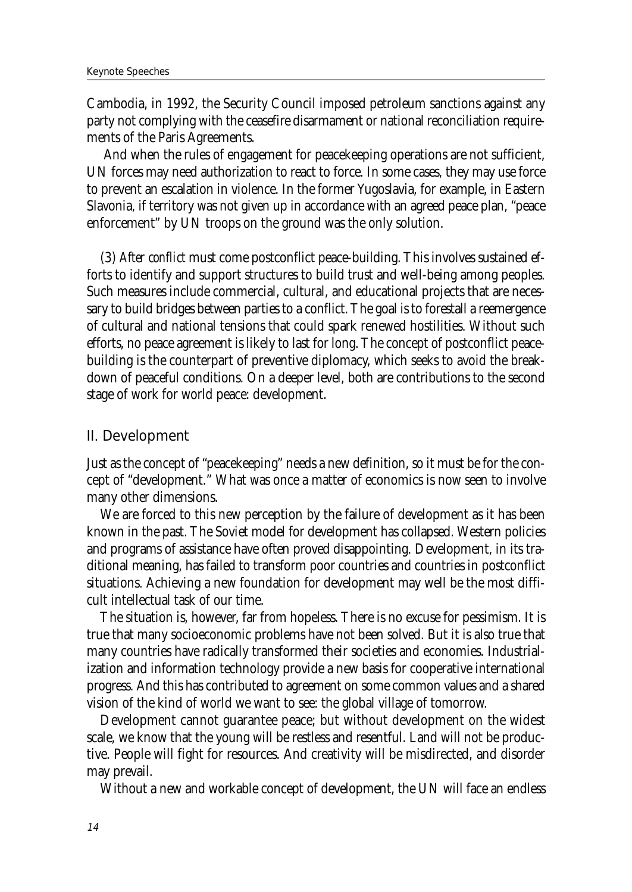Cambodia, in 1992, the Security Council imposed petroleum sanctions against any party not complying with the ceasefire disarmament or national reconciliation requirements of the Paris Agreements.

And when the rules of engagement for peacekeeping operations are not sufficient, UN forces may need authorization to react to force. In some cases, they may use force to prevent an escalation in violence. In the former Yugoslavia, for example, in Eastern Slavonia, if territory was not given up in accordance with an agreed peace plan, "peace enforcement" by UN troops on the ground was the only solution.

(3) *After conflict* must come postconflict peace-building. This involves sustained efforts to identify and support structures to build trust and well-being among peoples. Such measures include commercial, cultural, and educational projects that are necessary to build bridges between parties to a conflict. The goal is to forestall a reemergence of cultural and national tensions that could spark renewed hostilities. Without such efforts, no peace agreement is likely to last for long. The concept of postconflict peace-building is the counterpart of preventive diplomacy, which seeks to avoid the breakdown of peaceful conditions. On a deeper level, both are contributions to the second stage of work for world peace: development.

## II. Development

Just as the concept of "peacekeeping" needs a new definition, so it must be for the concept of "development." What was once a matter of economics is now seen to involve many other dimensions.

We are forced to this new perception by the failure of development as it has been known in the past. The Soviet model for development has collapsed. Western policies and programs of assistance have often proved disappointing. Development, in its traditional meaning, has failed to transform poor countries and countries in postconflict situations. Achieving a new foundation for development may well be the most difficult intellectual task of our time.

The situation is, however, far from hopeless. There is no excuse for pessimism. It is true that many socioeconomic problems have not been solved. But it is also true that many countries have radically transformed their societies and economies. Industrialization and information technology provide a new basis for cooperative international progress. And this has contributed to agreement on some common values and a shared vision of the kind of world we want to see: the global village of tomorrow.

Development cannot guarantee peace; but without development on the widest scale, we know that the young will be restless and resentful. Land will not be productive. People will fight for resources. And creativity will be misdirected, and disorder may prevail.

Without a new and workable concept of development, the UN will face an endless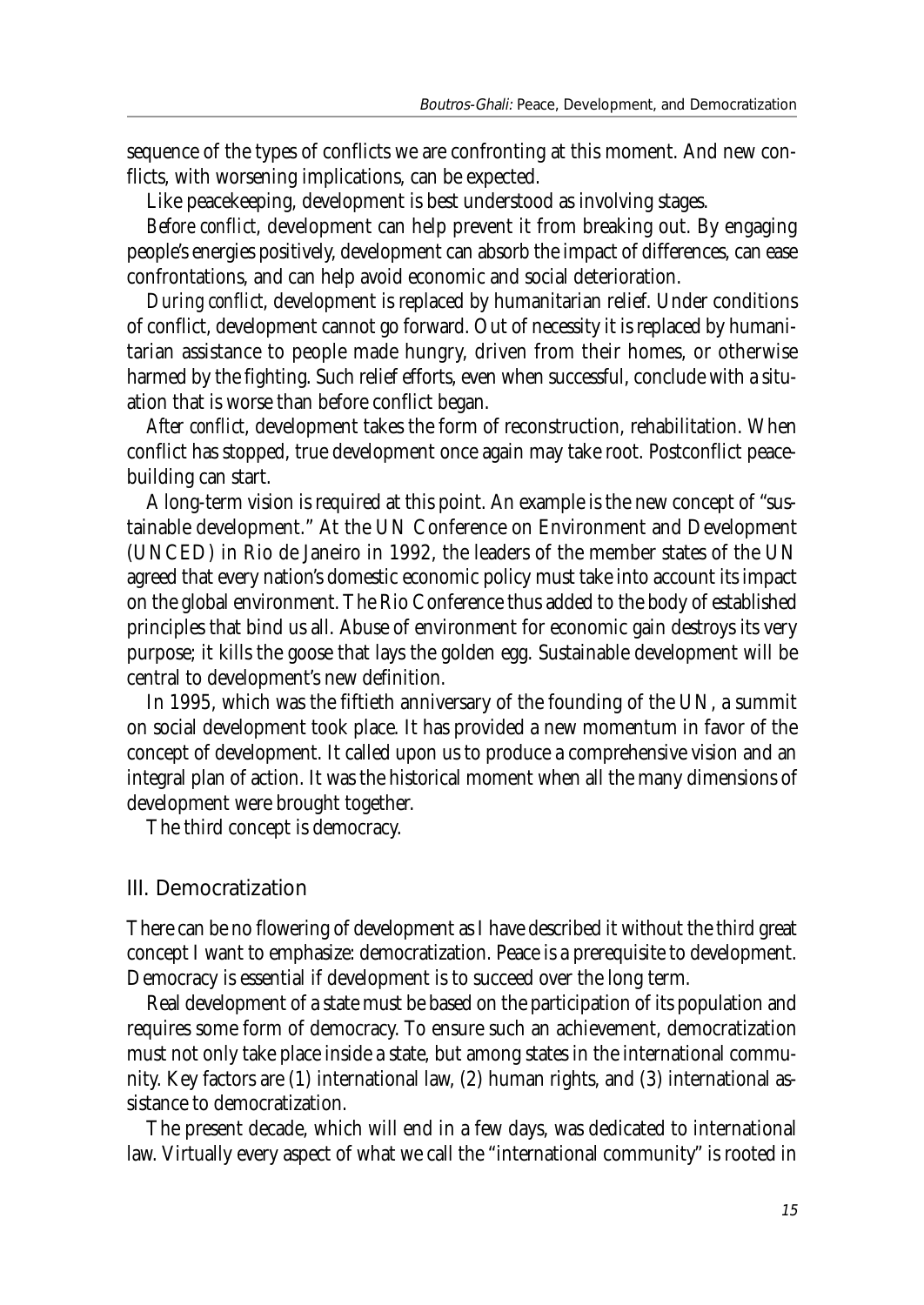sequence of the types of conflicts we are confronting at this moment. And new conflicts, with worsening implications, can be expected.

Like peacekeeping, development is best understood as involving stages.

*Before conflict*, development can help prevent it from breaking out. By engaging people's energies positively, development can absorb the impact of differences, can ease confrontations, and can help avoid economic and social deterioration.

*During conflict*, development is replaced by humanitarian relief. Under conditions of conflict, development cannot go forward. Out of necessity it is replaced by humanitarian assistance to people made hungry, driven from their homes, or otherwise harmed by the fighting. Such relief efforts, even when successful, conclude with a situation that is worse than before conflict began.

*After conflict*, development takes the form of reconstruction, rehabilitation. When conflict has stopped, true development once again may take root. Postconflict peacebuilding can start.

A long-term vision is required at this point. An example is the new concept of "sustainable development." At the UN Conference on Environment and Development (UNCED) in Rio de Janeiro in 1992, the leaders of the member states of the UN agreed that every nation's domestic economic policy must take into account its impact on the global environment. The Rio Conference thus added to the body of established principles that bind us all. Abuse of environment for economic gain destroys its very purpose; it kills the goose that lays the golden egg. Sustainable development will be central to development's new definition.

In 1995, which was the fiftieth anniversary of the founding of the UN, a summit on social development took place. It has provided a new momentum in favor of the concept of development. It called upon us to produce a comprehensive vision and an integral plan of action. It was the historical moment when all the many dimensions of development were brought together.

The third concept is democracy.

## III. Democratization

There can be no flowering of development as I have described it without the third great concept I want to emphasize: democratization. Peace is a prerequisite to development. Democracy is essential if development is to succeed over the long term.

Real development of a state must be based on the participation of its population and requires some form of democracy. To ensure such an achievement, democratization must not only take place inside a state, but among states in the international community. Key factors are (1) international law, (2) human rights, and (3) international assistance to democratization.

The present decade, which will end in a few days, was dedicated to international law. Virtually every aspect of what we call the "international community" is rooted in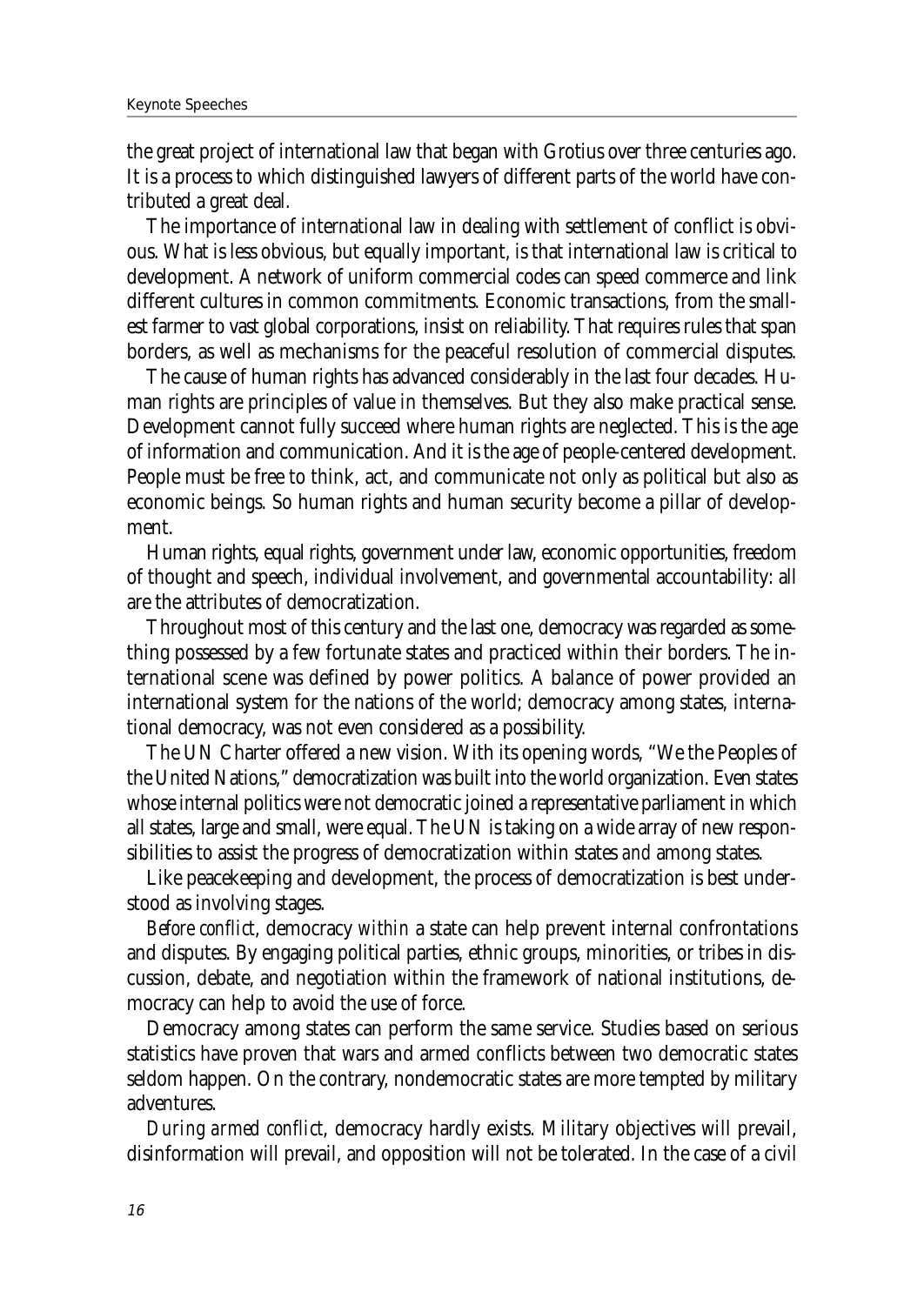the great project of international law that began with Grotius over three centuries ago. It is a process to which distinguished lawyers of different parts of the world have contributed a great deal.

The importance of international law in dealing with settlement of conflict is obvious. What is less obvious, but equally important, is that international law is critical to development. A network of uniform commercial codes can speed commerce and link different cultures in common commitments. Economic transactions, from the smallest farmer to vast global corporations, insist on reliability. That requires rules that span borders, as well as mechanisms for the peaceful resolution of commercial disputes.

The cause of human rights has advanced considerably in the last four decades. Human rights are principles of value in themselves. But they also make practical sense. Development cannot fully succeed where human rights are neglected. This is the age of information and communication. And it is the age of people-centered development. People must be free to think, act, and communicate not only as political but also as economic beings. So human rights and human security become a pillar of development.

Human rights, equal rights, government under law, economic opportunities, freedom of thought and speech, individual involvement, and governmental accountability: all are the attributes of democratization.

Throughout most of this century and the last one, democracy was regarded as something possessed by a few fortunate states and practiced within their borders. The international scene was defined by power politics. A balance of power provided an international system for the nations of the world; democracy among states, international democracy, was not even considered as a possibility.

The UN Charter offered a new vision. With its opening words, "We the Peoples of the United Nations," democratization was built into the world organization. Even states whose internal politics were not democratic joined a representative parliament in which all states, large and small, were equal. The UN is taking on a wide array of new responsibilities to assist the progress of democratization within states *and* among states.

Like peacekeeping and development, the process of democratization is best understood as involving stages.

*Before conflict*, democracy *within* a state can help prevent internal confrontations and disputes. By engaging political parties, ethnic groups, minorities, or tribes in discussion, debate, and negotiation within the framework of national institutions, democracy can help to avoid the use of force.

Democracy among states can perform the same service. Studies based on serious statistics have proven that wars and armed conflicts between two democratic states seldom happen. On the contrary, nondemocratic states are more tempted by military adventures.

*During armed conflict*, democracy hardly exists. Military objectives will prevail, disinformation will prevail, and opposition will not be tolerated. In the case of a civil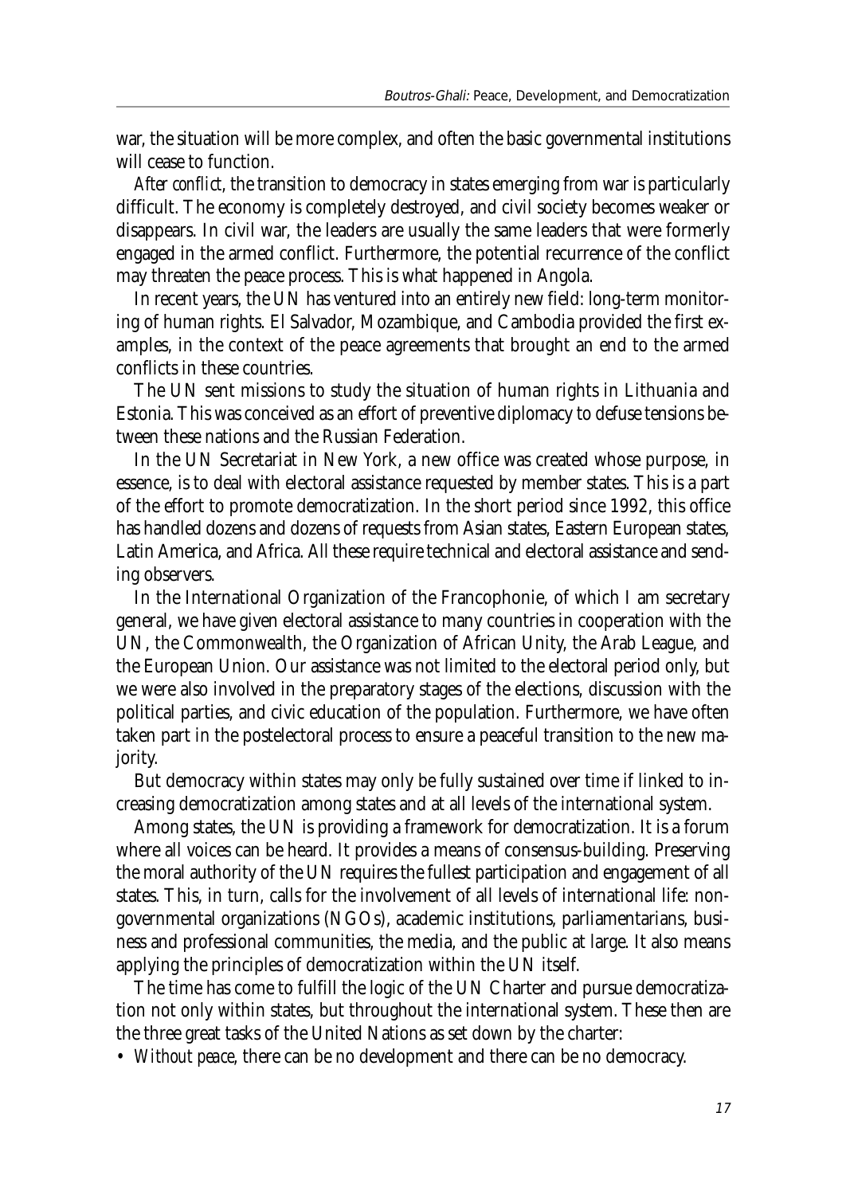war, the situation will be more complex, and often the basic governmental institutions will cease to function.

*After conflict*, the transition to democracy in states emerging from war is particularly difficult. The economy is completely destroyed, and civil society becomes weaker or disappears. In civil war, the leaders are usually the same leaders that were formerly engaged in the armed conflict. Furthermore, the potential recurrence of the conflict may threaten the peace process. This is what happened in Angola.

In recent years, the UN has ventured into an entirely new field: long-term monitoring of human rights. El Salvador, Mozambique, and Cambodia provided the first examples, in the context of the peace agreements that brought an end to the armed conflicts in these countries.

The UN sent missions to study the situation of human rights in Lithuania and Estonia. This was conceived as an effort of preventive diplomacy to defuse tensions between these nations and the Russian Federation.

In the UN Secretariat in New York, a new office was created whose purpose, in essence, is to deal with electoral assistance requested by member states. This is a part of the effort to promote democratization. In the short period since 1992, this office has handled dozens and dozens of requests from Asian states, Eastern European states, Latin America, and Africa. All these require technical and electoral assistance and sending observers.

In the International Organization of the Francophonie, of which I am secretary general, we have given electoral assistance to many countries in cooperation with the UN, the Commonwealth, the Organization of African Unity, the Arab League, and the European Union. Our assistance was not limited to the electoral period only, but we were also involved in the preparatory stages of the elections, discussion with the political parties, and civic education of the population. Furthermore, we have often taken part in the postelectoral process to ensure a peaceful transition to the new majority.

But democracy within states may only be fully sustained over time if linked to increasing democratization among states and at all levels of the international system.

Among states, the UN is providing a framework for democratization. It is a forum where all voices can be heard. It provides a means of consensus-building. Preserving the moral authority of the UN requires the fullest participation and engagement of all states. This, in turn, calls for the involvement of all levels of international life: nongovernmental organizations (NGOs), academic institutions, parliamentarians, business and professional communities, the media, and the public at large. It also means applying the principles of democratization within the UN itself.

The time has come to fulfill the logic of the UN Charter and pursue democratization not only within states, but throughout the international system. These then are the three great tasks of the United Nations as set down by the charter:

- *Without peace*, there can be no development and there can be no democracy.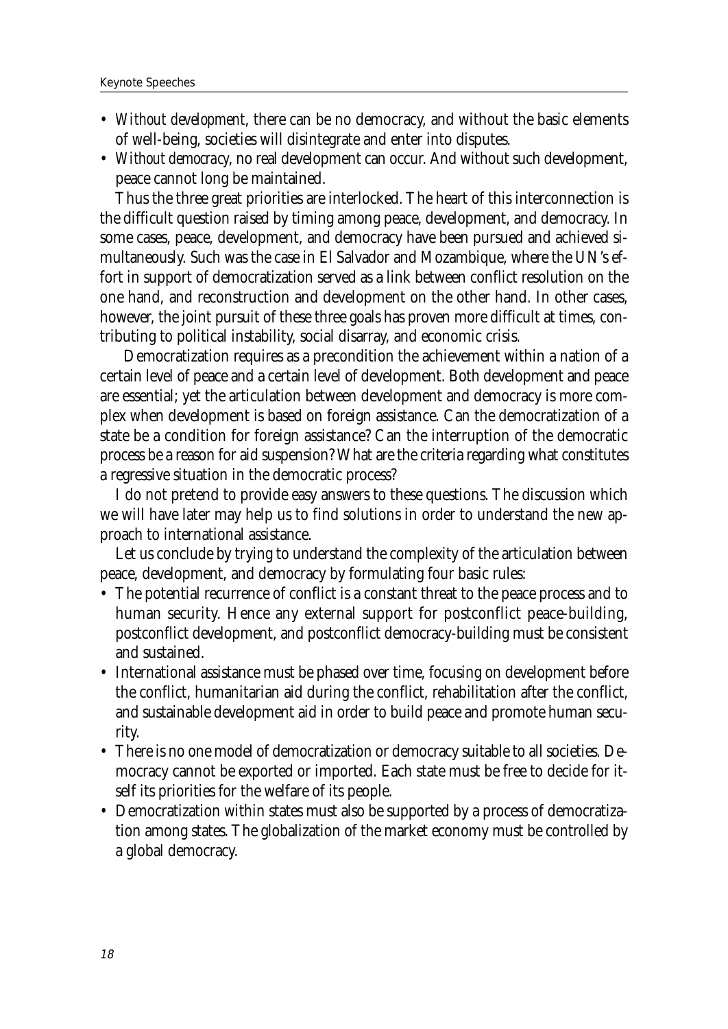- *Without development*, there can be no democracy, and without the basic elements of well-being, societies will disintegrate and enter into disputes.
- *Without democracy*, no real development can occur. And without such development, peace cannot long be maintained.

Thus the three great priorities are interlocked. The heart of this interconnection is the difficult question raised by timing among peace, development, and democracy. In some cases, peace, development, and democracy have been pursued and achieved simultaneously. Such was the case in El Salvador and Mozambique, where the UN's effort in support of democratization served as a link between conflict resolution on the one hand, and reconstruction and development on the other hand. In other cases, however, the joint pursuit of these three goals has proven more difficult at times, contributing to political instability, social disarray, and economic crisis.

Democratization requires as a precondition the achievement within a nation of a certain level of peace and a certain level of development. Both development and peace are essential; yet the articulation between development and democracy is more complex when development is based on foreign assistance. Can the democratization of a state be a condition for foreign assistance? Can the interruption of the democratic process be a reason for aid suspension? What are the criteria regarding what constitutes a regressive situation in the democratic process?

I do not pretend to provide easy answers to these questions. The discussion which we will have later may help us to find solutions in order to understand the new approach to international assistance.

Let us conclude by trying to understand the complexity of the articulation between peace, development, and democracy by formulating four basic rules:

- The potential recurrence of conflict is a constant threat to the peace process and to human security. Hence any external support for postconflict peace-building, postconflict development, and postconflict democracy-building must be consistent and sustained.
- International assistance must be phased over time, focusing on development before the conflict, humanitarian aid during the conflict, rehabilitation after the conflict, and sustainable development aid in order to build peace and promote human security.
- There is no one model of democratization or democracy suitable to all societies. Democracy cannot be exported or imported. Each state must be free to decide for itself its priorities for the welfare of its people.
- Democratization within states must also be supported by a process of democratization among states. The globalization of the market economy must be controlled by a global democracy.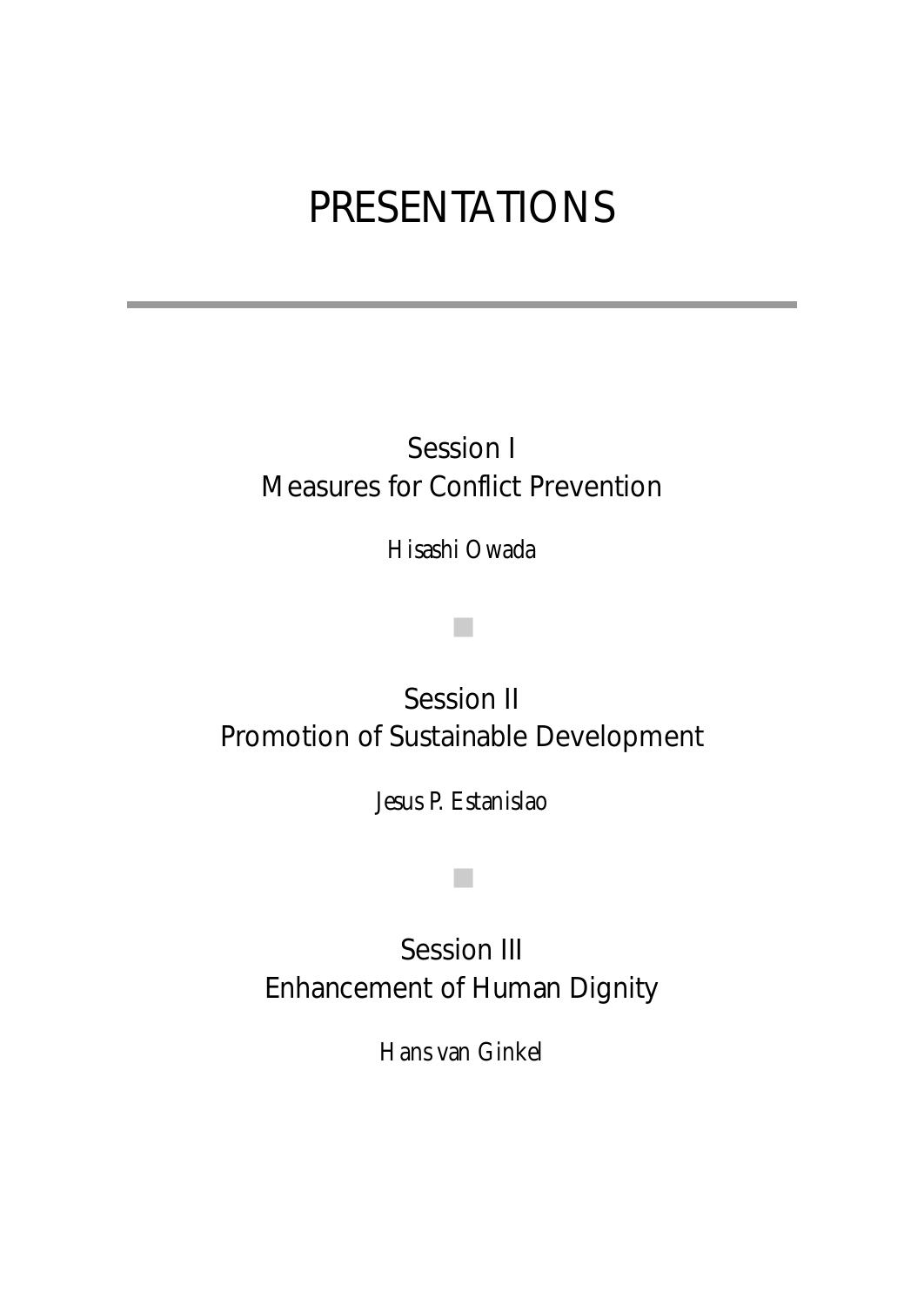# PRESENTATIONS

## Session I
## Measures for Conflict Prevention

*Hisashi Owada*

## Session II
## Promotion of Sustainable Development

*Jesus P. Estanislao*

## Session III
## Enhancement of Human Dignity

*Hans van Ginkel*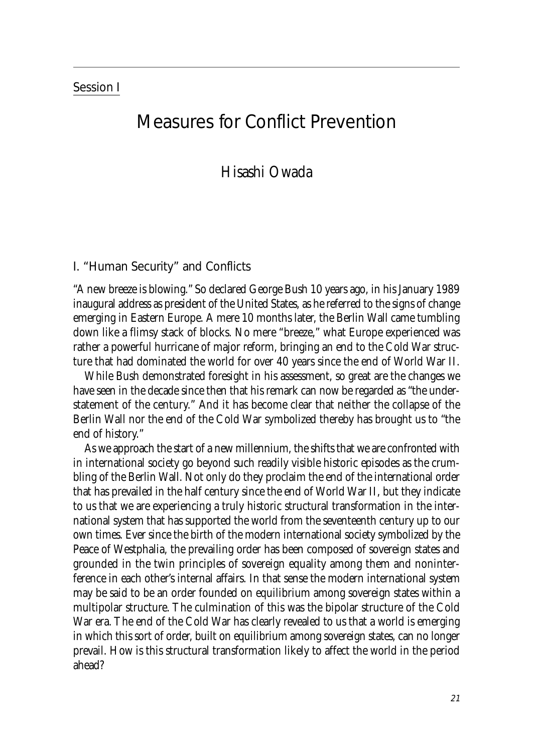Session I

# Measures for Conflict Prevention

Hisashi Owada

## I. "Human Security" and Conflicts

"A new breeze is blowing." So declared George Bush 10 years ago, in his January 1989 inaugural address as president of the United States, as he referred to the signs of change emerging in Eastern Europe. A mere 10 months later, the Berlin Wall came tumbling down like a flimsy stack of blocks. No mere "breeze," what Europe experienced was rather a powerful hurricane of major reform, bringing an end to the Cold War structure that had dominated the world for over 40 years since the end of World War II.

While Bush demonstrated foresight in his assessment, so great are the changes we have seen in the decade since then that his remark can now be regarded as "the understatement of the century." And it has become clear that neither the collapse of the Berlin Wall nor the end of the Cold War symbolized thereby has brought us to "the end of history."

As we approach the start of a new millennium, the shifts that we are confronted with in international society go beyond such readily visible historic episodes as the crumbling of the Berlin Wall. Not only do they proclaim the end of the international order that has prevailed in the half century since the end of World War II, but they indicate to us that we are experiencing a truly historic structural transformation in the international system that has supported the world from the seventeenth century up to our own times. Ever since the birth of the modern international society symbolized by the Peace of Westphalia, the prevailing order has been composed of sovereign states and grounded in the twin principles of sovereign equality among them and noninterference in each other's internal affairs. In that sense the modern international system may be said to be an order founded on equilibrium among sovereign states within a multipolar structure. The culmination of this was the bipolar structure of the Cold War era. The end of the Cold War has clearly revealed to us that a world is emerging in which this sort of order, built on equilibrium among sovereign states, can no longer prevail. How is this structural transformation likely to affect the world in the period ahead?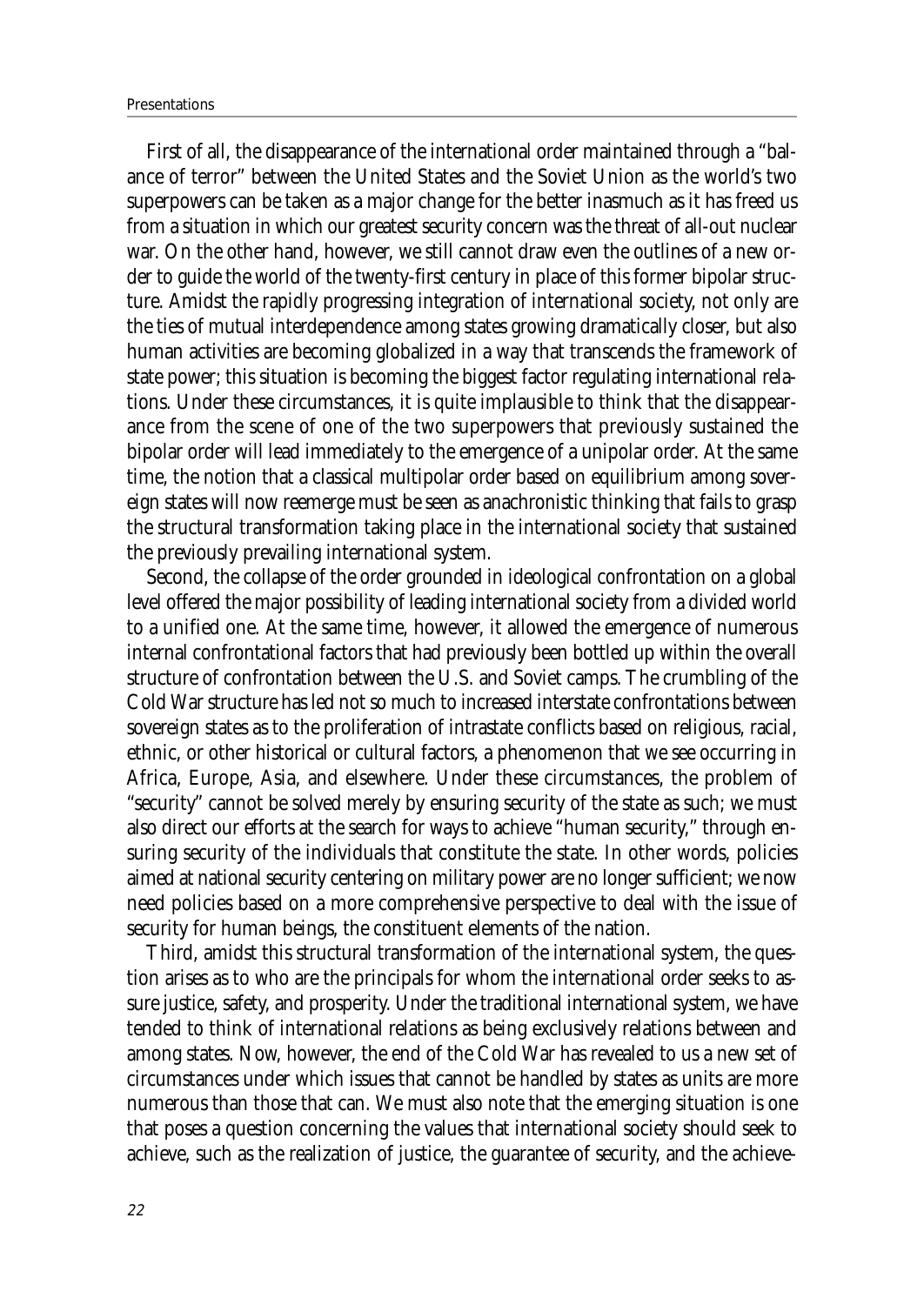First of all, the disappearance of the international order maintained through a "balance of terror" between the United States and the Soviet Union as the world's two superpowers can be taken as a major change for the better inasmuch as it has freed us from a situation in which our greatest security concern was the threat of all-out nuclear war. On the other hand, however, we still cannot draw even the outlines of a new order to guide the world of the twenty-first century in place of this former bipolar structure. Amidst the rapidly progressing integration of international society, not only are the ties of mutual interdependence among states growing dramatically closer, but also human activities are becoming globalized in a way that transcends the framework of state power; this situation is becoming the biggest factor regulating international relations. Under these circumstances, it is quite implausible to think that the disappearance from the scene of one of the two superpowers that previously sustained the bipolar order will lead immediately to the emergence of a unipolar order. At the same time, the notion that a classical multipolar order based on equilibrium among sovereign states will now reemerge must be seen as anachronistic thinking that fails to grasp the structural transformation taking place in the international society that sustained the previously prevailing international system.

Second, the collapse of the order grounded in ideological confrontation on a global level offered the major possibility of leading international society from a divided world to a unified one. At the same time, however, it allowed the emergence of numerous internal confrontational factors that had previously been bottled up within the overall structure of confrontation between the U.S. and Soviet camps. The crumbling of the Cold War structure has led not so much to increased interstate confrontations between sovereign states as to the proliferation of intrastate conflicts based on religious, racial, ethnic, or other historical or cultural factors, a phenomenon that we see occurring in Africa, Europe, Asia, and elsewhere. Under these circumstances, the problem of "security" cannot be solved merely by ensuring security of the state as such; we must also direct our efforts at the search for ways to achieve "human security," through ensuring security of the individuals that constitute the state. In other words, policies aimed at national security centering on military power are no longer sufficient; we now need policies based on a more comprehensive perspective to deal with the issue of security for human beings, the constituent elements of the nation.

Third, amidst this structural transformation of the international system, the question arises as to who are the principals for whom the international order seeks to assure justice, safety, and prosperity. Under the traditional international system, we have tended to think of international relations as being exclusively relations between and among states. Now, however, the end of the Cold War has revealed to us a new set of circumstances under which issues that cannot be handled by states as units are more numerous than those that can. We must also note that the emerging situation is one that poses a question concerning the values that international society should seek to achieve, such as the realization of justice, the guarantee of security, and the achieve-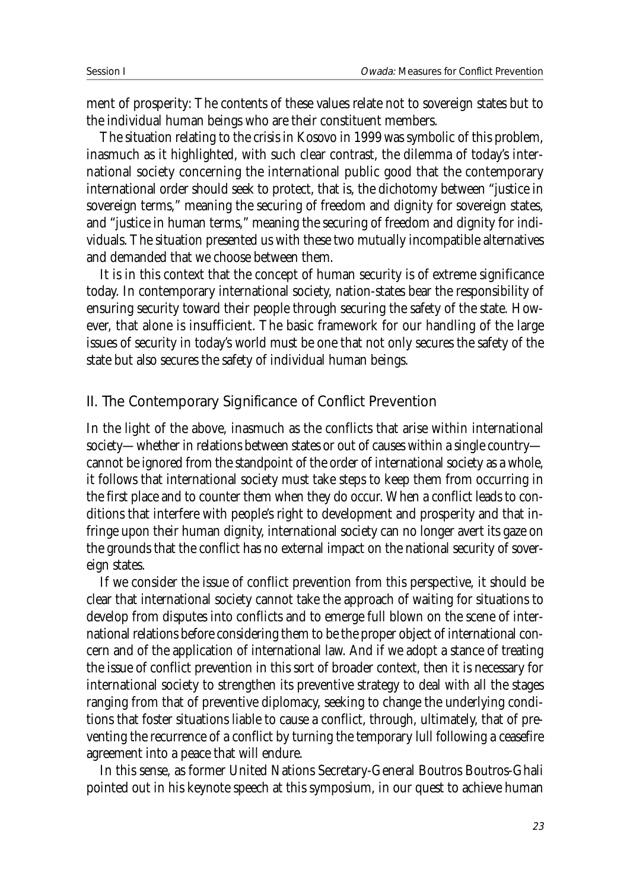ment of prosperity: The contents of these values relate not to sovereign states but to the individual human beings who are their constituent members.

The situation relating to the crisis in Kosovo in 1999 was symbolic of this problem, inasmuch as it highlighted, with such clear contrast, the dilemma of today's international society concerning the international public good that the contemporary international order should seek to protect, that is, the dichotomy between "justice in sovereign terms," meaning the securing of freedom and dignity for sovereign states, and "justice in human terms," meaning the securing of freedom and dignity for individuals. The situation presented us with these two mutually incompatible alternatives and demanded that we choose between them.

It is in this context that the concept of human security is of extreme significance today. In contemporary international society, nation-states bear the responsibility of ensuring security toward their people through securing the safety of the state. However, that alone is insufficient. The basic framework for our handling of the large issues of security in today's world must be one that not only secures the safety of the state but also secures the safety of individual human beings.

## II. The Contemporary Significance of Conflict Prevention

In the light of the above, inasmuch as the conflicts that arise within international society—whether in relations between states or out of causes within a single country—cannot be ignored from the standpoint of the order of international society as a whole, it follows that international society must take steps to keep them from occurring in the first place and to counter them when they do occur. When a conflict leads to conditions that interfere with people's right to development and prosperity and that infringe upon their human dignity, international society can no longer avert its gaze on the grounds that the conflict has no external impact on the national security of sovereign states.

If we consider the issue of conflict prevention from this perspective, it should be clear that international society cannot take the approach of waiting for situations to develop from disputes into conflicts and to emerge full blown on the scene of international relations before considering them to be the proper object of international concern and of the application of international law. And if we adopt a stance of treating the issue of conflict prevention in this sort of broader context, then it is necessary for international society to strengthen its preventive strategy to deal with all the stages ranging from that of preventive diplomacy, seeking to change the underlying conditions that foster situations liable to cause a conflict, through, ultimately, that of preventing the recurrence of a conflict by turning the temporary lull following a ceasefire agreement into a peace that will endure.

In this sense, as former United Nations Secretary-General Boutros Boutros-Ghali pointed out in his keynote speech at this symposium, in our quest to achieve human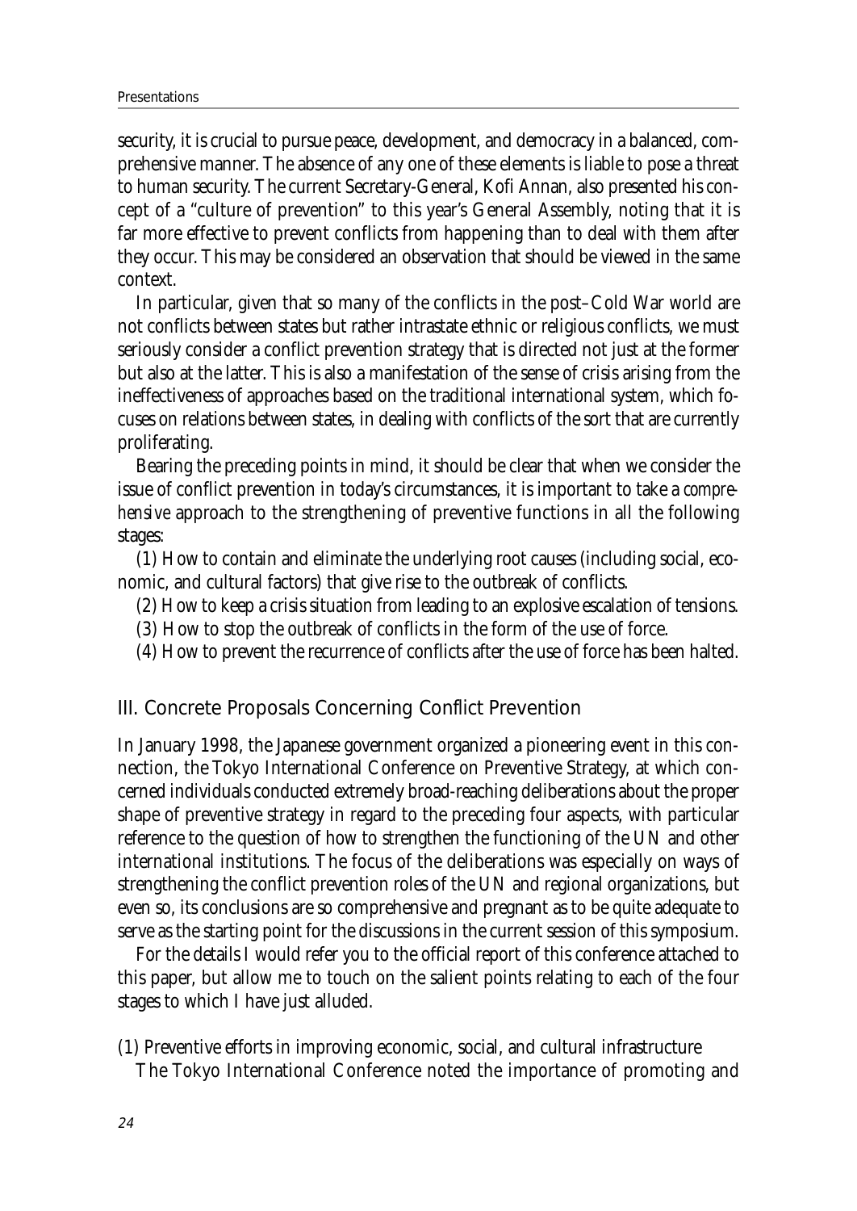security, it is crucial to pursue peace, development, and democracy in a balanced, comprehensive manner. The absence of any one of these elements is liable to pose a threat to human security. The current Secretary-General, Kofi Annan, also presented his concept of a "culture of prevention" to this year's General Assembly, noting that it is far more effective to prevent conflicts from happening than to deal with them after they occur. This may be considered an observation that should be viewed in the same context.

In particular, given that so many of the conflicts in the post–Cold War world are not conflicts between states but rather intrastate ethnic or religious conflicts, we must seriously consider a conflict prevention strategy that is directed not just at the former but also at the latter. This is also a manifestation of the sense of crisis arising from the ineffectiveness of approaches based on the traditional international system, which focuses on relations between states, in dealing with conflicts of the sort that are currently proliferating.

Bearing the preceding points in mind, it should be clear that when we consider the issue of conflict prevention in today's circumstances, it is important to take a *comprehensive* approach to the strengthening of preventive functions in all the following stages:

(1) How to contain and eliminate the underlying root causes (including social, economic, and cultural factors) that give rise to the outbreak of conflicts.

(2) How to keep a crisis situation from leading to an explosive escalation of tensions.

(3) How to stop the outbreak of conflicts in the form of the use of force.

(4) How to prevent the recurrence of conflicts after the use of force has been halted.

## III. Concrete Proposals Concerning Conflict Prevention

In January 1998, the Japanese government organized a pioneering event in this connection, the Tokyo International Conference on Preventive Strategy, at which concerned individuals conducted extremely broad-reaching deliberations about the proper shape of preventive strategy in regard to the preceding four aspects, with particular reference to the question of how to strengthen the functioning of the UN and other international institutions. The focus of the deliberations was especially on ways of strengthening the conflict prevention roles of the UN and regional organizations, but even so, its conclusions are so comprehensive and pregnant as to be quite adequate to serve as the starting point for the discussions in the current session of this symposium.

For the details I would refer you to the official report of this conference attached to this paper, but allow me to touch on the salient points relating to each of the four stages to which I have just alluded.

(1) Preventive efforts in improving economic, social, and cultural infrastructure

The Tokyo International Conference noted the importance of promoting and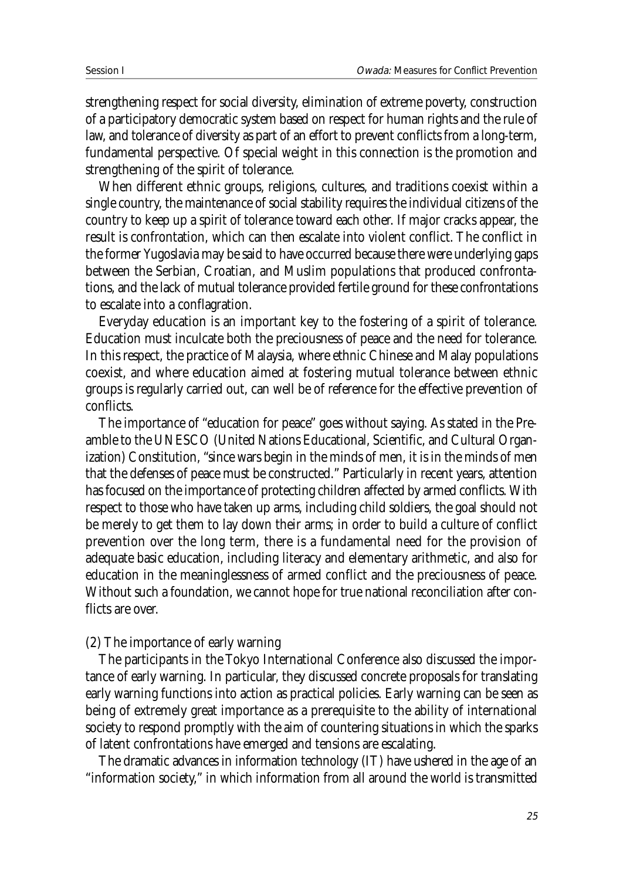strengthening respect for social diversity, elimination of extreme poverty, construction of a participatory democratic system based on respect for human rights and the rule of law, and tolerance of diversity as part of an effort to prevent conflicts from a long-term, fundamental perspective. Of special weight in this connection is the promotion and strengthening of the spirit of tolerance.

When different ethnic groups, religions, cultures, and traditions coexist within a single country, the maintenance of social stability requires the individual citizens of the country to keep up a spirit of tolerance toward each other. If major cracks appear, the result is confrontation, which can then escalate into violent conflict. The conflict in the former Yugoslavia may be said to have occurred because there were underlying gaps between the Serbian, Croatian, and Muslim populations that produced confrontations, and the lack of mutual tolerance provided fertile ground for these confrontations to escalate into a conflagration.

Everyday education is an important key to the fostering of a spirit of tolerance. Education must inculcate both the preciousness of peace and the need for tolerance. In this respect, the practice of Malaysia, where ethnic Chinese and Malay populations coexist, and where education aimed at fostering mutual tolerance between ethnic groups is regularly carried out, can well be of reference for the effective prevention of conflicts.

The importance of "education for peace" goes without saying. As stated in the Preamble to the UNESCO (United Nations Educational, Scientific, and Cultural Organization) Constitution, "since wars begin in the minds of men, it is in the minds of men that the defenses of peace must be constructed." Particularly in recent years, attention has focused on the importance of protecting children affected by armed conflicts. With respect to those who have taken up arms, including child soldiers, the goal should not be merely to get them to lay down their arms; in order to build a culture of conflict prevention over the long term, there is a fundamental need for the provision of adequate basic education, including literacy and elementary arithmetic, and also for education in the meaninglessness of armed conflict and the preciousness of peace. Without such a foundation, we cannot hope for true national reconciliation after conflicts are over.

(2) The importance of early warning

The participants in the Tokyo International Conference also discussed the importance of early warning. In particular, they discussed concrete proposals for translating early warning functions into action as practical policies. Early warning can be seen as being of extremely great importance as a prerequisite to the ability of international society to respond promptly with the aim of countering situations in which the sparks of latent confrontations have emerged and tensions are escalating.

The dramatic advances in information technology (IT) have ushered in the age of an "information society," in which information from all around the world is transmitted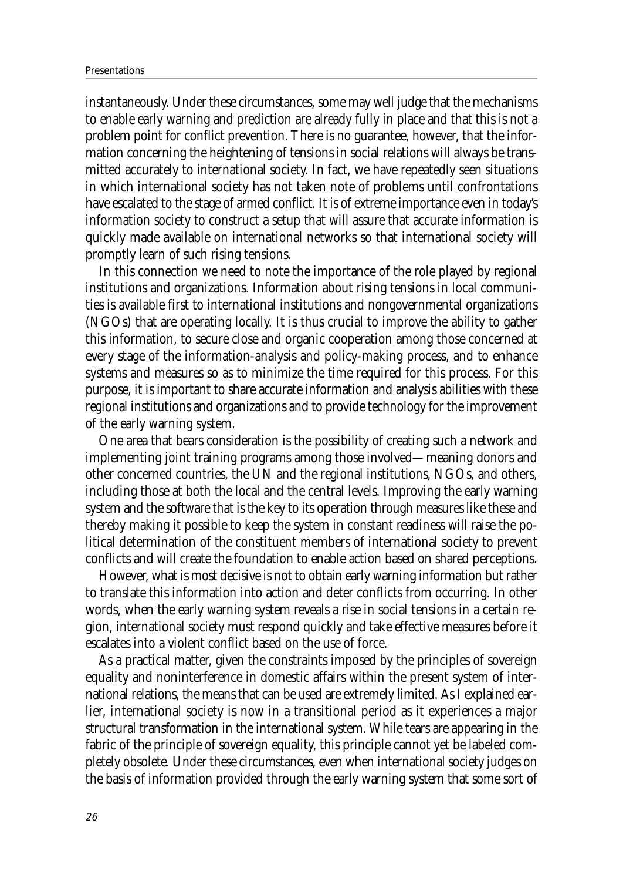instantaneously. Under these circumstances, some may well judge that the mechanisms to enable early warning and prediction are already fully in place and that this is not a problem point for conflict prevention. There is no guarantee, however, that the information concerning the heightening of tensions in social relations will always be transmitted accurately to international society. In fact, we have repeatedly seen situations in which international society has not taken note of problems until confrontations have escalated to the stage of armed conflict. It is of extreme importance even in today's information society to construct a setup that will assure that accurate information is quickly made available on international networks so that international society will promptly learn of such rising tensions.

In this connection we need to note the importance of the role played by regional institutions and organizations. Information about rising tensions in local communities is available first to international institutions and nongovernmental organizations (NGOs) that are operating locally. It is thus crucial to improve the ability to gather this information, to secure close and organic cooperation among those concerned at every stage of the information-analysis and policy-making process, and to enhance systems and measures so as to minimize the time required for this process. For this purpose, it is important to share accurate information and analysis abilities with these regional institutions and organizations and to provide technology for the improvement of the early warning system.

One area that bears consideration is the possibility of creating such a network and implementing joint training programs among those involved—meaning donors and other concerned countries, the UN and the regional institutions, NGOs, and others, including those at both the local and the central levels. Improving the early warning system and the software that is the key to its operation through measures like these and thereby making it possible to keep the system in constant readiness will raise the political determination of the constituent members of international society to prevent conflicts and will create the foundation to enable action based on shared perceptions.

However, what is most decisive is not to obtain early warning information but rather to translate this information into action and deter conflicts from occurring. In other words, when the early warning system reveals a rise in social tensions in a certain region, international society must respond quickly and take effective measures before it escalates into a violent conflict based on the use of force.

As a practical matter, given the constraints imposed by the principles of sovereign equality and noninterference in domestic affairs within the present system of international relations, the means that can be used are extremely limited. As I explained earlier, international society is now in a transitional period as it experiences a major structural transformation in the international system. While tears are appearing in the fabric of the principle of sovereign equality, this principle cannot yet be labeled completely obsolete. Under these circumstances, even when international society judges on the basis of information provided through the early warning system that some sort of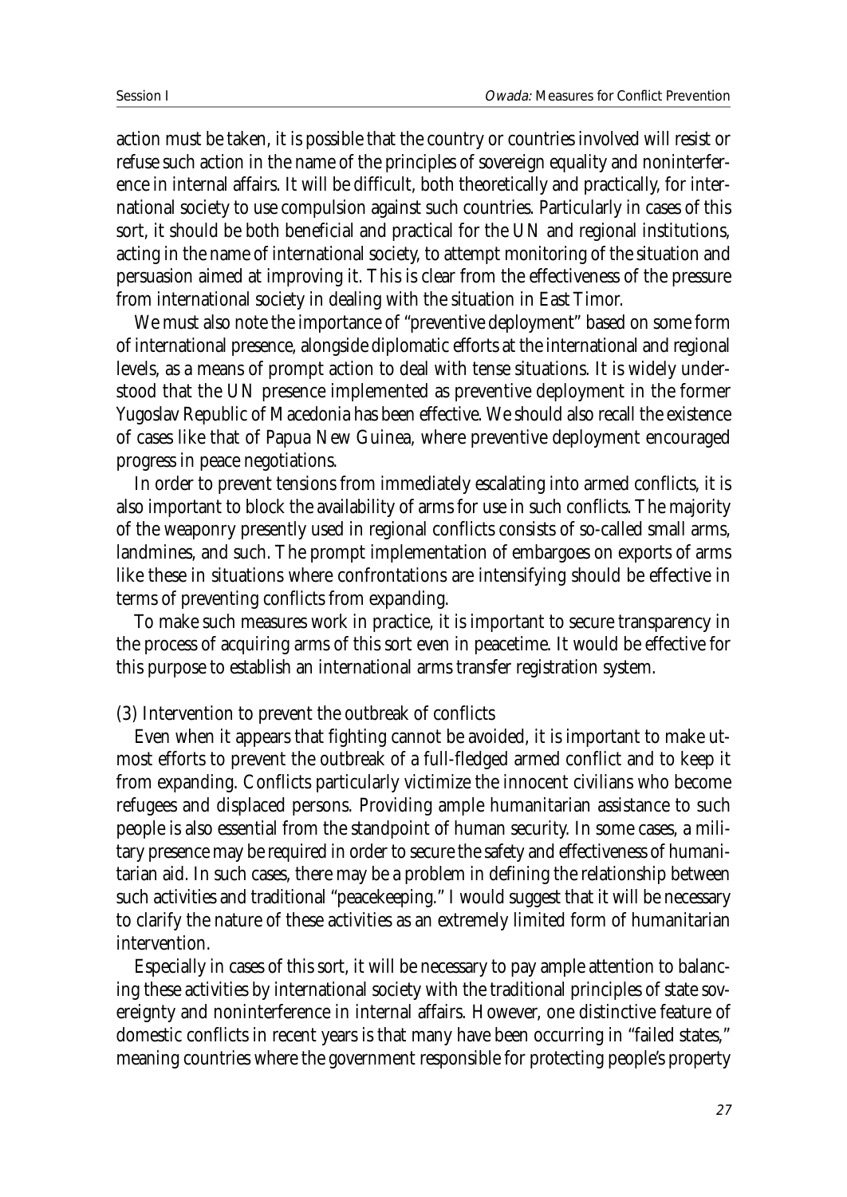action must be taken, it is possible that the country or countries involved will resist or refuse such action in the name of the principles of sovereign equality and noninterference in internal affairs. It will be difficult, both theoretically and practically, for international society to use compulsion against such countries. Particularly in cases of this sort, it should be both beneficial and practical for the UN and regional institutions, acting in the name of international society, to attempt monitoring of the situation and persuasion aimed at improving it. This is clear from the effectiveness of the pressure from international society in dealing with the situation in East Timor.

We must also note the importance of "preventive deployment" based on some form of international presence, alongside diplomatic efforts at the international and regional levels, as a means of prompt action to deal with tense situations. It is widely understood that the UN presence implemented as preventive deployment in the former Yugoslav Republic of Macedonia has been effective. We should also recall the existence of cases like that of Papua New Guinea, where preventive deployment encouraged progress in peace negotiations.

In order to prevent tensions from immediately escalating into armed conflicts, it is also important to block the availability of arms for use in such conflicts. The majority of the weaponry presently used in regional conflicts consists of so-called small arms, landmines, and such. The prompt implementation of embargoes on exports of arms like these in situations where confrontations are intensifying should be effective in terms of preventing conflicts from expanding.

To make such measures work in practice, it is important to secure transparency in the process of acquiring arms of this sort even in peacetime. It would be effective for this purpose to establish an international arms transfer registration system.

(3) Intervention to prevent the outbreak of conflicts

Even when it appears that fighting cannot be avoided, it is important to make utmost efforts to prevent the outbreak of a full-fledged armed conflict and to keep it from expanding. Conflicts particularly victimize the innocent civilians who become refugees and displaced persons. Providing ample humanitarian assistance to such people is also essential from the standpoint of human security. In some cases, a military presence may be required in order to secure the safety and effectiveness of humanitarian aid. In such cases, there may be a problem in defining the relationship between such activities and traditional "peacekeeping." I would suggest that it will be necessary to clarify the nature of these activities as an extremely limited form of humanitarian intervention.

Especially in cases of this sort, it will be necessary to pay ample attention to balancing these activities by international society with the traditional principles of state sovereignty and noninterference in internal affairs. However, one distinctive feature of domestic conflicts in recent years is that many have been occurring in "failed states," meaning countries where the government responsible for protecting people's property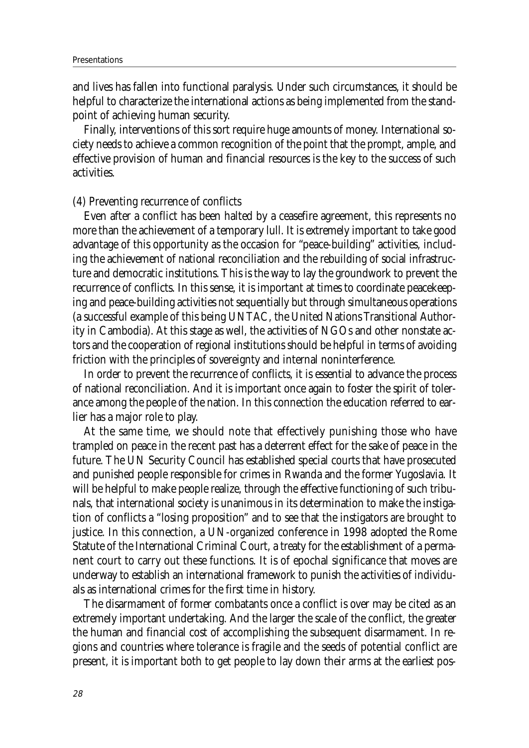and lives has fallen into functional paralysis. Under such circumstances, it should be helpful to characterize the international actions as being implemented from the standpoint of achieving human security.

Finally, interventions of this sort require huge amounts of money. International society needs to achieve a common recognition of the point that the prompt, ample, and effective provision of human and financial resources is the key to the success of such activities.

(4) Preventing recurrence of conflicts

Even after a conflict has been halted by a ceasefire agreement, this represents no more than the achievement of a temporary lull. It is extremely important to take good advantage of this opportunity as the occasion for "peace-building" activities, including the achievement of national reconciliation and the rebuilding of social infrastructure and democratic institutions. This is the way to lay the groundwork to prevent the recurrence of conflicts. In this sense, it is important at times to coordinate peacekeeping and peace-building activities not sequentially but through simultaneous operations (a successful example of this being UNTAC, the United Nations Transitional Authority in Cambodia). At this stage as well, the activities of NGOs and other nonstate actors and the cooperation of regional institutions should be helpful in terms of avoiding friction with the principles of sovereignty and internal noninterference.

In order to prevent the recurrence of conflicts, it is essential to advance the process of national reconciliation. And it is important once again to foster the spirit of tolerance among the people of the nation. In this connection the education referred to earlier has a major role to play.

At the same time, we should note that effectively punishing those who have trampled on peace in the recent past has a deterrent effect for the sake of peace in the future. The UN Security Council has established special courts that have prosecuted and punished people responsible for crimes in Rwanda and the former Yugoslavia. It will be helpful to make people realize, through the effective functioning of such tribunals, that international society is unanimous in its determination to make the instigation of conflicts a "losing proposition" and to see that the instigators are brought to justice. In this connection, a UN-organized conference in 1998 adopted the Rome Statute of the International Criminal Court, a treaty for the establishment of a permanent court to carry out these functions. It is of epochal significance that moves are underway to establish an international framework to punish the activities of individuals as international crimes for the first time in history.

The disarmament of former combatants once a conflict is over may be cited as an extremely important undertaking. And the larger the scale of the conflict, the greater the human and financial cost of accomplishing the subsequent disarmament. In regions and countries where tolerance is fragile and the seeds of potential conflict are present, it is important both to get people to lay down their arms at the earliest pos-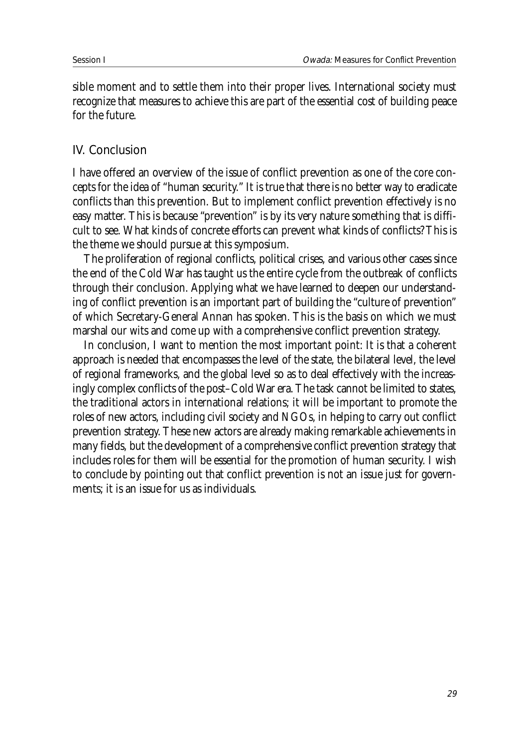sible moment and to settle them into their proper lives. International society must recognize that measures to achieve this are part of the essential cost of building peace for the future.

## IV. Conclusion

I have offered an overview of the issue of conflict prevention as one of the core concepts for the idea of "human security." It is true that there is no better way to eradicate conflicts than this prevention. But to implement conflict prevention effectively is no easy matter. This is because "prevention" is by its very nature something that is difficult to see. What kinds of concrete efforts can prevent what kinds of conflicts? This is the theme we should pursue at this symposium.

The proliferation of regional conflicts, political crises, and various other cases since the end of the Cold War has taught us the entire cycle from the outbreak of conflicts through their conclusion. Applying what we have learned to deepen our understanding of conflict prevention is an important part of building the "culture of prevention" of which Secretary-General Annan has spoken. This is the basis on which we must marshal our wits and come up with a comprehensive conflict prevention strategy.

In conclusion, I want to mention the most important point: It is that a coherent approach is needed that encompasses the level of the state, the bilateral level, the level of regional frameworks, and the global level so as to deal effectively with the increasingly complex conflicts of the post–Cold War era. The task cannot be limited to states, the traditional actors in international relations; it will be important to promote the roles of new actors, including civil society and NGOs, in helping to carry out conflict prevention strategy. These new actors are already making remarkable achievements in many fields, but the development of a comprehensive conflict prevention strategy that includes roles for them will be essential for the promotion of human security. I wish to conclude by pointing out that conflict prevention is not an issue just for governments; it is an issue for us as individuals.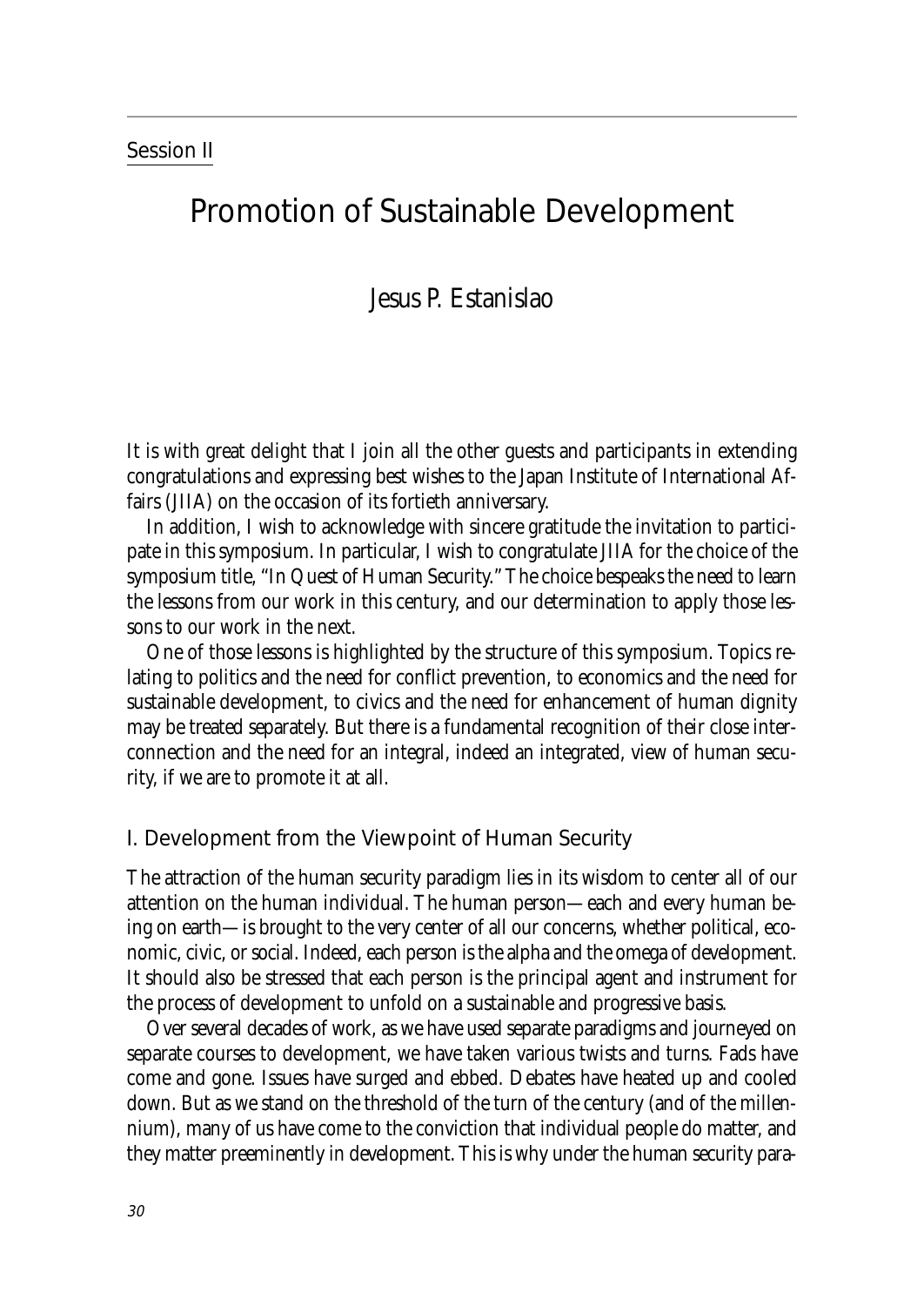Session II

# Promotion of Sustainable Development

## Jesus P. Estanislao

It is with great delight that I join all the other guests and participants in extending congratulations and expressing best wishes to the Japan Institute of International Affairs (JIIA) on the occasion of its fortieth anniversary.

In addition, I wish to acknowledge with sincere gratitude the invitation to participate in this symposium. In particular, I wish to congratulate JIIA for the choice of the symposium title, "In Quest of Human Security." The choice bespeaks the need to learn the lessons from our work in this century, and our determination to apply those lessons to our work in the next.

One of those lessons is highlighted by the structure of this symposium. Topics relating to politics and the need for conflict prevention, to economics and the need for sustainable development, to civics and the need for enhancement of human dignity may be treated separately. But there is a fundamental recognition of their close interconnection and the need for an integral, indeed an integrated, view of human security, if we are to promote it at all.

### I. Development from the Viewpoint of Human Security

The attraction of the human security paradigm lies in its wisdom to center all of our attention on the human individual. The human person—each and every human being on earth—is brought to the very center of all our concerns, whether political, economic, civic, or social. Indeed, each person is the alpha and the omega of development. It should also be stressed that each person is the principal agent and instrument for the process of development to unfold on a sustainable and progressive basis.

Over several decades of work, as we have used separate paradigms and journeyed on separate courses to development, we have taken various twists and turns. Fads have come and gone. Issues have surged and ebbed. Debates have heated up and cooled down. But as we stand on the threshold of the turn of the century (and of the millennium), many of us have come to the conviction that individual people do matter, and they matter preeminently in development. This is why under the human security para-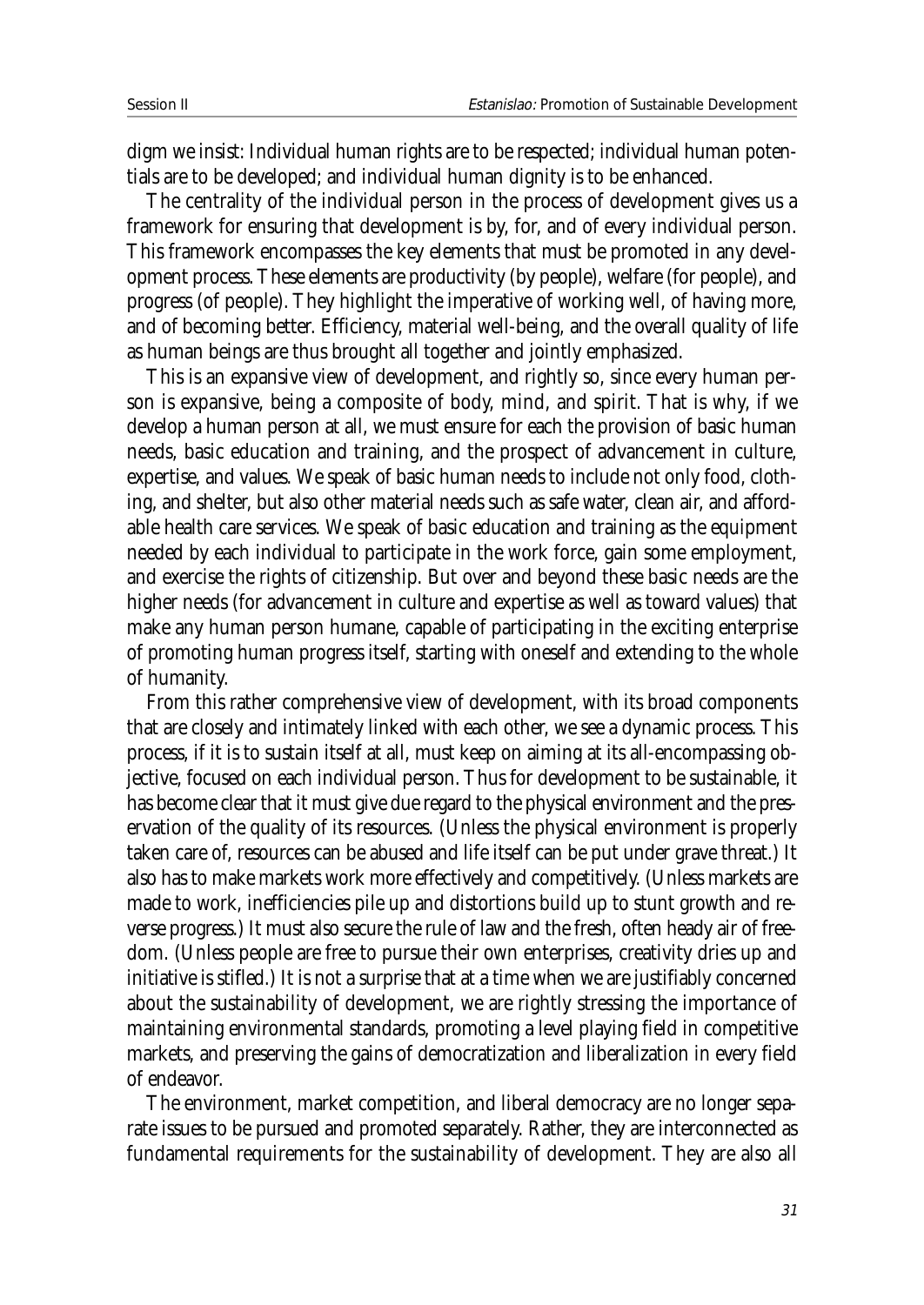digm we insist: Individual human rights are to be respected; individual human potentials are to be developed; and individual human dignity is to be enhanced.

The centrality of the individual person in the process of development gives us a framework for ensuring that development is by, for, and of every individual person. This framework encompasses the key elements that must be promoted in any development process. These elements are productivity (by people), welfare (for people), and progress (of people). They highlight the imperative of working well, of having more, and of becoming better. Efficiency, material well-being, and the overall quality of life as human beings are thus brought all together and jointly emphasized.

This is an expansive view of development, and rightly so, since every human person is expansive, being a composite of body, mind, and spirit. That is why, if we develop a human person at all, we must ensure for each the provision of basic human needs, basic education and training, and the prospect of advancement in culture, expertise, and values. We speak of basic human needs to include not only food, clothing, and shelter, but also other material needs such as safe water, clean air, and affordable health care services. We speak of basic education and training as the equipment needed by each individual to participate in the work force, gain some employment, and exercise the rights of citizenship. But over and beyond these basic needs are the higher needs (for advancement in culture and expertise as well as toward values) that make any human person humane, capable of participating in the exciting enterprise of promoting human progress itself, starting with oneself and extending to the whole of humanity.

From this rather comprehensive view of development, with its broad components that are closely and intimately linked with each other, we see a dynamic process. This process, if it is to sustain itself at all, must keep on aiming at its all-encompassing objective, focused on each individual person. Thus for development to be sustainable, it has become clear that it must give due regard to the physical environment and the preservation of the quality of its resources. (Unless the physical environment is properly taken care of, resources can be abused and life itself can be put under grave threat.) It also has to make markets work more effectively and competitively. (Unless markets are made to work, inefficiencies pile up and distortions build up to stunt growth and reverse progress.) It must also secure the rule of law and the fresh, often heady air of freedom. (Unless people are free to pursue their own enterprises, creativity dries up and initiative is stifled.) It is not a surprise that at a time when we are justifiably concerned about the sustainability of development, we are rightly stressing the importance of maintaining environmental standards, promoting a level playing field in competitive markets, and preserving the gains of democratization and liberalization in every field of endeavor.

The environment, market competition, and liberal democracy are no longer separate issues to be pursued and promoted separately. Rather, they are interconnected as fundamental requirements for the sustainability of development. They are also all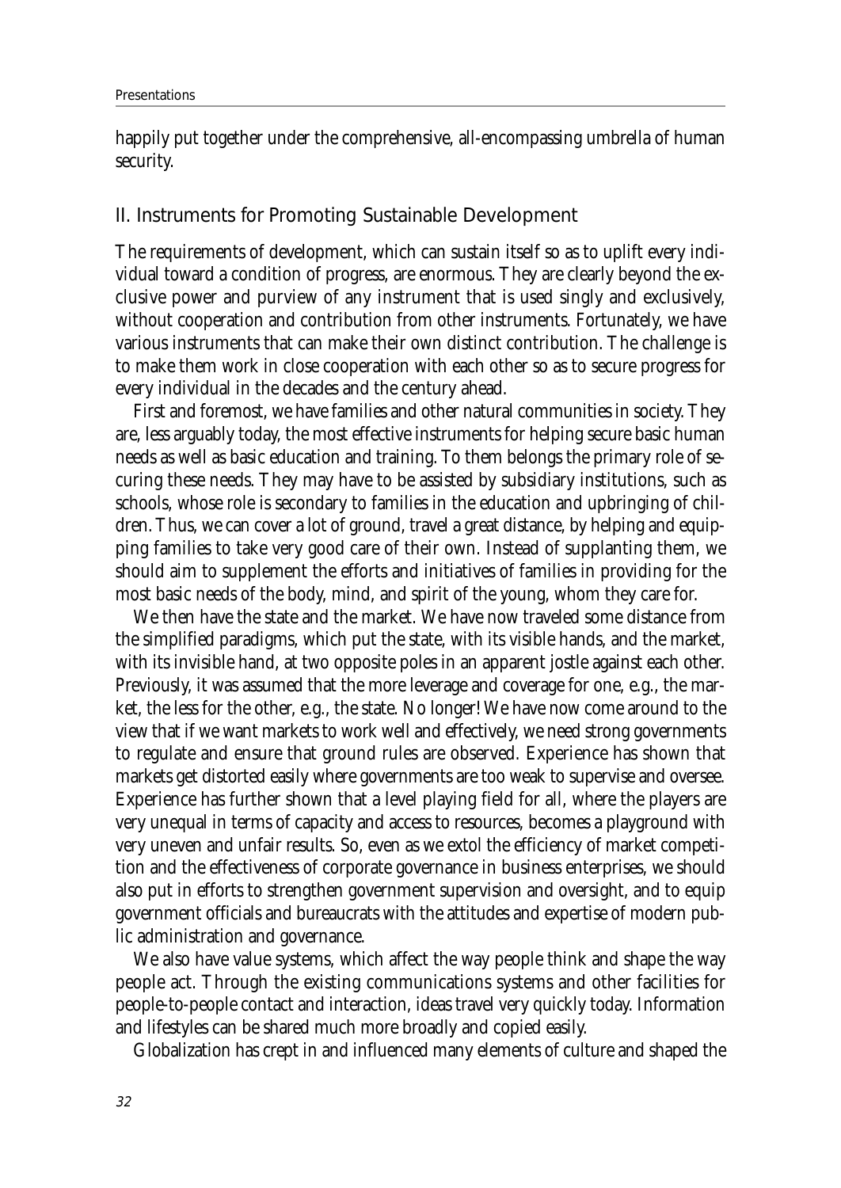happily put together under the comprehensive, all-encompassing umbrella of human security.

## II. Instruments for Promoting Sustainable Development

The requirements of development, which can sustain itself so as to uplift every individual toward a condition of progress, are enormous. They are clearly beyond the exclusive power and purview of any instrument that is used singly and exclusively, without cooperation and contribution from other instruments. Fortunately, we have various instruments that can make their own distinct contribution. The challenge is to make them work in close cooperation with each other so as to secure progress for every individual in the decades and the century ahead.

First and foremost, we have families and other natural communities in society. They are, less arguably today, the most effective instruments for helping secure basic human needs as well as basic education and training. To them belongs the primary role of securing these needs. They may have to be assisted by subsidiary institutions, such as schools, whose role is secondary to families in the education and upbringing of children. Thus, we can cover a lot of ground, travel a great distance, by helping and equipping families to take very good care of their own. Instead of supplanting them, we should aim to supplement the efforts and initiatives of families in providing for the most basic needs of the body, mind, and spirit of the young, whom they care for.

We then have the state and the market. We have now traveled some distance from the simplified paradigms, which put the state, with its visible hands, and the market, with its invisible hand, at two opposite poles in an apparent jostle against each other. Previously, it was assumed that the more leverage and coverage for one, e.g., the market, the less for the other, e.g., the state. No longer! We have now come around to the view that if we want markets to work well and effectively, we need strong governments to regulate and ensure that ground rules are observed. Experience has shown that markets get distorted easily where governments are too weak to supervise and oversee. Experience has further shown that a level playing field for all, where the players are very unequal in terms of capacity and access to resources, becomes a playground with very uneven and unfair results. So, even as we extol the efficiency of market competition and the effectiveness of corporate governance in business enterprises, we should also put in efforts to strengthen government supervision and oversight, and to equip government officials and bureaucrats with the attitudes and expertise of modern public administration and governance.

We also have value systems, which affect the way people think and shape the way people act. Through the existing communications systems and other facilities for people-to-people contact and interaction, ideas travel very quickly today. Information and lifestyles can be shared much more broadly and copied easily.

Globalization has crept in and influenced many elements of culture and shaped the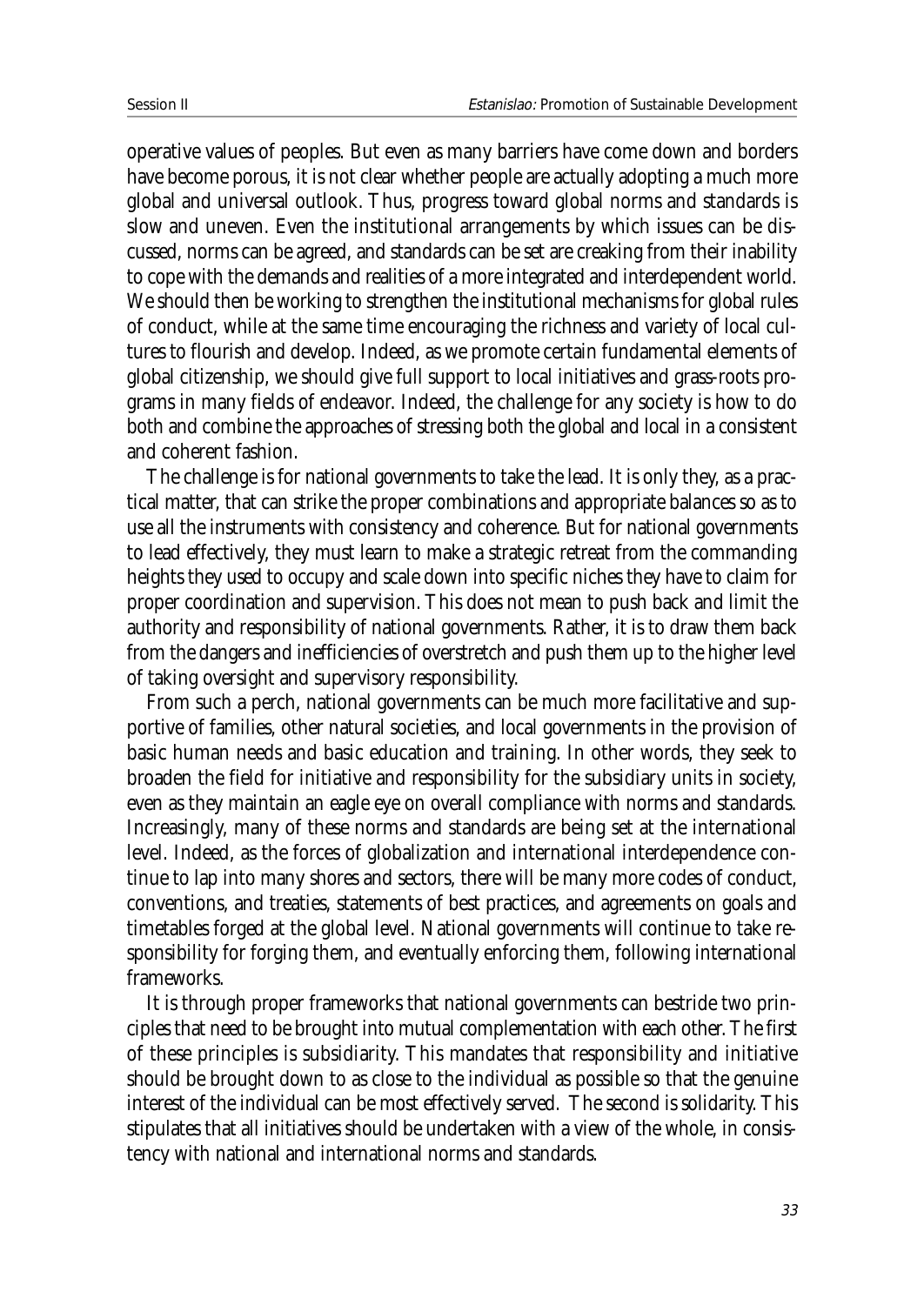operative values of peoples. But even as many barriers have come down and borders have become porous, it is not clear whether people are actually adopting a much more global and universal outlook. Thus, progress toward global norms and standards is slow and uneven. Even the institutional arrangements by which issues can be discussed, norms can be agreed, and standards can be set are creaking from their inability to cope with the demands and realities of a more integrated and interdependent world. We should then be working to strengthen the institutional mechanisms for global rules of conduct, while at the same time encouraging the richness and variety of local cultures to flourish and develop. Indeed, as we promote certain fundamental elements of global citizenship, we should give full support to local initiatives and grass-roots programs in many fields of endeavor. Indeed, the challenge for any society is how to do both and combine the approaches of stressing both the global and local in a consistent and coherent fashion.

The challenge is for national governments to take the lead. It is only they, as a practical matter, that can strike the proper combinations and appropriate balances so as to use all the instruments with consistency and coherence. But for national governments to lead effectively, they must learn to make a strategic retreat from the commanding heights they used to occupy and scale down into specific niches they have to claim for proper coordination and supervision. This does not mean to push back and limit the authority and responsibility of national governments. Rather, it is to draw them back from the dangers and inefficiencies of overstretch and push them up to the higher level of taking oversight and supervisory responsibility.

From such a perch, national governments can be much more facilitative and supportive of families, other natural societies, and local governments in the provision of basic human needs and basic education and training. In other words, they seek to broaden the field for initiative and responsibility for the subsidiary units in society, even as they maintain an eagle eye on overall compliance with norms and standards. Increasingly, many of these norms and standards are being set at the international level. Indeed, as the forces of globalization and international interdependence continue to lap into many shores and sectors, there will be many more codes of conduct, conventions, and treaties, statements of best practices, and agreements on goals and timetables forged at the global level. National governments will continue to take responsibility for forging them, and eventually enforcing them, following international frameworks.

It is through proper frameworks that national governments can bestride two principles that need to be brought into mutual complementation with each other. The first of these principles is subsidiarity. This mandates that responsibility and initiative should be brought down to as close to the individual as possible so that the genuine interest of the individual can be most effectively served. The second is solidarity. This stipulates that all initiatives should be undertaken with a view of the whole, in consistency with national and international norms and standards.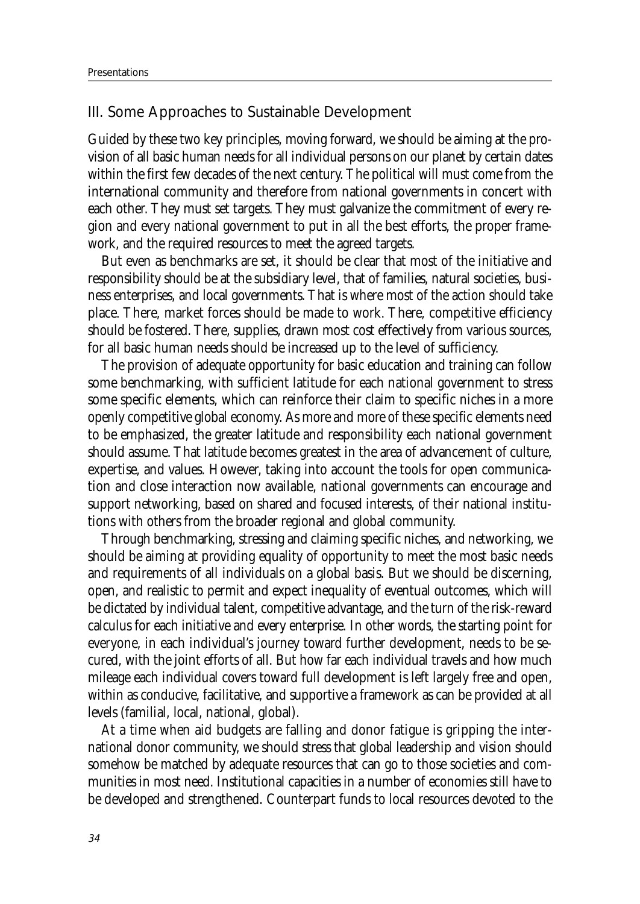## III. Some Approaches to Sustainable Development

Guided by these two key principles, moving forward, we should be aiming at the provision of all basic human needs for all individual persons on our planet by certain dates within the first few decades of the next century. The political will must come from the international community and therefore from national governments in concert with each other. They must set targets. They must galvanize the commitment of every region and every national government to put in all the best efforts, the proper framework, and the required resources to meet the agreed targets.

But even as benchmarks are set, it should be clear that most of the initiative and responsibility should be at the subsidiary level, that of families, natural societies, business enterprises, and local governments. That is where most of the action should take place. There, market forces should be made to work. There, competitive efficiency should be fostered. There, supplies, drawn most cost effectively from various sources, for all basic human needs should be increased up to the level of sufficiency.

The provision of adequate opportunity for basic education and training can follow some benchmarking, with sufficient latitude for each national government to stress some specific elements, which can reinforce their claim to specific niches in a more openly competitive global economy. As more and more of these specific elements need to be emphasized, the greater latitude and responsibility each national government should assume. That latitude becomes greatest in the area of advancement of culture, expertise, and values. However, taking into account the tools for open communication and close interaction now available, national governments can encourage and support networking, based on shared and focused interests, of their national institutions with others from the broader regional and global community.

Through benchmarking, stressing and claiming specific niches, and networking, we should be aiming at providing equality of opportunity to meet the most basic needs and requirements of all individuals on a global basis. But we should be discerning, open, and realistic to permit and expect inequality of eventual outcomes, which will be dictated by individual talent, competitive advantage, and the turn of the risk-reward calculus for each initiative and every enterprise. In other words, the starting point for everyone, in each individual's journey toward further development, needs to be secured, with the joint efforts of all. But how far each individual travels and how much mileage each individual covers toward full development is left largely free and open, within as conducive, facilitative, and supportive a framework as can be provided at all levels (familial, local, national, global).

At a time when aid budgets are falling and donor fatigue is gripping the international donor community, we should stress that global leadership and vision should somehow be matched by adequate resources that can go to those societies and communities in most need. Institutional capacities in a number of economies still have to be developed and strengthened. Counterpart funds to local resources devoted to the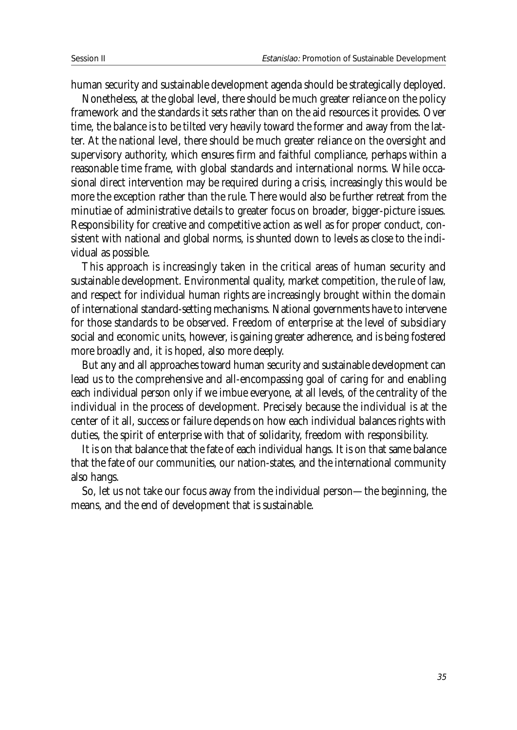human security and sustainable development agenda should be strategically deployed.

Nonetheless, at the global level, there should be much greater reliance on the policy framework and the standards it sets rather than on the aid resources it provides. Over time, the balance is to be tilted very heavily toward the former and away from the latter. At the national level, there should be much greater reliance on the oversight and supervisory authority, which ensures firm and faithful compliance, perhaps within a reasonable time frame, with global standards and international norms. While occasional direct intervention may be required during a crisis, increasingly this would be more the exception rather than the rule. There would also be further retreat from the minutiae of administrative details to greater focus on broader, bigger-picture issues. Responsibility for creative and competitive action as well as for proper conduct, consistent with national and global norms, is shunted down to levels as close to the individual as possible.

This approach is increasingly taken in the critical areas of human security and sustainable development. Environmental quality, market competition, the rule of law, and respect for individual human rights are increasingly brought within the domain of international standard-setting mechanisms. National governments have to intervene for those standards to be observed. Freedom of enterprise at the level of subsidiary social and economic units, however, is gaining greater adherence, and is being fostered more broadly and, it is hoped, also more deeply.

But any and all approaches toward human security and sustainable development can lead us to the comprehensive and all-encompassing goal of caring for and enabling each individual person only if we imbue everyone, at all levels, of the centrality of the individual in the process of development. Precisely because the individual is at the center of it all, success or failure depends on how each individual balances rights with duties, the spirit of enterprise with that of solidarity, freedom with responsibility.

It is on that balance that the fate of each individual hangs. It is on that same balance that the fate of our communities, our nation-states, and the international community also hangs.

So, let us not take our focus away from the individual person—the beginning, the means, and the end of development that is sustainable.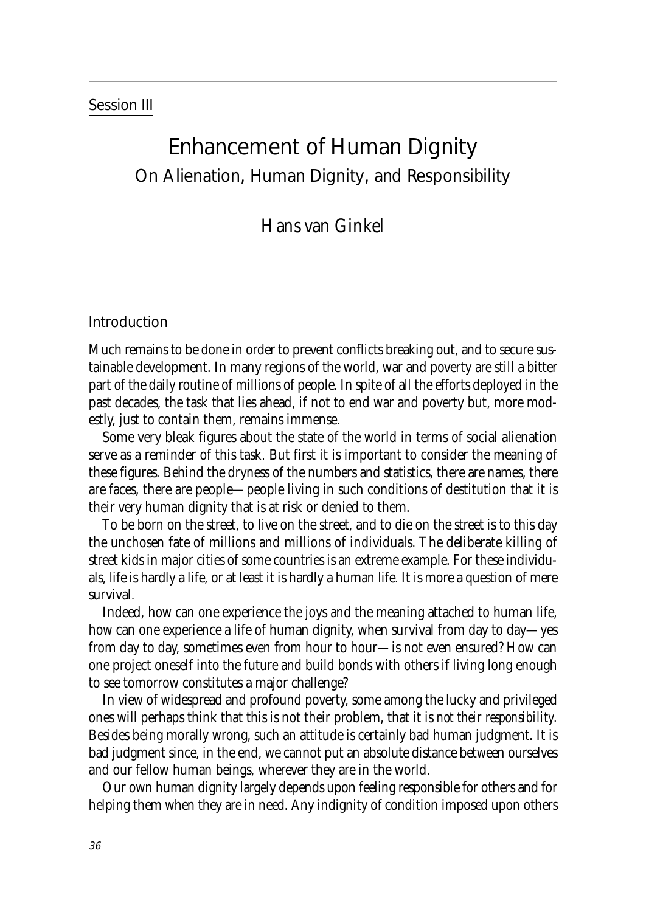Session III

# Enhancement of Human Dignity

## On Alienation, Human Dignity, and Responsibility

Hans van Ginkel

### Introduction

Much remains to be done in order to prevent conflicts breaking out, and to secure sustainable development. In many regions of the world, war and poverty are still a bitter part of the daily routine of millions of people. In spite of all the efforts deployed in the past decades, the task that lies ahead, if not to end war and poverty but, more modestly, just to contain them, remains immense.

Some very bleak figures about the state of the world in terms of social alienation serve as a reminder of this task. But first it is important to consider the meaning of these figures. Behind the dryness of the numbers and statistics, there are names, there are faces, there are people—people living in such conditions of destitution that it is their very human dignity that is at risk or denied to them.

To be born on the street, to live on the street, and to die on the street is to this day the unchosen fate of millions and millions of individuals. The deliberate killing of street kids in major cities of some countries is an extreme example. For these individuals, life is hardly a life, or at least it is hardly a human life. It is more a question of mere survival.

Indeed, how can one experience the joys and the meaning attached to human life, how can one experience a life of human dignity, when survival from day to day—yes from day to day, sometimes even from hour to hour—is not even ensured? How can one project oneself into the future and build bonds with others if living long enough to see tomorrow constitutes a major challenge?

In view of widespread and profound poverty, some among the lucky and privileged ones will perhaps think that this is not their problem, that it is *not their responsibility*. Besides being morally wrong, such an attitude is certainly bad human judgment. It is bad judgment since, in the end, we cannot put an absolute distance between ourselves and our fellow human beings, wherever they are in the world.

Our own human dignity largely depends upon feeling responsible for others and for helping them when they are in need. Any indignity of condition imposed upon others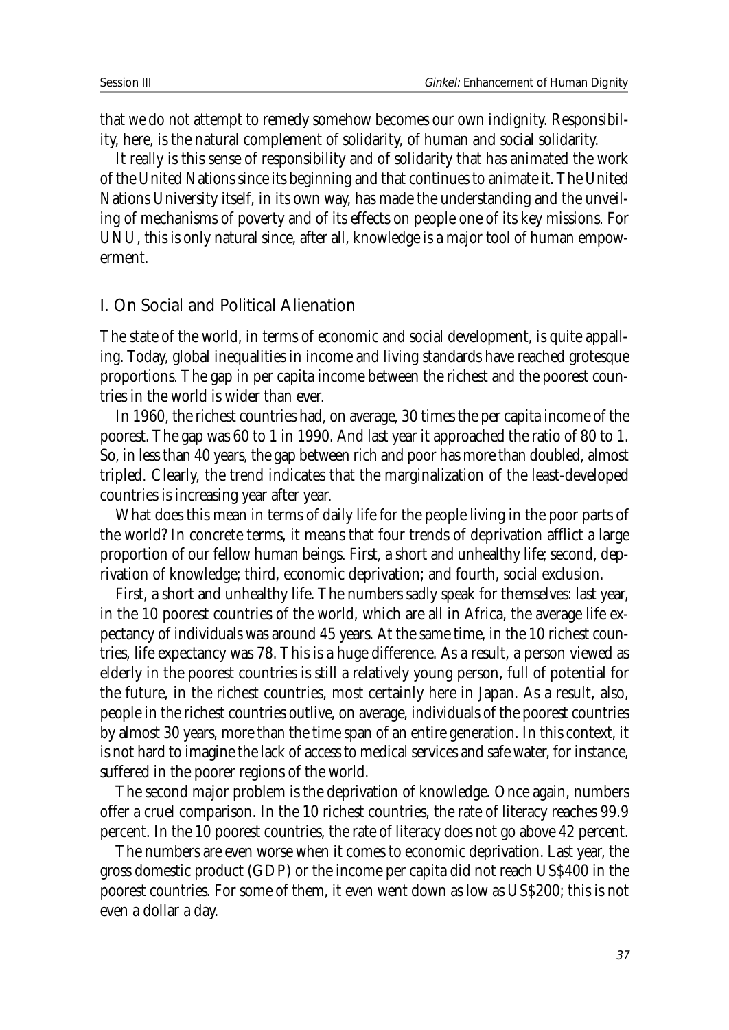that we do not attempt to remedy somehow becomes our own indignity. Responsibility, here, is the natural complement of solidarity, of human and social solidarity.

It really is this sense of responsibility and of solidarity that has animated the work of the United Nations since its beginning and that continues to animate it. The United Nations University itself, in its own way, has made the understanding and the unveiling of mechanisms of poverty and of its effects on people one of its key missions. For UNU, this is only natural since, after all, knowledge is a major tool of human empowerment.

## I. On Social and Political Alienation

The state of the world, in terms of economic and social development, is quite appalling. Today, global inequalities in income and living standards have reached grotesque proportions. The gap in per capita income between the richest and the poorest countries in the world is wider than ever.

In 1960, the richest countries had, on average, 30 times the per capita income of the poorest. The gap was 60 to 1 in 1990. And last year it approached the ratio of 80 to 1. So, in less than 40 years, the gap between rich and poor has more than doubled, almost tripled. Clearly, the trend indicates that the marginalization of the least-developed countries is increasing year after year.

What does this mean in terms of daily life for the people living in the poor parts of the world? In concrete terms, it means that four trends of deprivation afflict a large proportion of our fellow human beings. First, a short and unhealthy life; second, deprivation of knowledge; third, economic deprivation; and fourth, social exclusion.

First, a short and unhealthy life. The numbers sadly speak for themselves: last year, in the 10 poorest countries of the world, which are all in Africa, the average life expectancy of individuals was around 45 years. At the same time, in the 10 richest countries, life expectancy was 78. This is a huge difference. As a result, a person viewed as elderly in the poorest countries is still a relatively young person, full of potential for the future, in the richest countries, most certainly here in Japan. As a result, also, people in the richest countries outlive, on average, individuals of the poorest countries by almost 30 years, more than the time span of an entire generation. In this context, it is not hard to imagine the lack of access to medical services and safe water, for instance, suffered in the poorer regions of the world.

The second major problem is the deprivation of knowledge. Once again, numbers offer a cruel comparison. In the 10 richest countries, the rate of literacy reaches 99.9 percent. In the 10 poorest countries, the rate of literacy does not go above 42 percent.

The numbers are even worse when it comes to economic deprivation. Last year, the gross domestic product (GDP) or the income per capita did not reach US$400 in the poorest countries. For some of them, it even went down as low as US$200; this is not even a dollar a day.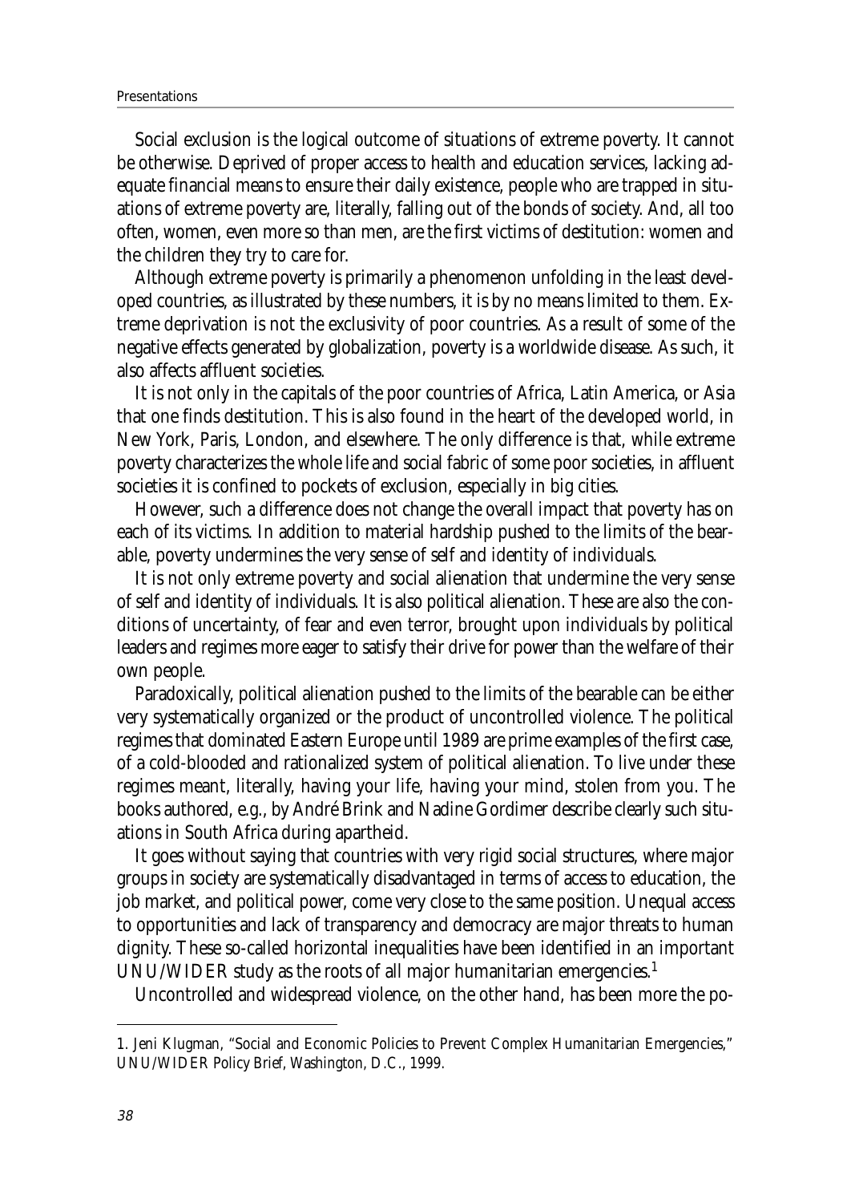Social exclusion is the logical outcome of situations of extreme poverty. It cannot be otherwise. Deprived of proper access to health and education services, lacking adequate financial means to ensure their daily existence, people who are trapped in situations of extreme poverty are, literally, falling out of the bonds of society. And, all too often, women, even more so than men, are the first victims of destitution: women and the children they try to care for.

Although extreme poverty is primarily a phenomenon unfolding in the least developed countries, as illustrated by these numbers, it is by no means limited to them. Extreme deprivation is not the exclusivity of poor countries. As a result of some of the negative effects generated by globalization, poverty is a worldwide disease. As such, it also affects affluent societies.

It is not only in the capitals of the poor countries of Africa, Latin America, or Asia that one finds destitution. This is also found in the heart of the developed world, in New York, Paris, London, and elsewhere. The only difference is that, while extreme poverty characterizes the whole life and social fabric of some poor societies, in affluent societies it is confined to pockets of exclusion, especially in big cities.

However, such a difference does not change the overall impact that poverty has on each of its victims. In addition to material hardship pushed to the limits of the bearable, poverty undermines the very sense of self and identity of individuals.

It is not only extreme poverty and social alienation that undermine the very sense of self and identity of individuals. It is also political alienation. These are also the conditions of uncertainty, of fear and even terror, brought upon individuals by political leaders and regimes more eager to satisfy their drive for power than the welfare of their own people.

Paradoxically, political alienation pushed to the limits of the bearable can be either very systematically organized or the product of uncontrolled violence. The political regimes that dominated Eastern Europe until 1989 are prime examples of the first case, of a cold-blooded and rationalized system of political alienation. To live under these regimes meant, literally, having your life, having your mind, stolen from you. The books authored, e.g., by André Brink and Nadine Gordimer describe clearly such situations in South Africa during apartheid.

It goes without saying that countries with very rigid social structures, where major groups in society are systematically disadvantaged in terms of access to education, the job market, and political power, come very close to the same position. Unequal access to opportunities and lack of transparency and democracy are major threats to human dignity. These so-called horizontal inequalities have been identified in an important UNU/WIDER study as the roots of all major humanitarian emergencies.[1]

Uncontrolled and widespread violence, on the other hand, has been more the po-

---

1. Jeni Klugman, "Social and Economic Policies to Prevent Complex Humanitarian Emergencies," UNU/WIDER Policy Brief, Washington, D.C., 1999.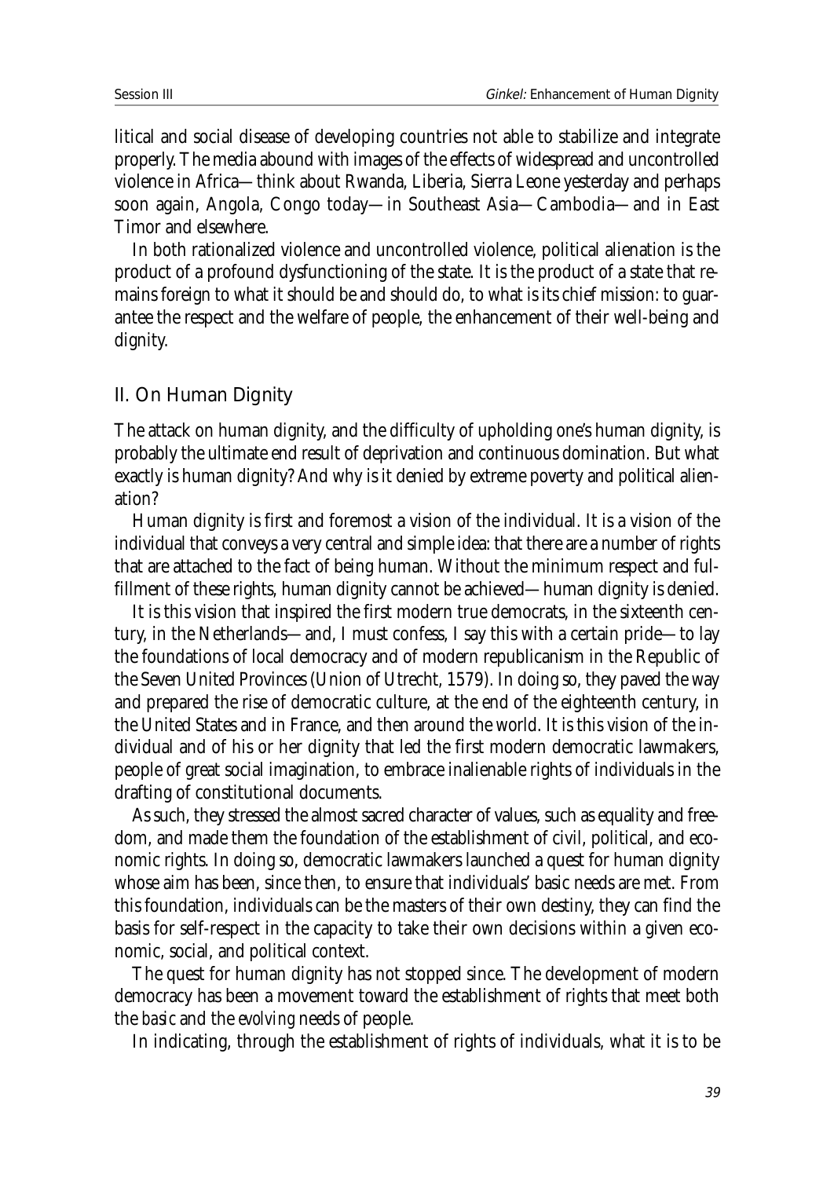litical and social disease of developing countries not able to stabilize and integrate properly. The media abound with images of the effects of widespread and uncontrolled violence in Africa—think about Rwanda, Liberia, Sierra Leone yesterday and perhaps soon again, Angola, Congo today—in Southeast Asia—Cambodia—and in East Timor and elsewhere.

In both rationalized violence and uncontrolled violence, political alienation is the product of a profound dysfunctioning of the state. It is the product of a state that remains foreign to what it should be and should do, to what is its chief mission: to guarantee the respect and the welfare of people, the enhancement of their well-being and dignity.

## II. On Human Dignity

The attack on human dignity, and the difficulty of upholding one's human dignity, is probably the ultimate end result of deprivation and continuous domination. But what exactly is human dignity? And why is it denied by extreme poverty and political alienation?

Human dignity is first and foremost a vision of the individual. It is a vision of the individual that conveys a very central and simple idea: that there are a number of rights that are attached to the fact of being human. Without the minimum respect and fulfillment of these rights, human dignity cannot be achieved—human dignity is denied.

It is this vision that inspired the first modern true democrats, in the sixteenth century, in the Netherlands—and, I must confess, I say this with a certain pride—to lay the foundations of local democracy and of modern republicanism in the Republic of the Seven United Provinces (Union of Utrecht, 1579). In doing so, they paved the way and prepared the rise of democratic culture, at the end of the eighteenth century, in the United States and in France, and then around the world. It is this vision of the individual and of his or her dignity that led the first modern democratic lawmakers, people of great social imagination, to embrace inalienable rights of individuals in the drafting of constitutional documents.

As such, they stressed the almost sacred character of values, such as equality and freedom, and made them the foundation of the establishment of civil, political, and economic rights. In doing so, democratic lawmakers launched a quest for human dignity whose aim has been, since then, to ensure that individuals' basic needs are met. From this foundation, individuals can be the masters of their own destiny, they can find the basis for self-respect in the capacity to take their own decisions within a given economic, social, and political context.

The quest for human dignity has not stopped since. The development of modern democracy has been a movement toward the establishment of rights that meet both the *basic* and the *evolving* needs of people.

In indicating, through the establishment of rights of individuals, what it is to be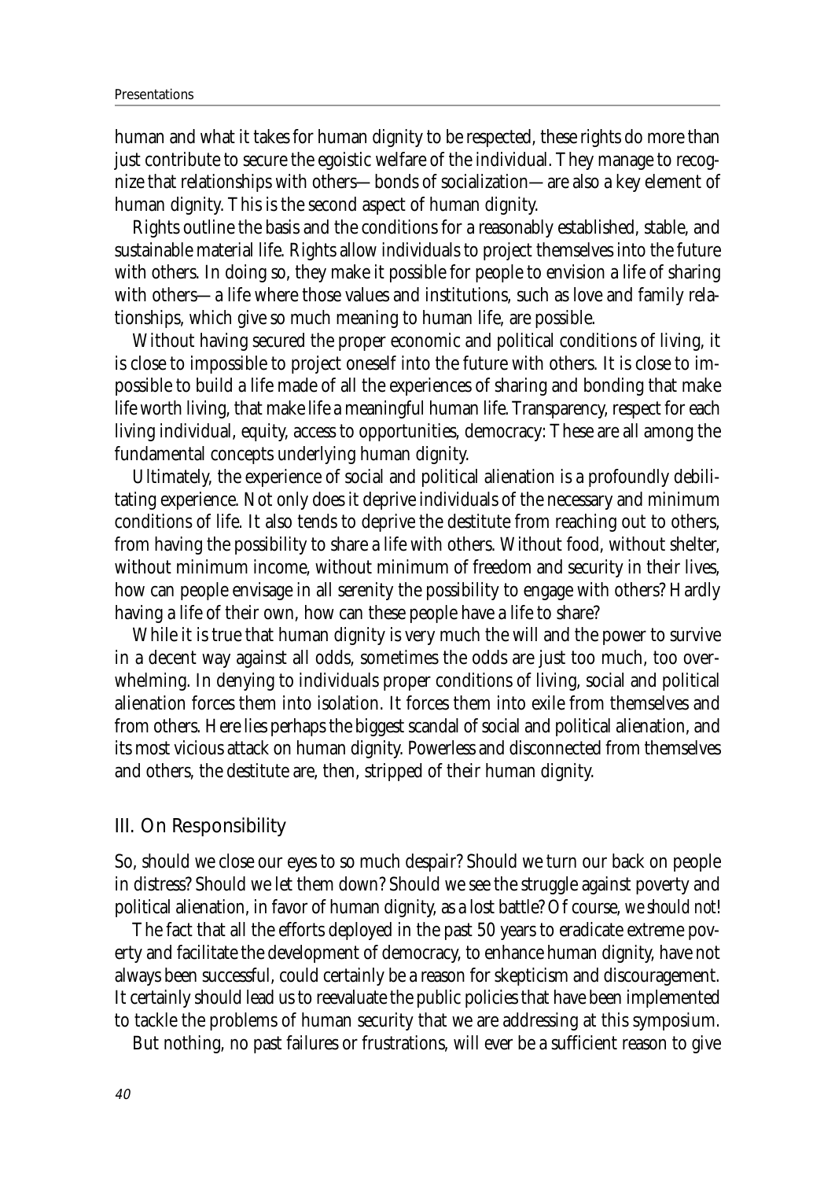human and what it takes for human dignity to be respected, these rights do more than just contribute to secure the egoistic welfare of the individual. They manage to recognize that relationships with others—bonds of socialization—are also a key element of human dignity. This is the second aspect of human dignity.

Rights outline the basis and the conditions for a reasonably established, stable, and sustainable material life. Rights allow individuals to project themselves into the future with others. In doing so, they make it possible for people to envision a life of sharing with others—a life where those values and institutions, such as love and family relationships, which give so much meaning to human life, are possible.

Without having secured the proper economic and political conditions of living, it is close to impossible to project oneself into the future with others. It is close to impossible to build a life made of all the experiences of sharing and bonding that make life worth living, that make life a meaningful human life. Transparency, respect for each living individual, equity, access to opportunities, democracy: These are all among the fundamental concepts underlying human dignity.

Ultimately, the experience of social and political alienation is a profoundly debilitating experience. Not only does it deprive individuals of the necessary and minimum conditions of life. It also tends to deprive the destitute from reaching out to others, from having the possibility to share a life with others. Without food, without shelter, without minimum income, without minimum of freedom and security in their lives, how can people envisage in all serenity the possibility to engage with others? Hardly having a life of their own, how can these people have a life to share?

While it is true that human dignity is very much the will and the power to survive in a decent way against all odds, sometimes the odds are just too much, too overwhelming. In denying to individuals proper conditions of living, social and political alienation forces them into isolation. It forces them into exile from themselves and from others. Here lies perhaps the biggest scandal of social and political alienation, and its most vicious attack on human dignity. Powerless and disconnected from themselves and others, the destitute are, then, stripped of their human dignity.

## III. On Responsibility

So, should we close our eyes to so much despair? Should we turn our back on people in distress? Should we let them down? Should we see the struggle against poverty and political alienation, in favor of human dignity, as a lost battle? Of course, *we should not*!

The fact that all the efforts deployed in the past 50 years to eradicate extreme poverty and facilitate the development of democracy, to enhance human dignity, have not always been successful, could certainly be a reason for skepticism and discouragement. It certainly should lead us to reevaluate the public policies that have been implemented to tackle the problems of human security that we are addressing at this symposium.

But nothing, no past failures or frustrations, will ever be a sufficient reason to give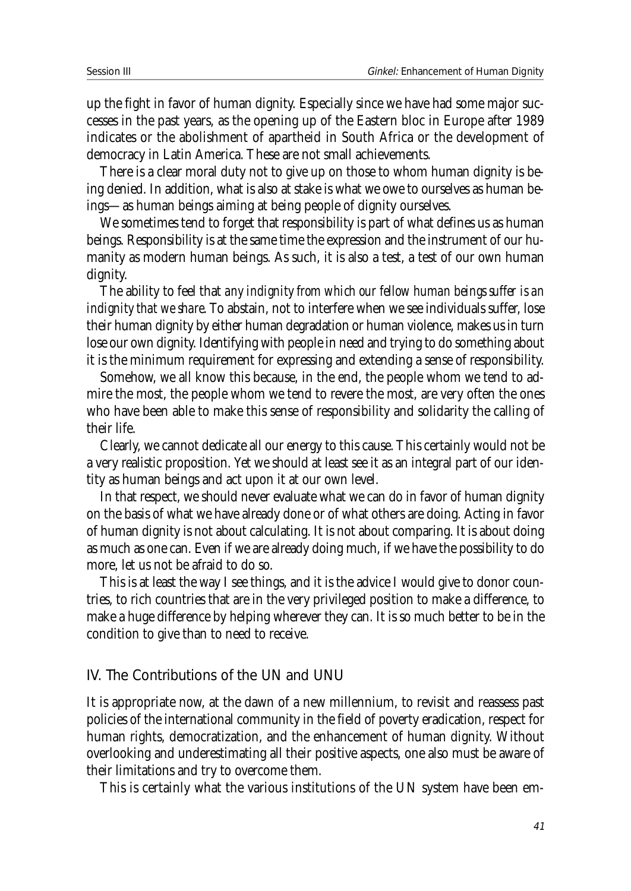up the fight in favor of human dignity. Especially since we have had some major successes in the past years, as the opening up of the Eastern bloc in Europe after 1989 indicates or the abolishment of apartheid in South Africa or the development of democracy in Latin America. These are not small achievements.

There is a clear moral duty not to give up on those to whom human dignity is being denied. In addition, what is also at stake is what we owe to ourselves as human beings—as human beings aiming at being people of dignity ourselves.

We sometimes tend to forget that responsibility is part of what defines us as human beings. Responsibility is at the same time the expression and the instrument of our humanity as modern human beings. As such, it is also a test, a test of our own human dignity.

The ability to feel that *any indignity from which our fellow human beings suffer is an indignity that we share*. To abstain, not to interfere when we see individuals suffer, lose their human dignity by either human degradation or human violence, makes us in turn lose our own dignity. Identifying with people in need and trying to do something about it is the minimum requirement for expressing and extending a sense of responsibility.

Somehow, we all know this because, in the end, the people whom we tend to admire the most, the people whom we tend to revere the most, are very often the ones who have been able to make this sense of responsibility and solidarity the calling of their life.

Clearly, we cannot dedicate all our energy to this cause. This certainly would not be a very realistic proposition. Yet we should at least see it as an integral part of our identity as human beings and act upon it at our own level.

In that respect, we should never evaluate what we can do in favor of human dignity on the basis of what we have already done or of what others are doing. Acting in favor of human dignity is not about calculating. It is not about comparing. It is about doing as much as one can. Even if we are already doing much, if we have the possibility to do more, let us not be afraid to do so.

This is at least the way I see things, and it is the advice I would give to donor countries, to rich countries that are in the very privileged position to make a difference, to make a huge difference by helping wherever they can. It is so much better to be in the condition to give than to need to receive.

## IV. The Contributions of the UN and UNU

It is appropriate now, at the dawn of a new millennium, to revisit and reassess past policies of the international community in the field of poverty eradication, respect for human rights, democratization, and the enhancement of human dignity. Without overlooking and underestimating all their positive aspects, one also must be aware of their limitations and try to overcome them.

This is certainly what the various institutions of the UN system have been em-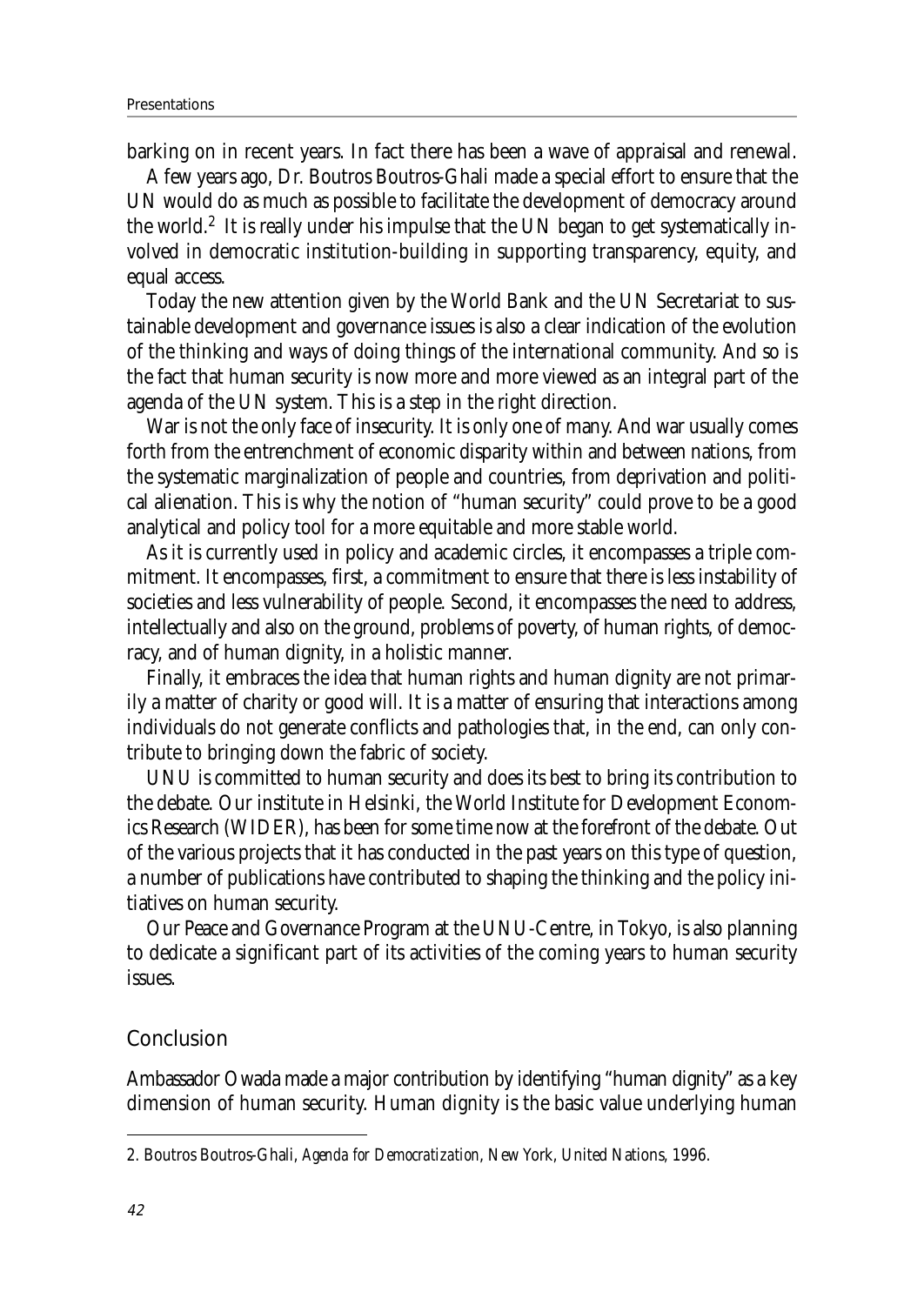barking on in recent years. In fact there has been a wave of appraisal and renewal.

A few years ago, Dr. Boutros Boutros-Ghali made a special effort to ensure that the UN would do as much as possible to facilitate the development of democracy around the world.[2] It is really under his impulse that the UN began to get systematically involved in democratic institution-building in supporting transparency, equity, and equal access.

Today the new attention given by the World Bank and the UN Secretariat to sustainable development and governance issues is also a clear indication of the evolution of the thinking and ways of doing things of the international community. And so is the fact that human security is now more and more viewed as an integral part of the agenda of the UN system. This is a step in the right direction.

War is not the only face of insecurity. It is only one of many. And war usually comes forth from the entrenchment of economic disparity within and between nations, from the systematic marginalization of people and countries, from deprivation and political alienation. This is why the notion of "human security" could prove to be a good analytical and policy tool for a more equitable and more stable world.

As it is currently used in policy and academic circles, it encompasses a triple commitment. It encompasses, first, a commitment to ensure that there is less instability of societies and less vulnerability of people. Second, it encompasses the need to address, intellectually and also on the ground, problems of poverty, of human rights, of democracy, and of human dignity, in a holistic manner.

Finally, it embraces the idea that human rights and human dignity are not primarily a matter of charity or good will. It is a matter of ensuring that interactions among individuals do not generate conflicts and pathologies that, in the end, can only contribute to bringing down the fabric of society.

UNU is committed to human security and does its best to bring its contribution to the debate. Our institute in Helsinki, the World Institute for Development Economics Research (WIDER), has been for some time now at the forefront of the debate. Out of the various projects that it has conducted in the past years on this type of question, a number of publications have contributed to shaping the thinking and the policy initiatives on human security.

Our Peace and Governance Program at the UNU-Centre, in Tokyo, is also planning to dedicate a significant part of its activities of the coming years to human security issues.

## Conclusion

Ambassador Owada made a major contribution by identifying "human dignity" as a key dimension of human security. Human dignity is the basic value underlying human

---

2. Boutros Boutros-Ghali, *Agenda for Democratization*, New York, United Nations, 1996.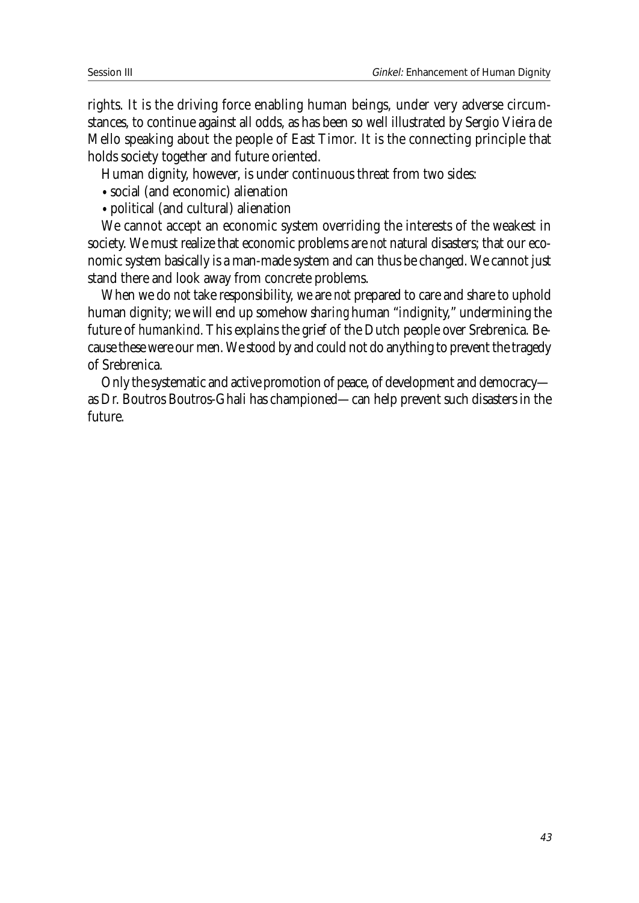rights. It is the driving force enabling human beings, under very adverse circumstances, to continue against all odds, as has been so well illustrated by Sergio Vieira de Mello speaking about the people of East Timor. It is the connecting principle that holds society together and future oriented.

Human dignity, however, is under continuous threat from two sides:

- social (and economic) alienation
- political (and cultural) alienation

We cannot accept an economic system overriding the interests of the weakest in society. We must realize that economic problems are *not* natural disasters; that our economic system basically is a man-made system and can thus be changed. We cannot just stand there and look away from concrete problems.

When we do *not* take responsibility, we are *not* prepared to care and share to uphold human dignity; we will end up somehow *sharing* human "indignity," undermining the future of *humankind*. This explains the grief of the Dutch people over Srebrenica. Because these were our men. We stood by and could not do anything to prevent the tragedy of Srebrenica.

Only the systematic and active promotion of peace, of development and democracy—as Dr. Boutros Boutros-Ghali has championed—can help prevent such disasters in the future.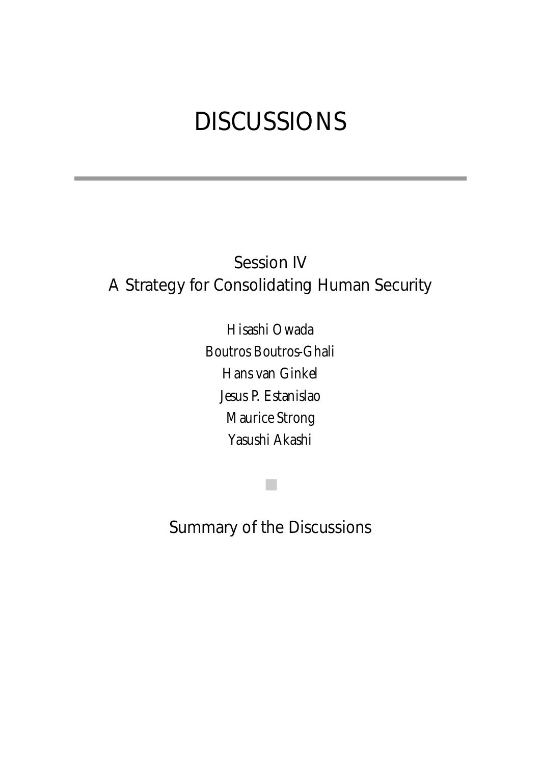# DISCUSSIONS

## Session IV
## A Strategy for Consolidating Human Security

Hisashi Owada
Boutros Boutros-Ghali
Hans van Ginkel
Jesus P. Estanislao
Maurice Strong
Yasushi Akashi

## Summary of the Discussions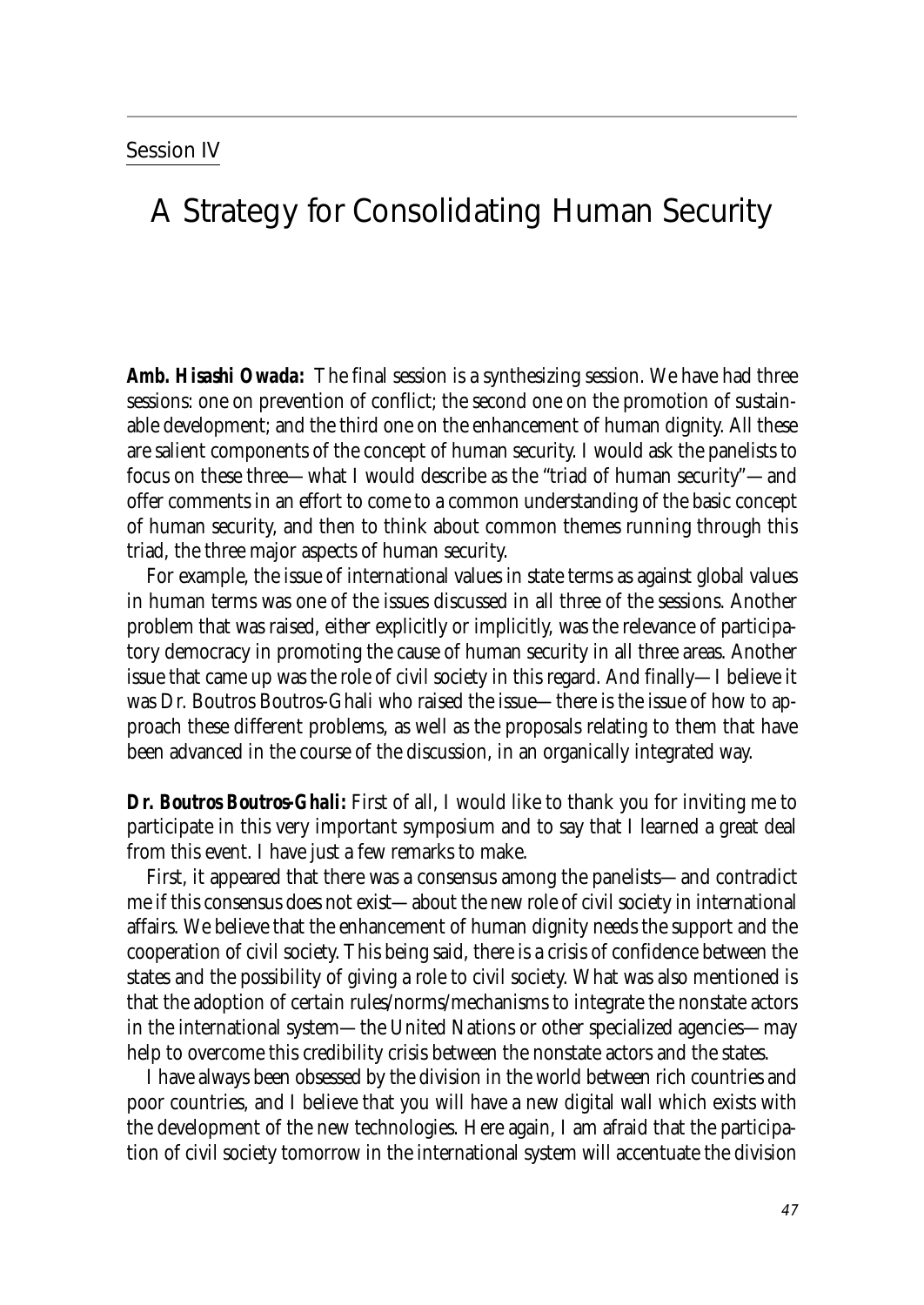Session IV

# A Strategy for Consolidating Human Security

**Amb. Hisashi Owada:** The final session is a synthesizing session. We have had three sessions: one on prevention of conflict; the second one on the promotion of sustainable development; and the third one on the enhancement of human dignity. All these are salient components of the concept of human security. I would ask the panelists to focus on these three—what I would describe as the "triad of human security"—and offer comments in an effort to come to a common understanding of the basic concept of human security, and then to think about common themes running through this triad, the three major aspects of human security.

For example, the issue of international values in state terms as against global values in human terms was one of the issues discussed in all three of the sessions. Another problem that was raised, either explicitly or implicitly, was the relevance of participatory democracy in promoting the cause of human security in all three areas. Another issue that came up was the role of civil society in this regard. And finally—I believe it was Dr. Boutros Boutros-Ghali who raised the issue—there is the issue of how to approach these different problems, as well as the proposals relating to them that have been advanced in the course of the discussion, in an organically integrated way.

**Dr. Boutros Boutros-Ghali:** First of all, I would like to thank you for inviting me to participate in this very important symposium and to say that I learned a great deal from this event. I have just a few remarks to make.

First, it appeared that there was a consensus among the panelists—and contradict me if this consensus does not exist—about the new role of civil society in international affairs. We believe that the enhancement of human dignity needs the support and the cooperation of civil society. This being said, there is a crisis of confidence between the states and the possibility of giving a role to civil society. What was also mentioned is that the adoption of certain rules/norms/mechanisms to integrate the nonstate actors in the international system—the United Nations or other specialized agencies—may help to overcome this credibility crisis between the nonstate actors and the states.

I have always been obsessed by the division in the world between rich countries and poor countries, and I believe that you will have a new digital wall which exists with the development of the new technologies. Here again, I am afraid that the participation of civil society tomorrow in the international system will accentuate the division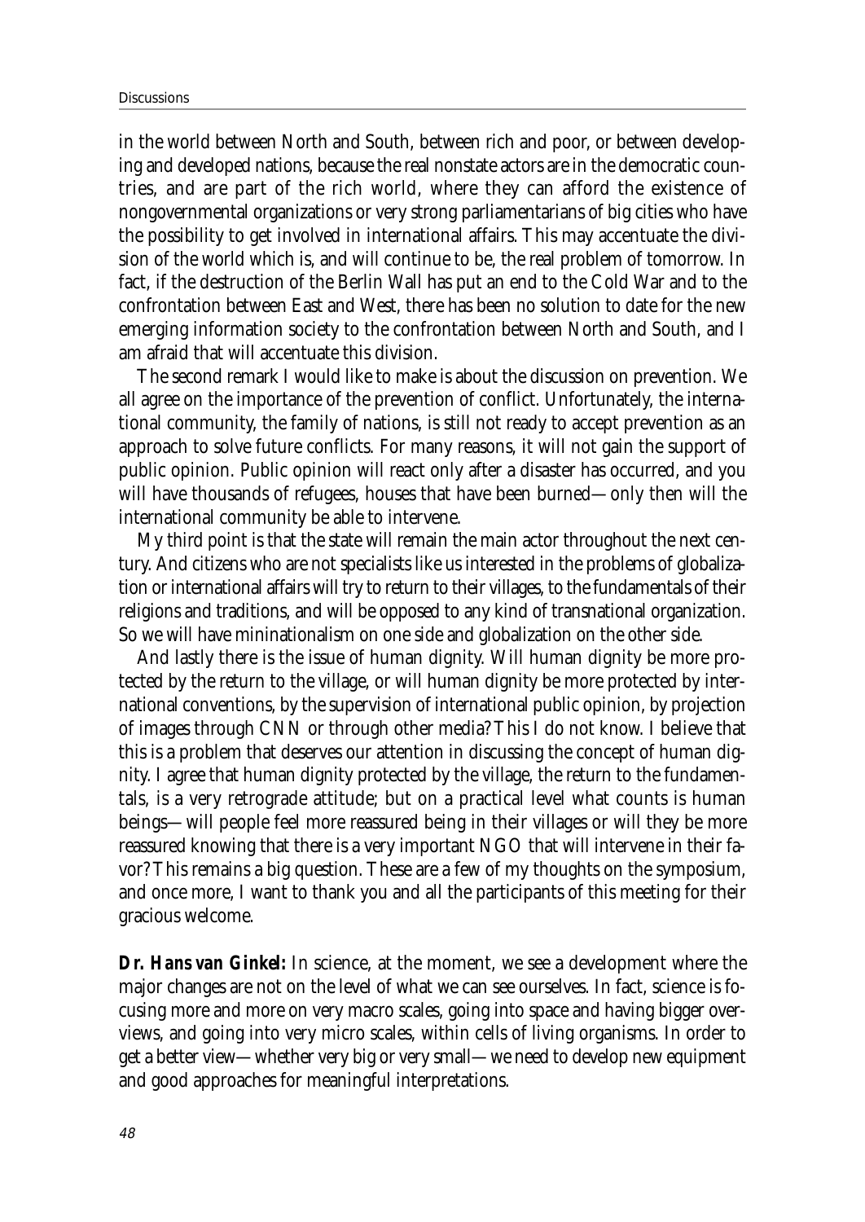in the world between North and South, between rich and poor, or between developing and developed nations, because the real nonstate actors are in the democratic countries, and are part of the rich world, where they can afford the existence of nongovernmental organizations or very strong parliamentarians of big cities who have the possibility to get involved in international affairs. This may accentuate the division of the world which is, and will continue to be, the real problem of tomorrow. In fact, if the destruction of the Berlin Wall has put an end to the Cold War and to the confrontation between East and West, there has been no solution to date for the new emerging information society to the confrontation between North and South, and I am afraid that will accentuate this division.

The second remark I would like to make is about the discussion on prevention. We all agree on the importance of the prevention of conflict. Unfortunately, the international community, the family of nations, is still not ready to accept prevention as an approach to solve future conflicts. For many reasons, it will not gain the support of public opinion. Public opinion will react only after a disaster has occurred, and you will have thousands of refugees, houses that have been burned—only then will the international community be able to intervene.

My third point is that the state will remain the main actor throughout the next century. And citizens who are not specialists like us interested in the problems of globalization or international affairs will try to return to their villages, to the fundamentals of their religions and traditions, and will be opposed to any kind of transnational organization. So we will have mininationalism on one side and globalization on the other side.

And lastly there is the issue of human dignity. Will human dignity be more protected by the return to the village, or will human dignity be more protected by international conventions, by the supervision of international public opinion, by projection of images through CNN or through other media? This I do not know. I believe that this is a problem that deserves our attention in discussing the concept of human dignity. I agree that human dignity protected by the village, the return to the fundamentals, is a very retrograde attitude; but on a practical level what counts is human beings—will people feel more reassured being in their villages or will they be more reassured knowing that there is a very important NGO that will intervene in their favor? This remains a big question. These are a few of my thoughts on the symposium, and once more, I want to thank you and all the participants of this meeting for their gracious welcome.

**Dr. Hans van Ginkel:** In science, at the moment, we see a development where the major changes are not on the level of what we can see ourselves. In fact, science is focusing more and more on very macro scales, going into space and having bigger overviews, and going into very micro scales, within cells of living organisms. In order to get a better view—whether very big or very small—we need to develop new equipment and good approaches for meaningful interpretations.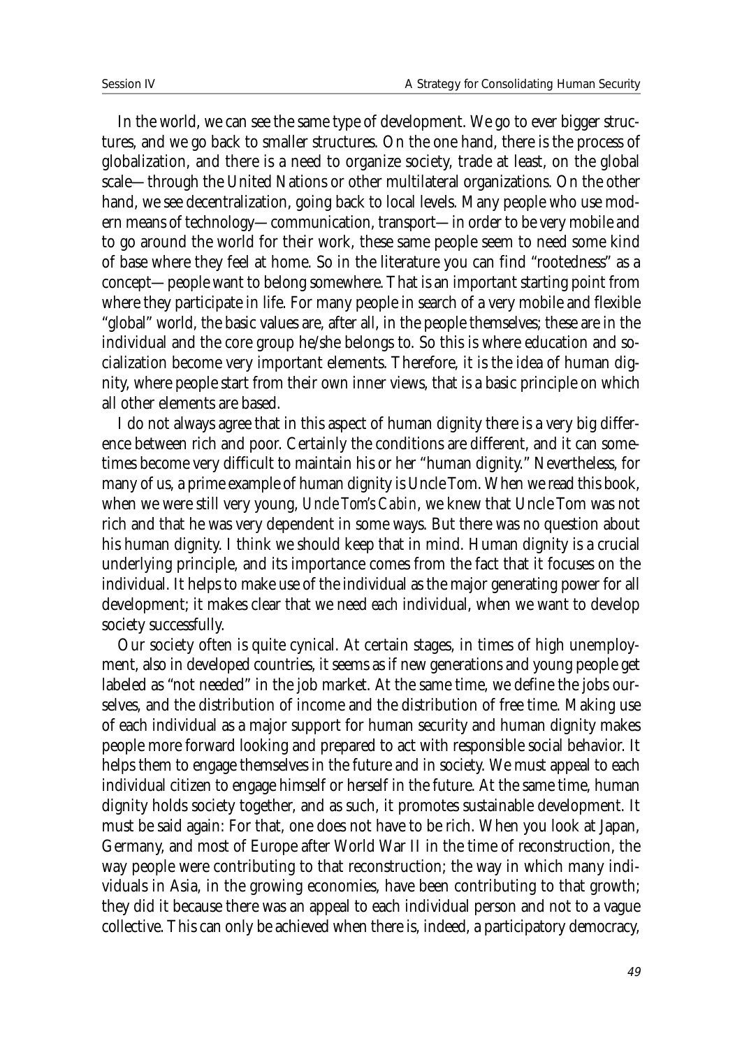In the world, we can see the same type of development. We go to ever bigger structures, and we go back to smaller structures. On the one hand, there is the process of globalization, and there is a need to organize society, trade at least, on the global scale—through the United Nations or other multilateral organizations. On the other hand, we see decentralization, going back to local levels. Many people who use modern means of technology—communication, transport—in order to be very mobile and to go around the world for their work, these same people seem to need some kind of base where they feel at home. So in the literature you can find "rootedness" as a concept—people want to belong somewhere. That is an important starting point from where they participate in life. For many people in search of a very mobile and flexible "global" world, the basic values are, after all, in the people themselves; these are in the individual and the core group he/she belongs to. So this is where education and socialization become very important elements. Therefore, it is the idea of human dignity, where people start from their own inner views, that is a basic principle on which all other elements are based.

I do not always agree that in this aspect of human dignity there is a very big difference between rich and poor. Certainly the conditions are different, and it can sometimes become very difficult to maintain his or her "human dignity." Nevertheless, for many of us, a prime example of human dignity is Uncle Tom. When we read this book, when we were still very young, *Uncle Tom's Cabin*, we knew that Uncle Tom was not rich and that he was very dependent in some ways. But there was no question about his human dignity. I think we should keep that in mind. Human dignity is a crucial underlying principle, and its importance comes from the fact that it focuses on the individual. It helps to make use of the individual as the major generating power for all development; it makes clear that we need *each* individual, when we want to develop society successfully.

Our society often is quite cynical. At certain stages, in times of high unemployment, also in developed countries, it seems as if new generations and young people get labeled as "not needed" in the job market. At the same time, we define the jobs ourselves, and the distribution of income and the distribution of free time. Making use of each individual as a major support for human security and human dignity makes people more forward looking and prepared to act with responsible social behavior. It helps them to engage themselves in the future and in society. We must appeal to each individual citizen to engage himself or herself in the future. At the same time, human dignity holds society together, and as such, it promotes sustainable development. It must be said again: For that, one does not have to be rich. When you look at Japan, Germany, and most of Europe after World War II in the time of reconstruction, the way people were contributing to that reconstruction; the way in which many individuals in Asia, in the growing economies, have been contributing to that growth; they did it because there was an appeal to each individual person and not to a vague collective. This can only be achieved when there is, indeed, a participatory democracy,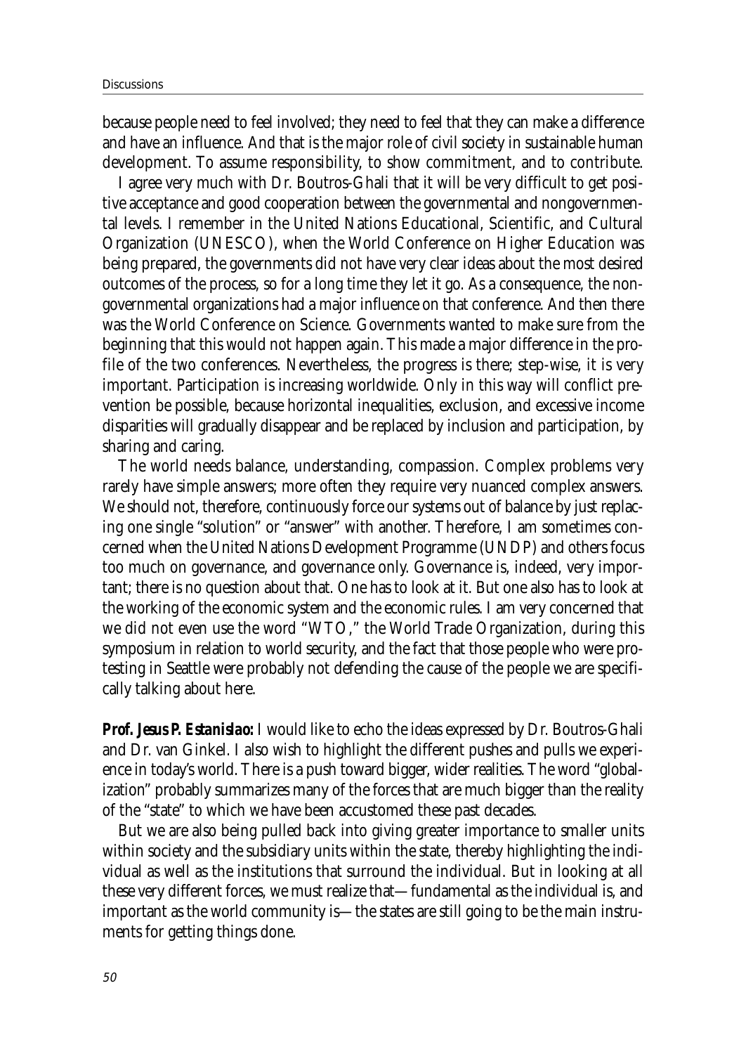because people need to feel involved; they need to feel that they can make a difference and have an influence. And that is the major role of civil society in sustainable human development. To assume responsibility, to show commitment, and to contribute.

I agree very much with Dr. Boutros-Ghali that it will be very difficult to get positive acceptance and good cooperation between the governmental and nongovernmental levels. I remember in the United Nations Educational, Scientific, and Cultural Organization (UNESCO), when the World Conference on Higher Education was being prepared, the governments did not have very clear ideas about the most desired outcomes of the process, so for a long time they let it go. As a consequence, the nongovernmental organizations had a major influence on that conference. And then there was the World Conference on Science. Governments wanted to make sure from the beginning that this would not happen again. This made a major difference in the profile of the two conferences. Nevertheless, the progress is there; step-wise, it is very important. Participation is increasing worldwide. Only in this way will conflict prevention be possible, because horizontal inequalities, exclusion, and excessive income disparities will gradually disappear and be replaced by inclusion and participation, by sharing and caring.

The world needs balance, understanding, compassion. Complex problems very rarely have simple answers; more often they require very nuanced complex answers. We should not, therefore, continuously force our systems out of balance by just replacing one single "solution" or "answer" with another. Therefore, I am sometimes concerned when the United Nations Development Programme (UNDP) and others focus too much on governance, and governance only. Governance is, indeed, very important; there is no question about that. One has to look at it. But one also has to look at the working of the economic system and the economic rules. I am very concerned that we did not even use the word "WTO," the World Trade Organization, during this symposium in relation to world security, and the fact that those people who were protesting in Seattle were probably not defending the cause of the people we are specifically talking about here.

***Prof. Jesus P. Estanislao:*** I would like to echo the ideas expressed by Dr. Boutros-Ghali and Dr. van Ginkel. I also wish to highlight the different pushes and pulls we experience in today's world. There is a push toward bigger, wider realities. The word "globalization" probably summarizes many of the forces that are much bigger than the reality of the "state" to which we have been accustomed these past decades.

But we are also being pulled back into giving greater importance to smaller units within society and the subsidiary units within the state, thereby highlighting the individual as well as the institutions that surround the individual. But in looking at all these very different forces, we must realize that—fundamental as the individual is, and important as the world community is—the states are still going to be the main instruments for getting things done.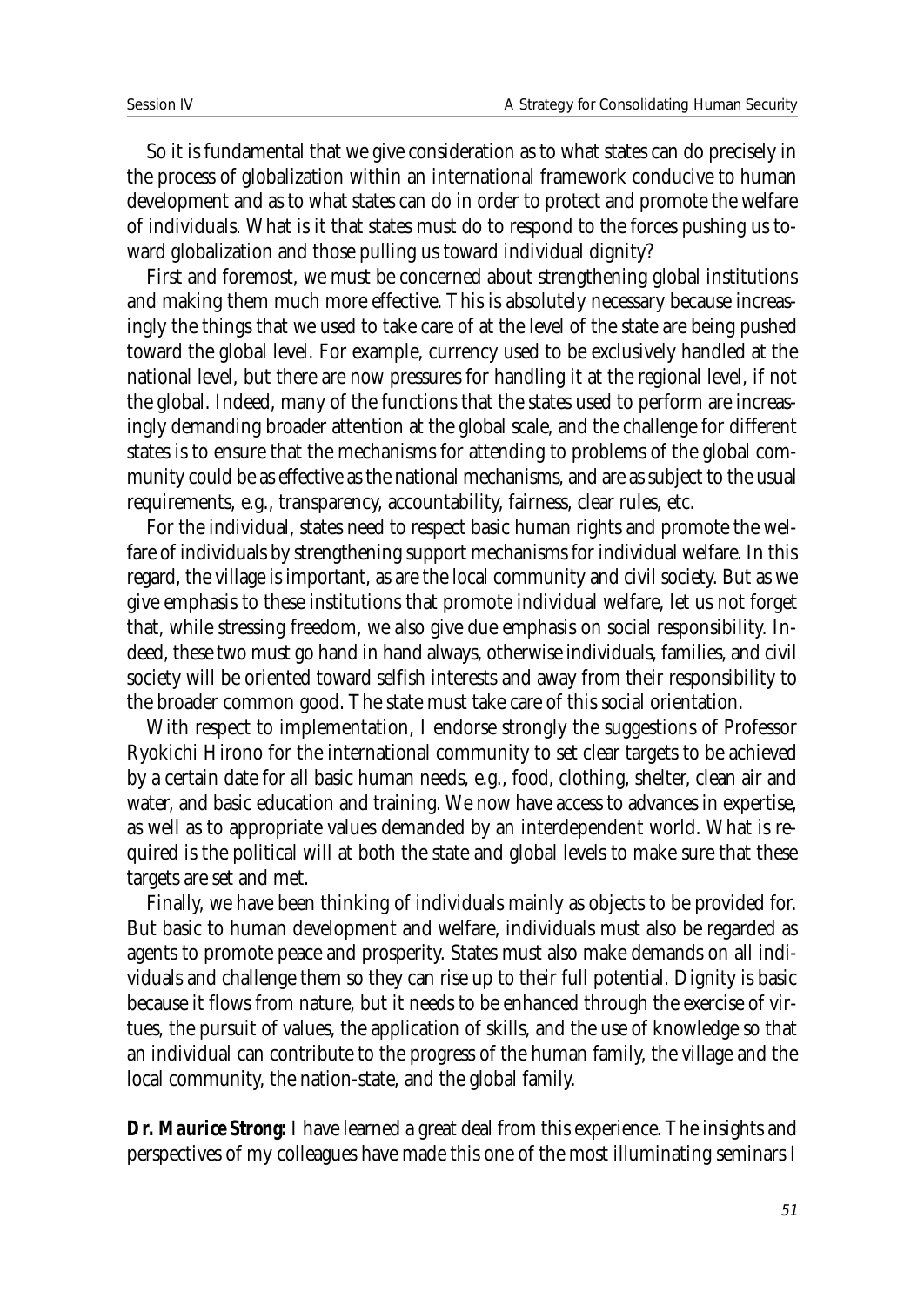So it is fundamental that we give consideration as to what states can do precisely in the process of globalization within an international framework conducive to human development and as to what states can do in order to protect and promote the welfare of individuals. What is it that states must do to respond to the forces pushing us toward globalization and those pulling us toward individual dignity?

First and foremost, we must be concerned about strengthening global institutions and making them much more effective. This is absolutely necessary because increasingly the things that we used to take care of at the level of the state are being pushed toward the global level. For example, currency used to be exclusively handled at the national level, but there are now pressures for handling it at the regional level, if not the global. Indeed, many of the functions that the states used to perform are increasingly demanding broader attention at the global scale, and the challenge for different states is to ensure that the mechanisms for attending to problems of the global community could be as effective as the national mechanisms, and are as subject to the usual requirements, e.g., transparency, accountability, fairness, clear rules, etc.

For the individual, states need to respect basic human rights and promote the welfare of individuals by strengthening support mechanisms for individual welfare. In this regard, the village is important, as are the local community and civil society. But as we give emphasis to these institutions that promote individual welfare, let us not forget that, while stressing freedom, we also give due emphasis on social responsibility. Indeed, these two must go hand in hand always, otherwise individuals, families, and civil society will be oriented toward selfish interests and away from their responsibility to the broader common good. The state must take care of this social orientation.

With respect to implementation, I endorse strongly the suggestions of Professor Ryokichi Hirono for the international community to set clear targets to be achieved by a certain date for all basic human needs, e.g., food, clothing, shelter, clean air and water, and basic education and training. We now have access to advances in expertise, as well as to appropriate values demanded by an interdependent world. What is required is the political will at both the state and global levels to make sure that these targets are set and met.

Finally, we have been thinking of individuals mainly as objects to be provided for. But basic to human development and welfare, individuals must also be regarded as agents to promote peace and prosperity. States must also make demands on all individuals and challenge them so they can rise up to their full potential. Dignity is basic because it flows from nature, but it needs to be enhanced through the exercise of virtues, the pursuit of values, the application of skills, and the use of knowledge so that an individual can contribute to the progress of the human family, the village and the local community, the nation-state, and the global family.

**Dr. Maurice Strong:** I have learned a great deal from this experience. The insights and perspectives of my colleagues have made this one of the most illuminating seminars I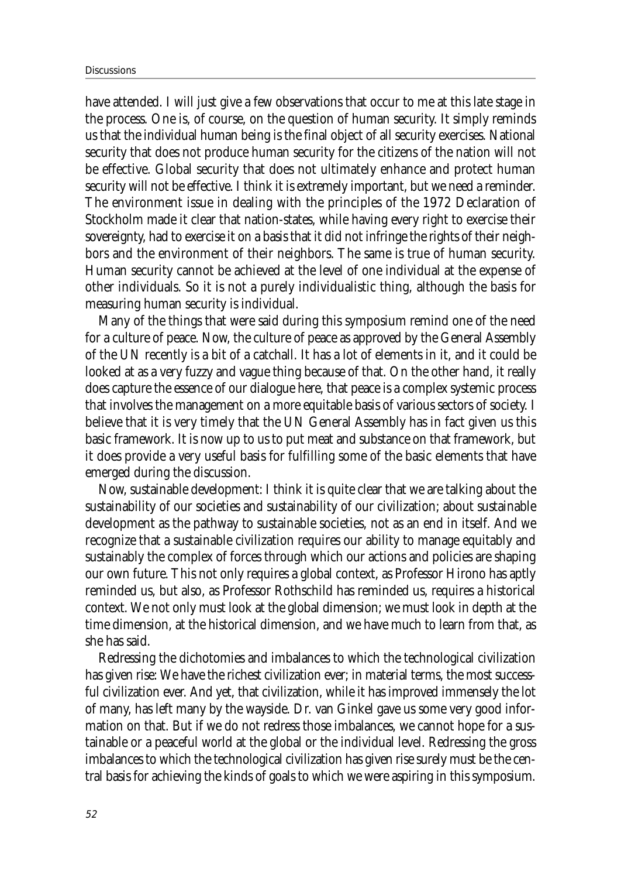have attended. I will just give a few observations that occur to me at this late stage in the process. One is, of course, on the question of human security. It simply reminds us that the individual human being is the final object of all security exercises. National security that does not produce human security for the citizens of the nation will not be effective. Global security that does not ultimately enhance and protect human security will not be effective. I think it is extremely important, but we need a reminder. The environment issue in dealing with the principles of the 1972 Declaration of Stockholm made it clear that nation-states, while having every right to exercise their sovereignty, had to exercise it on a basis that it did not infringe the rights of their neighbors and the environment of their neighbors. The same is true of human security. Human security cannot be achieved at the level of one individual at the expense of other individuals. So it is not a purely individualistic thing, although the basis for measuring human security is individual.

Many of the things that were said during this symposium remind one of the need for a culture of peace. Now, the culture of peace as approved by the General Assembly of the UN recently is a bit of a catchall. It has a lot of elements in it, and it could be looked at as a very fuzzy and vague thing because of that. On the other hand, it really does capture the essence of our dialogue here, that peace is a complex systemic process that involves the management on a more equitable basis of various sectors of society. I believe that it is very timely that the UN General Assembly has in fact given us this basic framework. It is now up to us to put meat and substance on that framework, but it does provide a very useful basis for fulfilling some of the basic elements that have emerged during the discussion.

Now, sustainable development: I think it is quite clear that we are talking about the sustainability of our societies and sustainability of our civilization; about sustainable development as the pathway to sustainable societies, not as an end in itself. And we recognize that a sustainable civilization requires our ability to manage equitably and sustainably the complex of forces through which our actions and policies are shaping our own future. This not only requires a global context, as Professor Hirono has aptly reminded us, but also, as Professor Rothschild has reminded us, requires a historical context. We not only must look at the global dimension; we must look in depth at the time dimension, at the historical dimension, and we have much to learn from that, as she has said.

Redressing the dichotomies and imbalances to which the technological civilization has given rise: We have the richest civilization ever; in material terms, the most successful civilization ever. And yet, that civilization, while it has improved immensely the lot of many, has left many by the wayside. Dr. van Ginkel gave us some very good information on that. But if we do not redress those imbalances, we cannot hope for a sustainable or a peaceful world at the global or the individual level. Redressing the gross imbalances to which the technological civilization has given rise surely must be the central basis for achieving the kinds of goals to which we were aspiring in this symposium.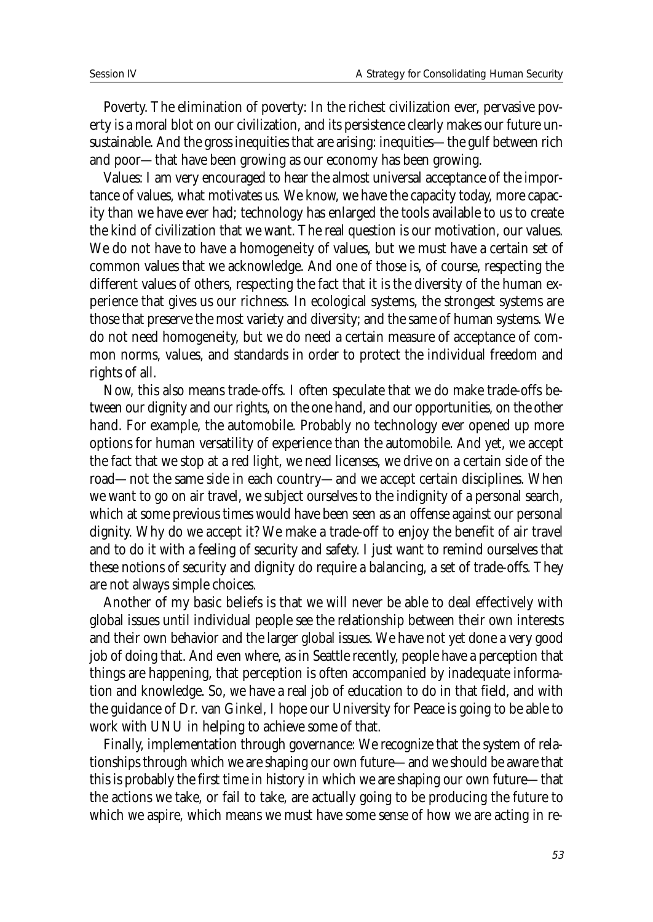Poverty. The elimination of poverty: In the richest civilization ever, pervasive poverty is a moral blot on our civilization, and its persistence clearly makes our future unsustainable. And the gross inequities that are arising: inequities—the gulf between rich and poor—that have been growing as our economy has been growing.

Values: I am very encouraged to hear the almost universal acceptance of the importance of values, what motivates us. We know, we have the capacity today, more capacity than we have ever had; technology has enlarged the tools available to us to create the kind of civilization that we want. The real question is our motivation, our values. We do not have to have a homogeneity of values, but we must have a certain set of common values that we acknowledge. And one of those is, of course, respecting the different values of others, respecting the fact that it is the diversity of the human experience that gives us our richness. In ecological systems, the strongest systems are those that preserve the most variety and diversity; and the same of human systems. We do not need homogeneity, but we do need a certain measure of acceptance of common norms, values, and standards in order to protect the individual freedom and rights of all.

Now, this also means trade-offs. I often speculate that we do make trade-offs between our dignity and our rights, on the one hand, and our opportunities, on the other hand. For example, the automobile. Probably no technology ever opened up more options for human versatility of experience than the automobile. And yet, we accept the fact that we stop at a red light, we need licenses, we drive on a certain side of the road—not the same side in each country—and we accept certain disciplines. When we want to go on air travel, we subject ourselves to the indignity of a personal search, which at some previous times would have been seen as an offense against our personal dignity. Why do we accept it? We make a trade-off to enjoy the benefit of air travel and to do it with a feeling of security and safety. I just want to remind ourselves that these notions of security and dignity do require a balancing, a set of trade-offs. They are not always simple choices.

Another of my basic beliefs is that we will never be able to deal effectively with global issues until individual people see the relationship between their own interests and their own behavior and the larger global issues. We have not yet done a very good job of doing that. And even where, as in Seattle recently, people have a perception that things are happening, that perception is often accompanied by inadequate information and knowledge. So, we have a real job of education to do in that field, and with the guidance of Dr. van Ginkel, I hope our University for Peace is going to be able to work with UNU in helping to achieve some of that.

Finally, implementation through governance: We recognize that the system of relationships through which we are shaping our own future—and we should be aware that this is probably the first time in history in which we are shaping our own future—that the actions we take, or fail to take, are actually going to be producing the future to which we aspire, which means we must have some sense of how we are acting in re-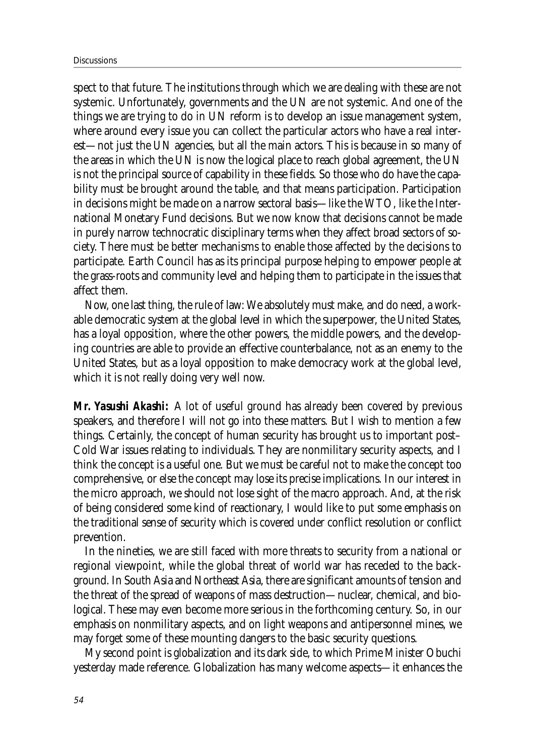spect to that future. The institutions through which we are dealing with these are not systemic. Unfortunately, governments and the UN are not systemic. And one of the things we are trying to do in UN reform is to develop an issue management system, where around every issue you can collect the particular actors who have a real interest—not just the UN agencies, but all the main actors. This is because in so many of the areas in which the UN is now the logical place to reach global agreement, the UN is not the principal source of capability in these fields. So those who do have the capability must be brought around the table, and that means participation. Participation in decisions might be made on a narrow sectoral basis—like the WTO, like the International Monetary Fund decisions. But we now know that decisions cannot be made in purely narrow technocratic disciplinary terms when they affect broad sectors of society. There must be better mechanisms to enable those affected by the decisions to participate. Earth Council has as its principal purpose helping to empower people at the grass-roots and community level and helping them to participate in the issues that affect them.

Now, one last thing, the rule of law: We absolutely must make, and do need, a workable democratic system at the global level in which the superpower, the United States, has a loyal opposition, where the other powers, the middle powers, and the developing countries are able to provide an effective counterbalance, not as an enemy to the United States, but as a loyal opposition to make democracy work at the global level, which it is not really doing very well now.

***Mr. Yasushi Akashi:*** A lot of useful ground has already been covered by previous speakers, and therefore I will not go into these matters. But I wish to mention a few things. Certainly, the concept of human security has brought us to important post–Cold War issues relating to individuals. They are nonmilitary security aspects, and I think the concept is a useful one. But we must be careful not to make the concept too comprehensive, or else the concept may lose its precise implications. In our interest in the micro approach, we should not lose sight of the macro approach. And, at the risk of being considered some kind of reactionary, I would like to put some emphasis on the traditional sense of security which is covered under conflict resolution or conflict prevention.

In the nineties, we are still faced with more threats to security from a national or regional viewpoint, while the global threat of world war has receded to the background. In South Asia and Northeast Asia, there are significant amounts of tension and the threat of the spread of weapons of mass destruction—nuclear, chemical, and biological. These may even become more serious in the forthcoming century. So, in our emphasis on nonmilitary aspects, and on light weapons and antipersonnel mines, we may forget some of these mounting dangers to the basic security questions.

My second point is globalization and its dark side, to which Prime Minister Obuchi yesterday made reference. Globalization has many welcome aspects—it enhances the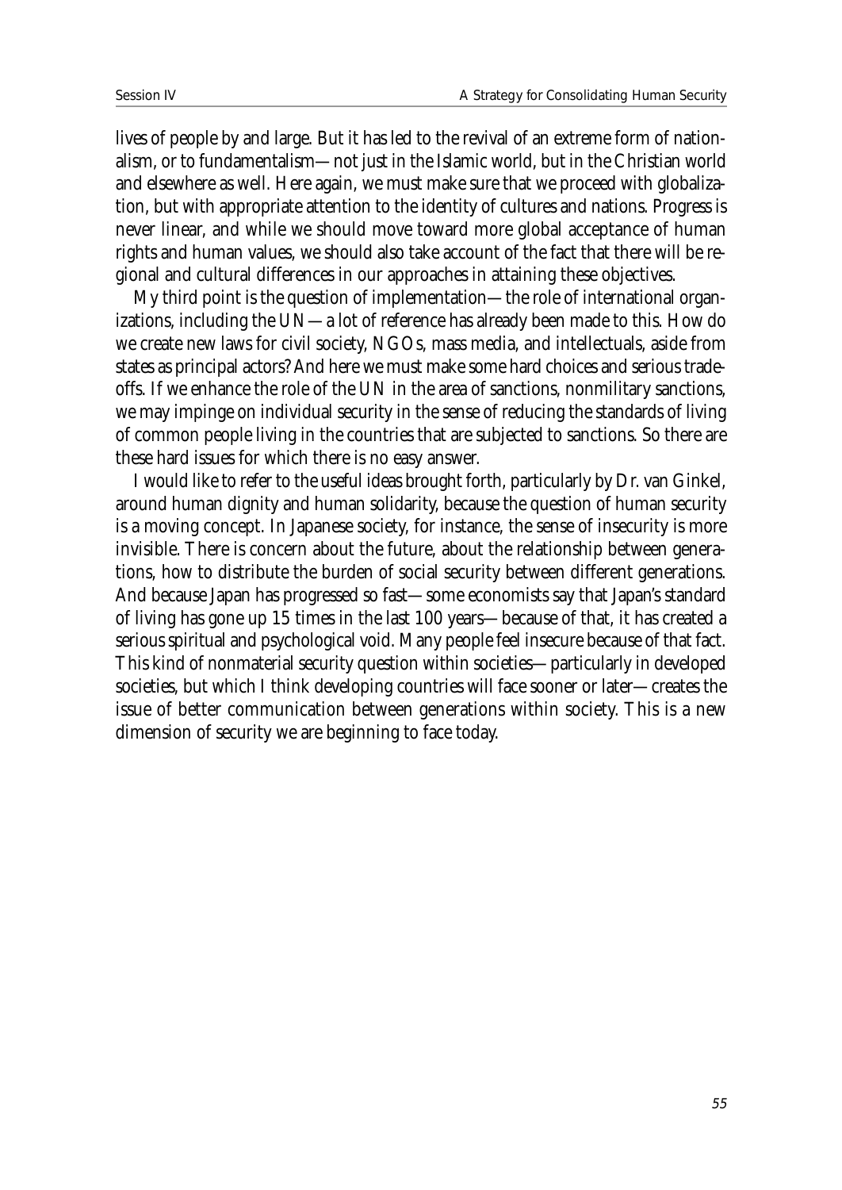lives of people by and large. But it has led to the revival of an extreme form of nationalism, or to fundamentalism—not just in the Islamic world, but in the Christian world and elsewhere as well. Here again, we must make sure that we proceed with globalization, but with appropriate attention to the identity of cultures and nations. Progress is never linear, and while we should move toward more global acceptance of human rights and human values, we should also take account of the fact that there will be regional and cultural differences in our approaches in attaining these objectives.

My third point is the question of implementation—the role of international organizations, including the UN—a lot of reference has already been made to this. How do we create new laws for civil society, NGOs, mass media, and intellectuals, aside from states as principal actors? And here we must make some hard choices and serious tradeoffs. If we enhance the role of the UN in the area of sanctions, nonmilitary sanctions, we may impinge on individual security in the sense of reducing the standards of living of common people living in the countries that are subjected to sanctions. So there are these hard issues for which there is no easy answer.

I would like to refer to the useful ideas brought forth, particularly by Dr. van Ginkel, around human dignity and human solidarity, because the question of human security is a moving concept. In Japanese society, for instance, the sense of insecurity is more invisible. There is concern about the future, about the relationship between generations, how to distribute the burden of social security between different generations. And because Japan has progressed so fast—some economists say that Japan's standard of living has gone up 15 times in the last 100 years—because of that, it has created a serious spiritual and psychological void. Many people feel insecure because of that fact. This kind of nonmaterial security question within societies—particularly in developed societies, but which I think developing countries will face sooner or later—creates the issue of better communication between generations within society. This is a new dimension of security we are beginning to face today.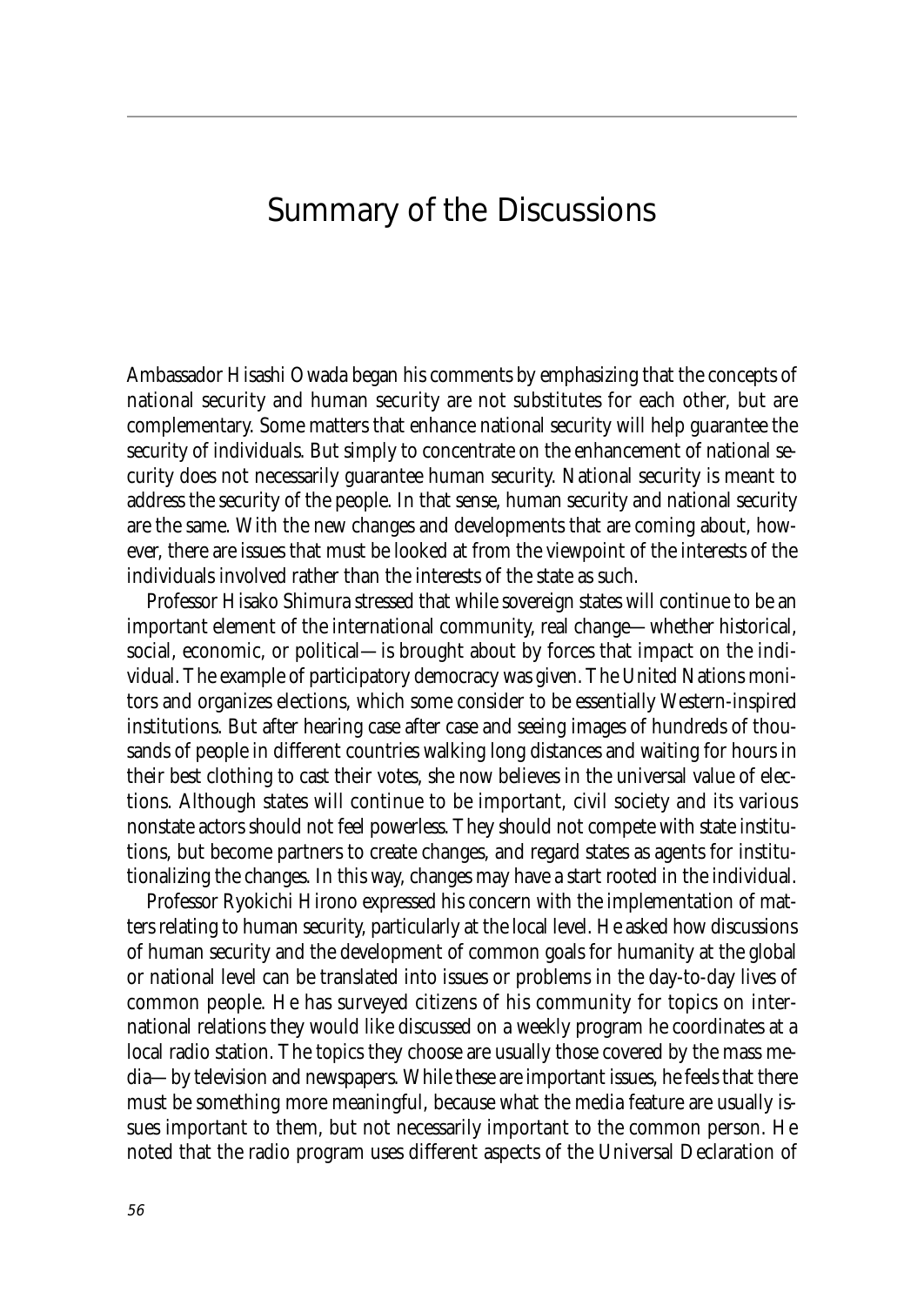# Summary of the Discussions

Ambassador Hisashi Owada began his comments by emphasizing that the concepts of national security and human security are not substitutes for each other, but are complementary. Some matters that enhance national security will help guarantee the security of individuals. But simply to concentrate on the enhancement of national security does not necessarily guarantee human security. National security is meant to address the security of the people. In that sense, human security and national security are the same. With the new changes and developments that are coming about, however, there are issues that must be looked at from the viewpoint of the interests of the individuals involved rather than the interests of the state as such.

Professor Hisako Shimura stressed that while sovereign states will continue to be an important element of the international community, real change—whether historical, social, economic, or political—is brought about by forces that impact on the individual. The example of participatory democracy was given. The United Nations monitors and organizes elections, which some consider to be essentially Western-inspired institutions. But after hearing case after case and seeing images of hundreds of thousands of people in different countries walking long distances and waiting for hours in their best clothing to cast their votes, she now believes in the universal value of elections. Although states will continue to be important, civil society and its various nonstate actors should not feel powerless. They should not compete with state institutions, but become partners to create changes, and regard states as agents for institutionalizing the changes. In this way, changes may have a start rooted in the individual.

Professor Ryokichi Hirono expressed his concern with the implementation of matters relating to human security, particularly at the local level. He asked how discussions of human security and the development of common goals for humanity at the global or national level can be translated into issues or problems in the day-to-day lives of common people. He has surveyed citizens of his community for topics on international relations they would like discussed on a weekly program he coordinates at a local radio station. The topics they choose are usually those covered by the mass media—by television and newspapers. While these are important issues, he feels that there must be something more meaningful, because what the media feature are usually issues important to them, but not necessarily important to the common person. He noted that the radio program uses different aspects of the Universal Declaration of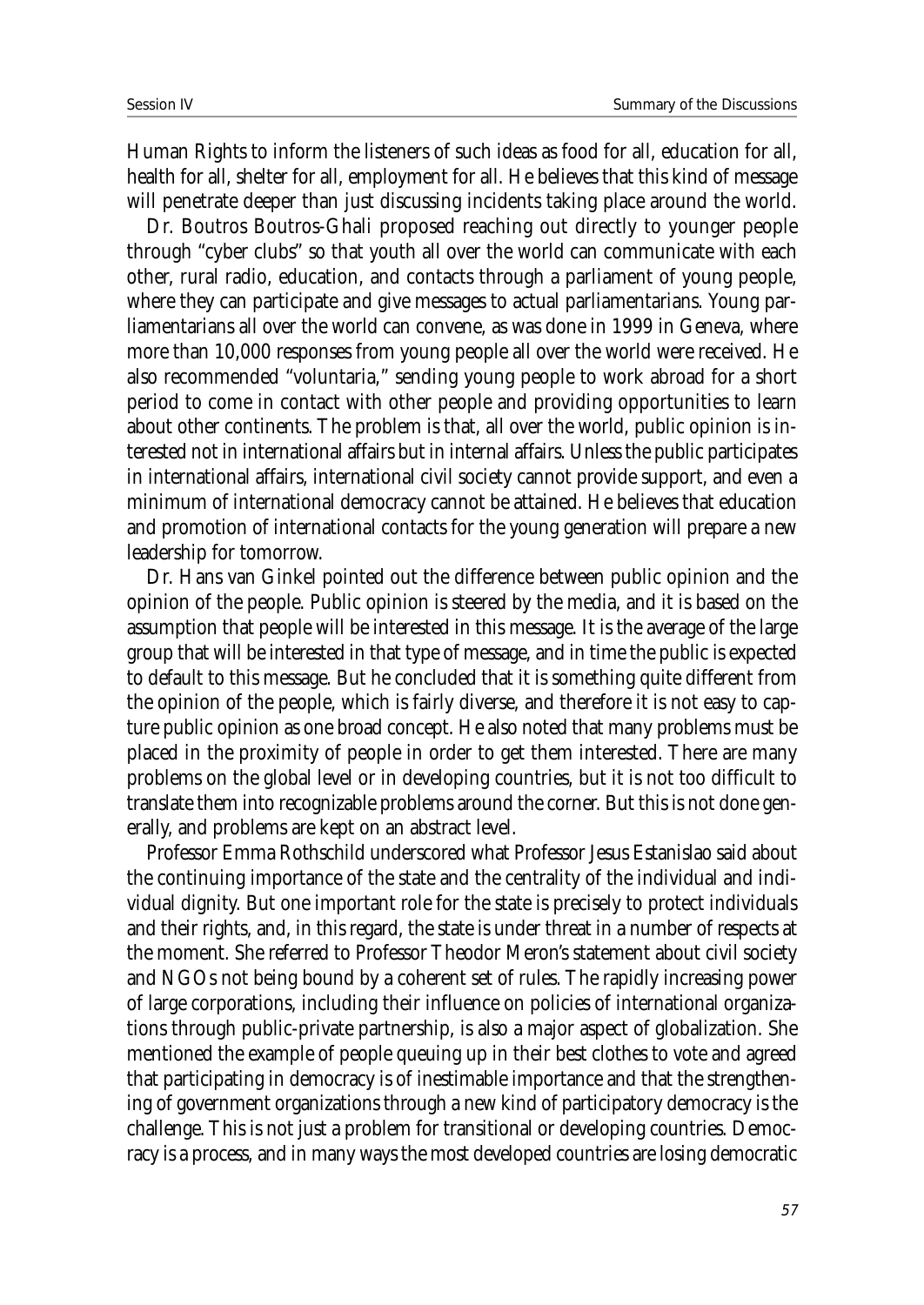Human Rights to inform the listeners of such ideas as food for all, education for all, health for all, shelter for all, employment for all. He believes that this kind of message will penetrate deeper than just discussing incidents taking place around the world.

Dr. Boutros Boutros-Ghali proposed reaching out directly to younger people through "cyber clubs" so that youth all over the world can communicate with each other, rural radio, education, and contacts through a parliament of young people, where they can participate and give messages to actual parliamentarians. Young parliamentarians all over the world can convene, as was done in 1999 in Geneva, where more than 10,000 responses from young people all over the world were received. He also recommended "voluntaria," sending young people to work abroad for a short period to come in contact with other people and providing opportunities to learn about other continents. The problem is that, all over the world, public opinion is interested not in international affairs but in internal affairs. Unless the public participates in international affairs, international civil society cannot provide support, and even a minimum of international democracy cannot be attained. He believes that education and promotion of international contacts for the young generation will prepare a new leadership for tomorrow.

Dr. Hans van Ginkel pointed out the difference between public opinion and the opinion of the people. Public opinion is steered by the media, and it is based on the assumption that people will be interested in this message. It is the average of the large group that will be interested in that type of message, and in time the public is expected to default to this message. But he concluded that it is something quite different from the opinion of the people, which is fairly diverse, and therefore it is not easy to capture public opinion as one broad concept. He also noted that many problems must be placed in the proximity of people in order to get them interested. There are many problems on the global level or in developing countries, but it is not too difficult to translate them into recognizable problems around the corner. But this is not done generally, and problems are kept on an abstract level.

Professor Emma Rothschild underscored what Professor Jesus Estanislao said about the continuing importance of the state and the centrality of the individual and individual dignity. But one important role for the state is precisely to protect individuals and their rights, and, in this regard, the state is under threat in a number of respects at the moment. She referred to Professor Theodor Meron's statement about civil society and NGOs not being bound by a coherent set of rules. The rapidly increasing power of large corporations, including their influence on policies of international organizations through public-private partnership, is also a major aspect of globalization. She mentioned the example of people queuing up in their best clothes to vote and agreed that participating in democracy is of inestimable importance and that the strengthening of government organizations through a new kind of participatory democracy is the challenge. This is not just a problem for transitional or developing countries. Democracy is a process, and in many ways the most developed countries are losing democratic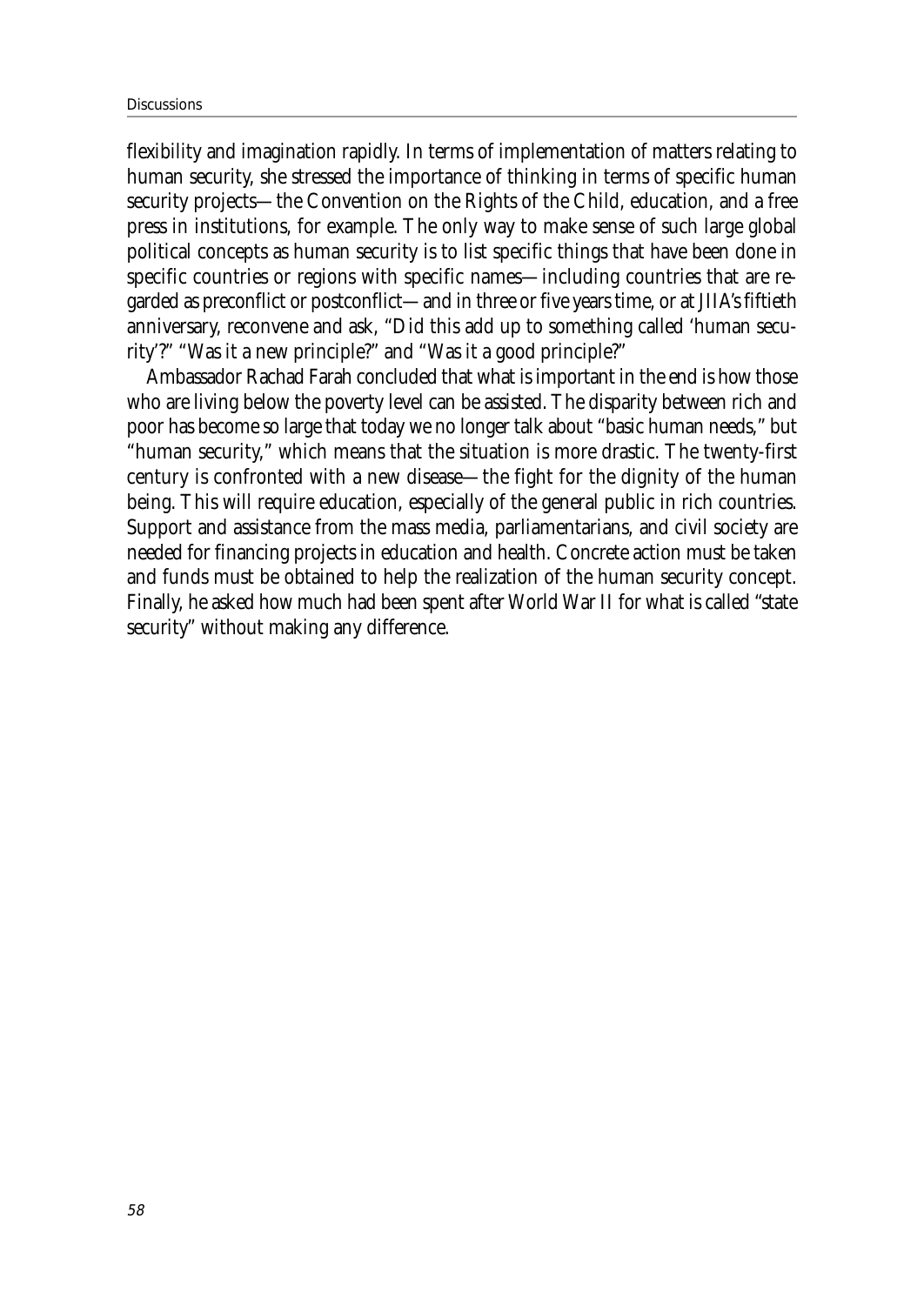flexibility and imagination rapidly. In terms of implementation of matters relating to human security, she stressed the importance of thinking in terms of specific human security projects—the Convention on the Rights of the Child, education, and a free press in institutions, for example. The only way to make sense of such large global political concepts as human security is to list specific things that have been done in specific countries or regions with specific names—including countries that are regarded as preconflict or postconflict—and in three or five years time, or at JIIA's fiftieth anniversary, reconvene and ask, "Did this add up to something called 'human security'?" "Was it a new principle?" and "Was it a good principle?"

Ambassador Rachad Farah concluded that what is important in the end is how those who are living below the poverty level can be assisted. The disparity between rich and poor has become so large that today we no longer talk about "basic human needs," but "human security," which means that the situation is more drastic. The twenty-first century is confronted with a new disease—the fight for the dignity of the human being. This will require education, especially of the general public in rich countries. Support and assistance from the mass media, parliamentarians, and civil society are needed for financing projects in education and health. Concrete action must be taken and funds must be obtained to help the realization of the human security concept. Finally, he asked how much had been spent after World War II for what is called "state security" without making any difference.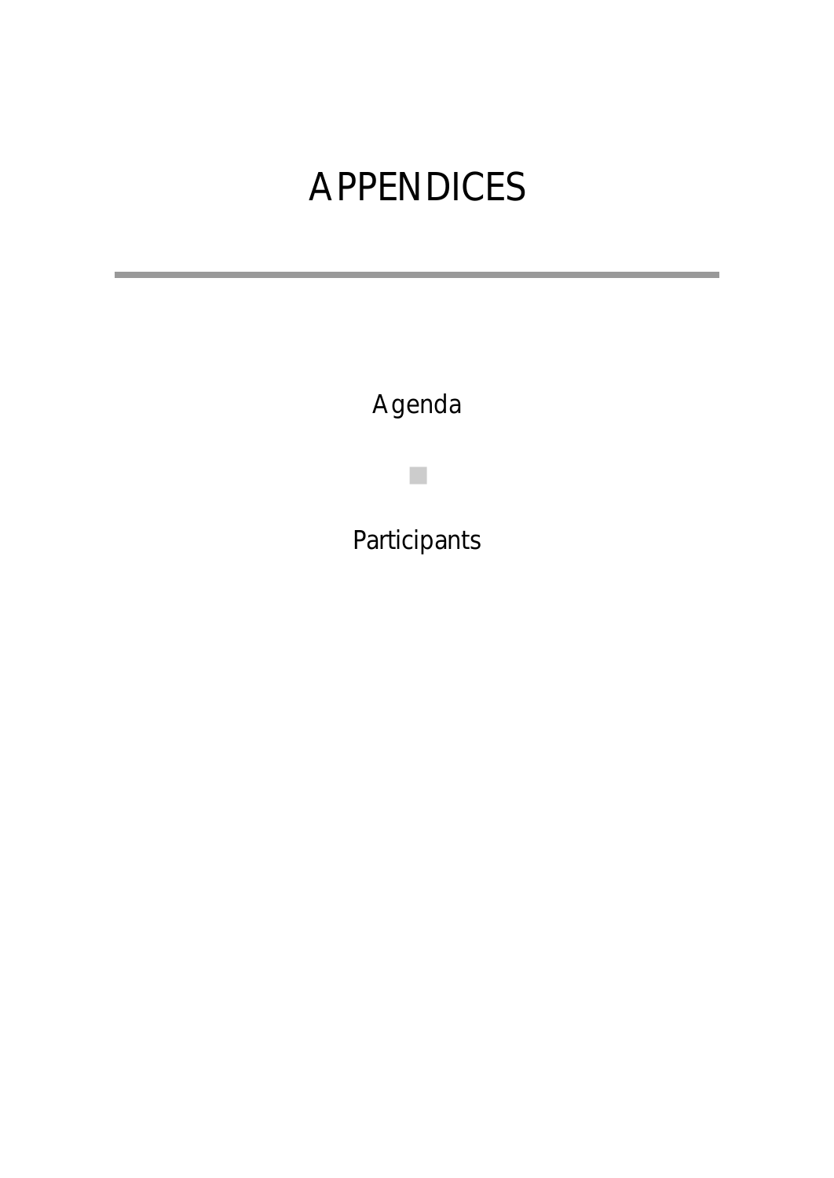# APPENDICES

Agenda

Participants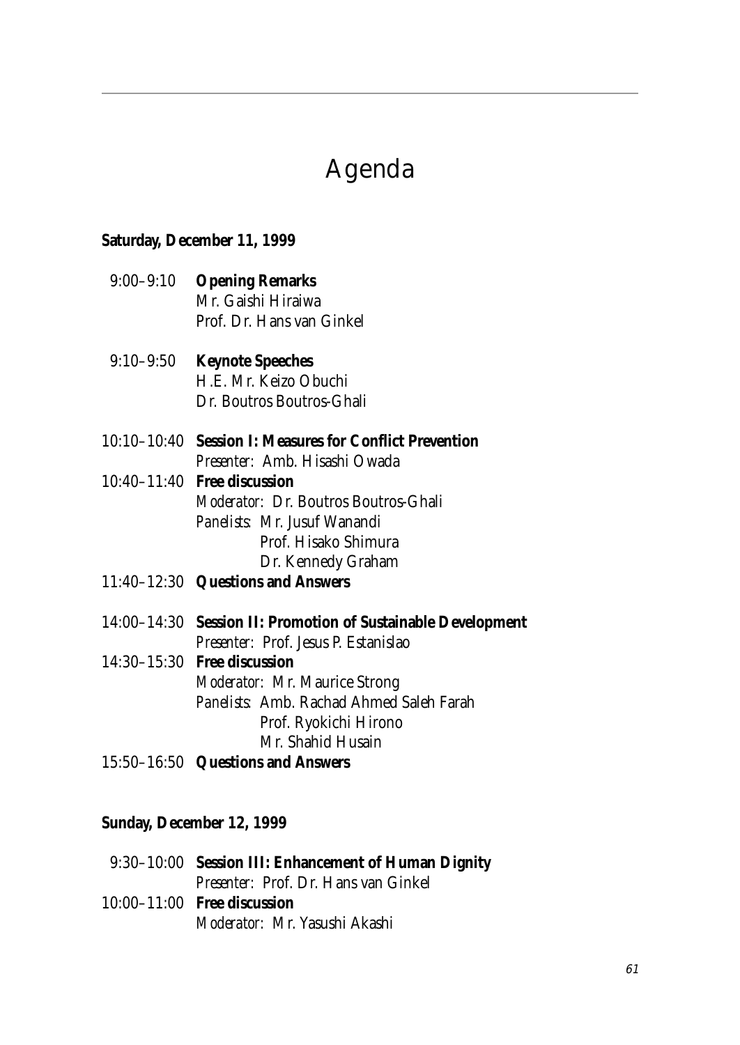# Agenda

**Saturday, December 11, 1999**

9:00–9:10 **Opening Remarks**
Mr. Gaishi Hiraiwa
Prof. Dr. Hans van Ginkel

9:10–9:50 **Keynote Speeches**
H.E. Mr. Keizo Obuchi
Dr. Boutros Boutros-Ghali

10:10–10:40 **Session I: Measures for Conflict Prevention**
*Presenter:* Amb. Hisashi Owada

10:40–11:40 **Free discussion**
*Moderator:* Dr. Boutros Boutros-Ghali
*Panelists:* Mr. Jusuf Wanandi
Prof. Hisako Shimura
Dr. Kennedy Graham

11:40–12:30 **Questions and Answers**

14:00–14:30 **Session II: Promotion of Sustainable Development**
*Presenter:* Prof. Jesus P. Estanislao

14:30–15:30 **Free discussion**
*Moderator:* Mr. Maurice Strong
*Panelists:* Amb. Rachad Ahmed Saleh Farah
Prof. Ryokichi Hirono
Mr. Shahid Husain

15:50–16:50 **Questions and Answers**

**Sunday, December 12, 1999**

9:30–10:00 **Session III: Enhancement of Human Dignity**
*Presenter:* Prof. Dr. Hans van Ginkel

10:00–11:00 **Free discussion**
*Moderator:* Mr. Yasushi Akashi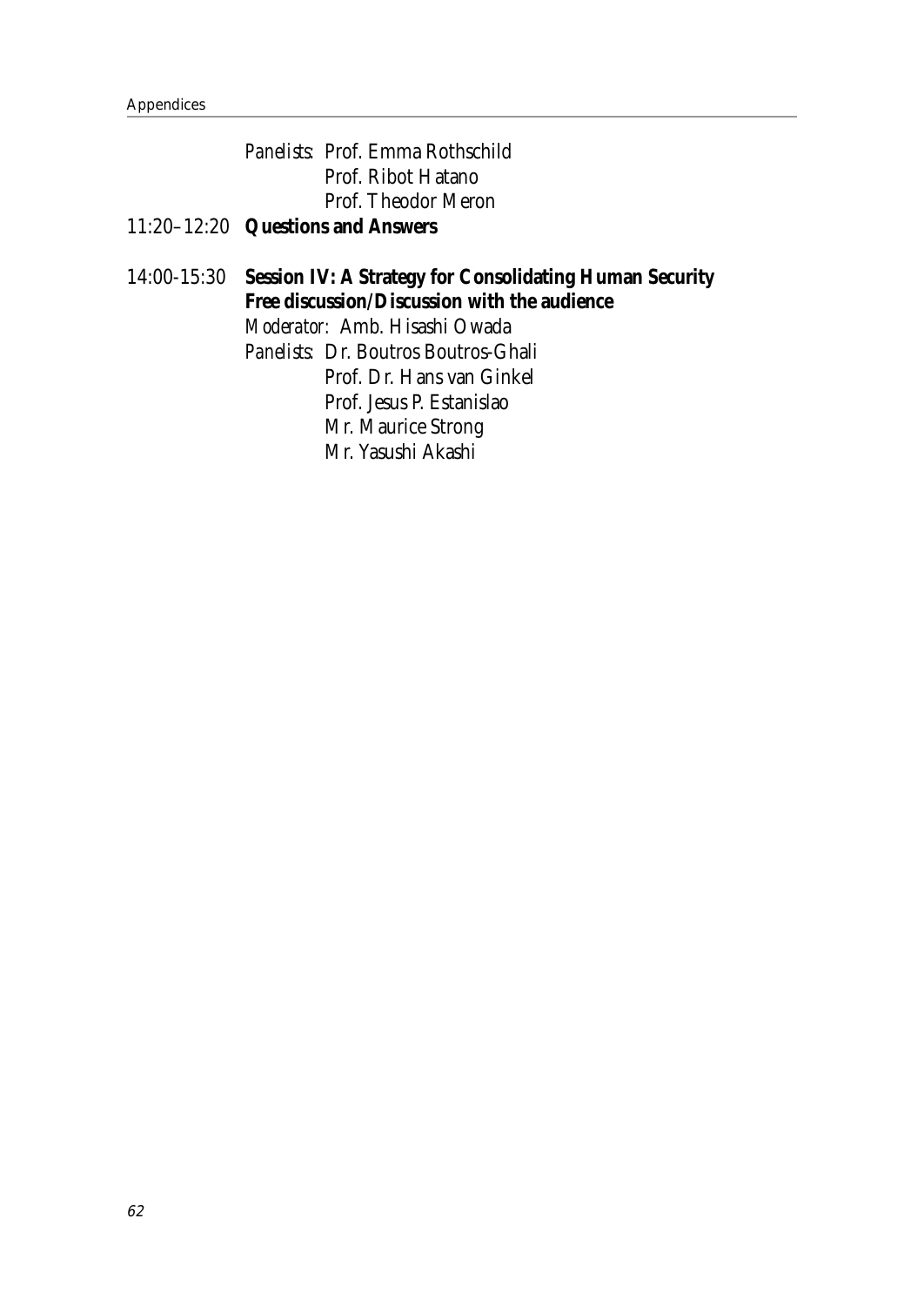*Panelists:* Prof. Emma Rothschild
Prof. Ribot Hatano
Prof. Theodor Meron

11:20–12:20 **Questions and Answers**

14:00-15:30 **Session IV: A Strategy for Consolidating Human Security**
**Free discussion/Discussion with the audience**
*Moderator:* Amb. Hisashi Owada
*Panelists:* Dr. Boutros Boutros-Ghali
Prof. Dr. Hans van Ginkel
Prof. Jesus P. Estanislao
Mr. Maurice Strong
Mr. Yasushi Akashi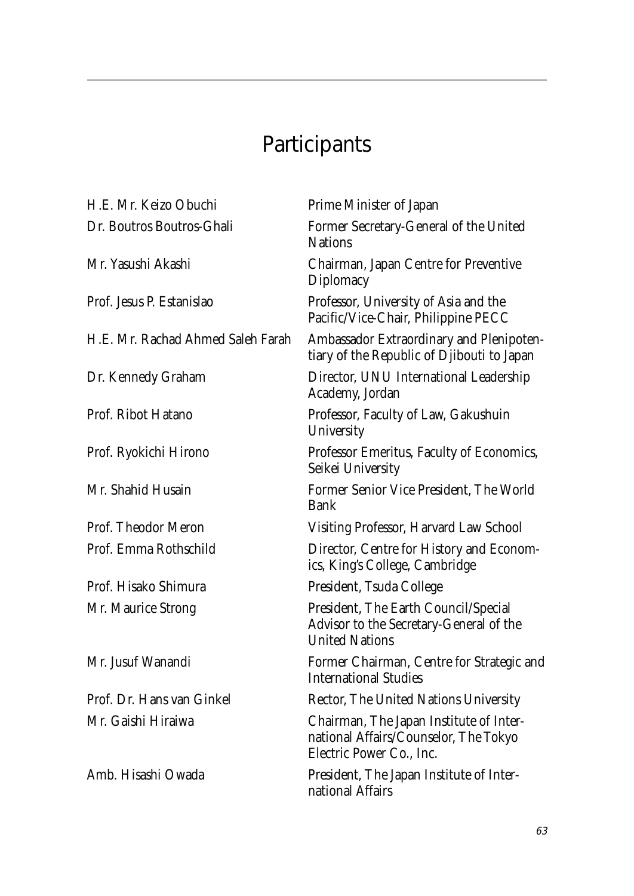# Participants

| | |
|---|---|
| H.E. Mr. Keizo Obuchi | Prime Minister of Japan |
| Dr. Boutros Boutros-Ghali | Former Secretary-General of the United Nations |
| Mr. Yasushi Akashi | Chairman, Japan Centre for Preventive Diplomacy |
| Prof. Jesus P. Estanislao | Professor, University of Asia and the Pacific/Vice-Chair, Philippine PECC |
| H.E. Mr. Rachad Ahmed Saleh Farah | Ambassador Extraordinary and Plenipotentiary of the Republic of Djibouti to Japan |
| Dr. Kennedy Graham | Director, UNU International Leadership Academy, Jordan |
| Prof. Ribot Hatano | Professor, Faculty of Law, Gakushuin University |
| Prof. Ryokichi Hirono | Professor Emeritus, Faculty of Economics, Seikei University |
| Mr. Shahid Husain | Former Senior Vice President, The World Bank |
| Prof. Theodor Meron | Visiting Professor, Harvard Law School |
| Prof. Emma Rothschild | Director, Centre for History and Economics, King's College, Cambridge |
| Prof. Hisako Shimura | President, Tsuda College |
| Mr. Maurice Strong | President, The Earth Council/Special Advisor to the Secretary-General of the United Nations |
| Mr. Jusuf Wanandi | Former Chairman, Centre for Strategic and International Studies |
| Prof. Dr. Hans van Ginkel | Rector, The United Nations University |
| Mr. Gaishi Hiraiwa | Chairman, The Japan Institute of International Affairs/Counselor, The Tokyo Electric Power Co., Inc. |
| Amb. Hisashi Owada | President, The Japan Institute of International Affairs |